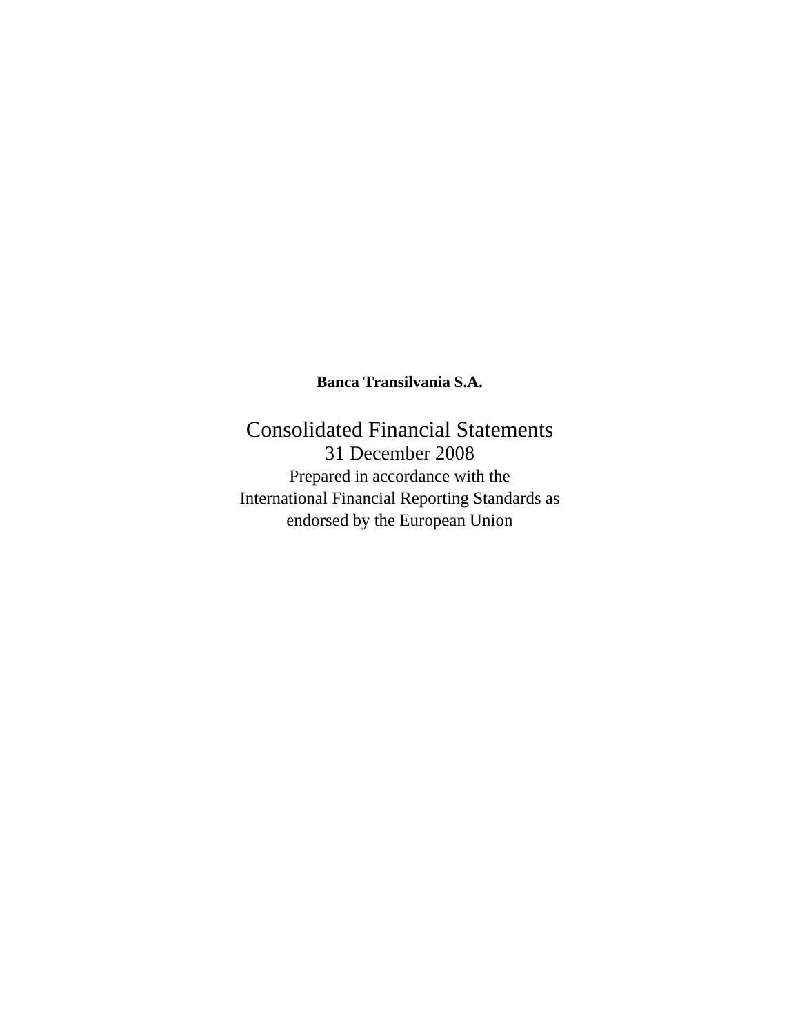**Banca Transilvania S.A.**

# Consolidated Financial Statements

31 December 2008

Prepared in accordance with the
International Financial Reporting Standards as
endorsed by the European Union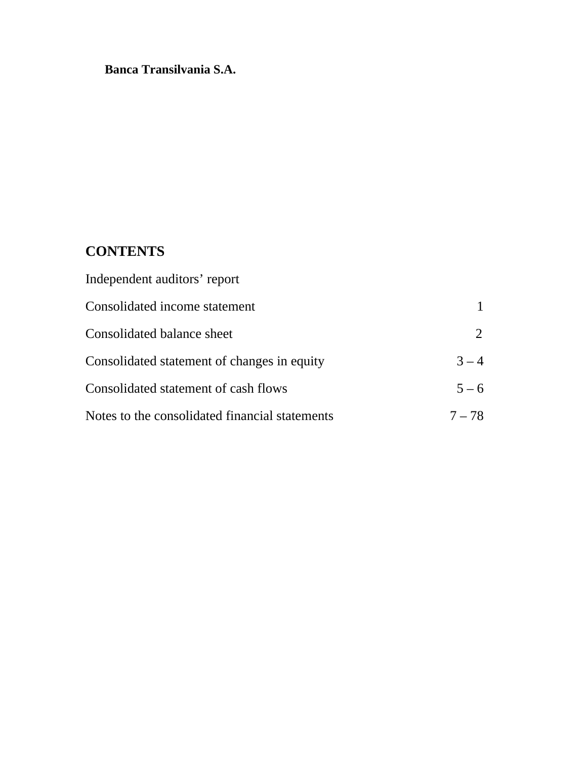**Banca Transilvania S.A.**

# CONTENTS

| | |
|---|---|
| Independent auditors' report | |
| Consolidated income statement | 1 |
| Consolidated balance sheet | 2 |
| Consolidated statement of changes in equity | 3 – 4 |
| Consolidated statement of cash flows | 5 – 6 |
| Notes to the consolidated financial statements | 7 – 78 |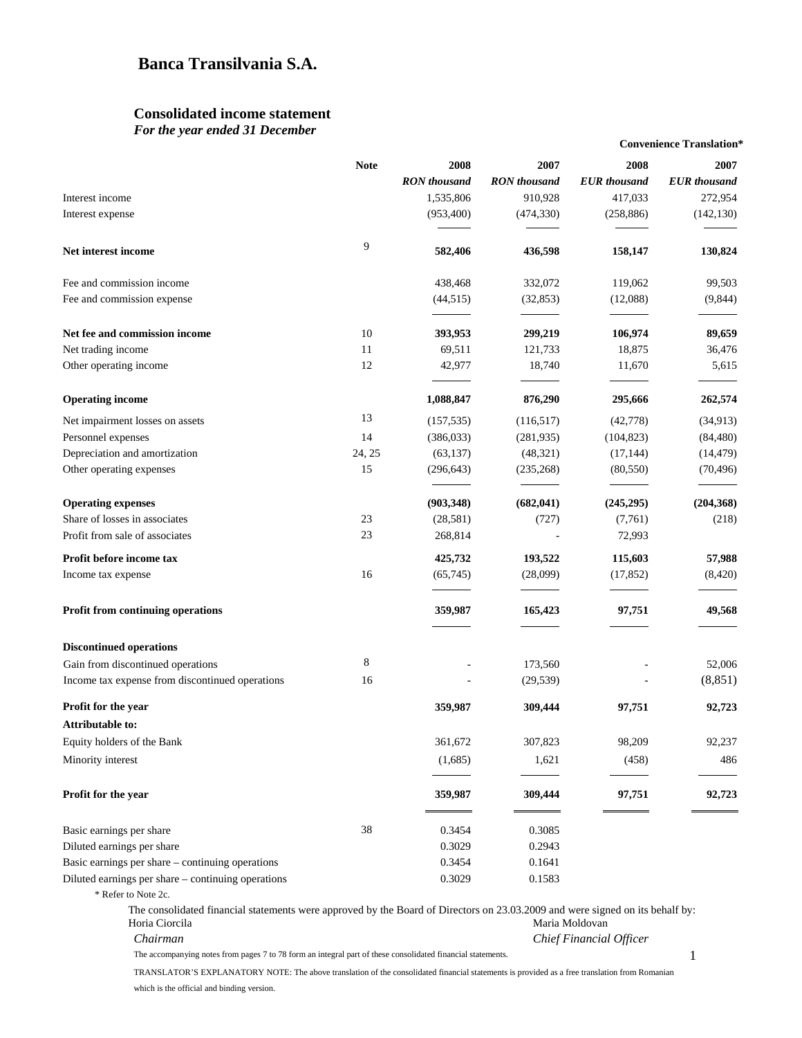# Banca Transilvania S.A.

## Consolidated income statement

*For the year ended 31 December*

| | Note | 2008 | 2007 | 2008 | 2007 |
|---|---|---|---|---|---|
| | | | | **Convenience Translation*** | |
| | | *RON thousand* | *RON thousand* | *EUR thousand* | *EUR thousand* |
| Interest income | | 1,535,806 | 910,928 | 417,033 | 272,954 |
| Interest expense | | (953,400) | (474,330) | (258,886) | (142,130) |
| **Net interest income** | 9 | **582,406** | **436,598** | **158,147** | **130,824** |
| Fee and commission income | | 438,468 | 332,072 | 119,062 | 99,503 |
| Fee and commission expense | | (44,515) | (32,853) | (12,088) | (9,844) |
| **Net fee and commission income** | 10 | **393,953** | **299,219** | **106,974** | **89,659** |
| Net trading income | 11 | 69,511 | 121,733 | 18,875 | 36,476 |
| Other operating income | 12 | 42,977 | 18,740 | 11,670 | 5,615 |
| **Operating income** | | **1,088,847** | **876,290** | **295,666** | **262,574** |
| Net impairment losses on assets | 13 | (157,535) | (116,517) | (42,778) | (34,913) |
| Personnel expenses | 14 | (386,033) | (281,935) | (104,823) | (84,480) |
| Depreciation and amortization | 24, 25 | (63,137) | (48,321) | (17,144) | (14,479) |
| Other operating expenses | 15 | (296,643) | (235,268) | (80,550) | (70,496) |
| **Operating expenses** | | **(903,348)** | **(682,041)** | **(245,295)** | **(204,368)** |
| Share of losses in associates | 23 | (28,581) | (727) | (7,761) | (218) |
| Profit from sale of associates | 23 | 268,814 | - | 72,993 | |
| **Profit before income tax** | | **425,732** | **193,522** | **115,603** | **57,988** |
| Income tax expense | 16 | (65,745) | (28,099) | (17,852) | (8,420) |
| **Profit from continuing operations** | | **359,987** | **165,423** | **97,751** | **49,568** |
| **Discontinued operations** | | | | | |
| Gain from discontinued operations | 8 | - | 173,560 | - | 52,006 |
| Income tax expense from discontinued operations | 16 | - | (29,539) | - | (8,851) |
| **Profit for the year** | | **359,987** | **309,444** | **97,751** | **92,723** |
| **Attributable to:** | | | | | |
| Equity holders of the Bank | | 361,672 | 307,823 | 98,209 | 92,237 |
| Minority interest | | (1,685) | 1,621 | (458) | 486 |
| **Profit for the year** | | **359,987** | **309,444** | **97,751** | **92,723** |
| Basic earnings per share | 38 | 0.3454 | 0.3085 | | |
| Diluted earnings per share | | 0.3029 | 0.2943 | | |
| Basic earnings per share – continuing operations | | 0.3454 | 0.1641 | | |
| Diluted earnings per share – continuing operations | | 0.3029 | 0.1583 | | |

* Refer to Note 2c.

The consolidated financial statements were approved by the Board of Directors on 23.03.2009 and were signed on its behalf by:

Horia Ciorcila — *Chairman*

Maria Moldovan — *Chief Financial Officer*

The accompanying notes from pages 7 to 78 form an integral part of these consolidated financial statements.

TRANSLATOR'S EXPLANATORY NOTE: The above translation of the consolidated financial statements is provided as a free translation from Romanian which is the official and binding version.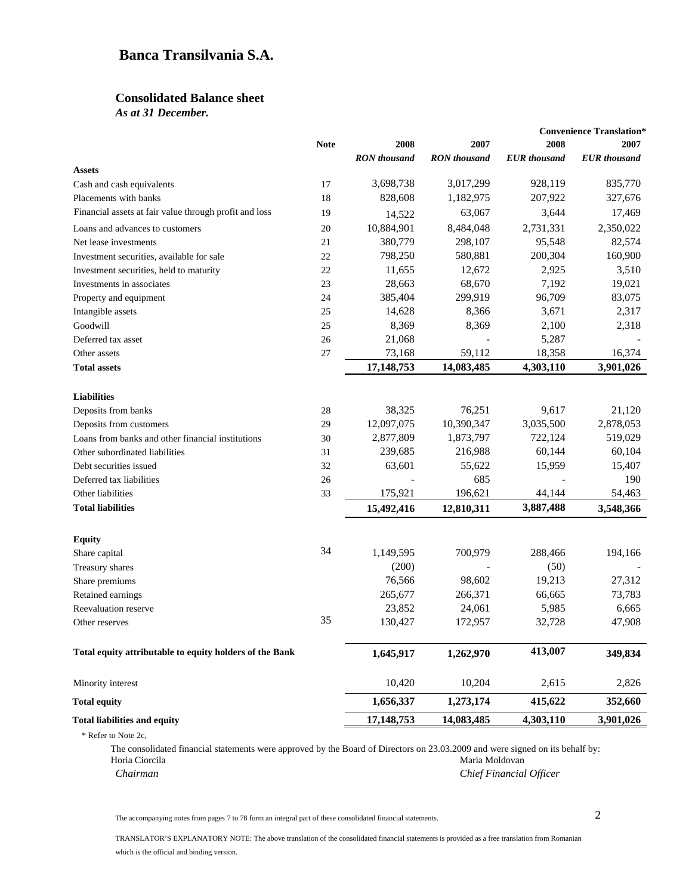# Banca Transilvania S.A.

## Consolidated Balance sheet

*As at 31 December.*

| | Note | 2008 | 2007 | 2008 | 2007 |
|---|---|---|---|---|---|
| | | | | **Convenience Translation*** | |
| | | *RON thousand* | *RON thousand* | *EUR thousand* | *EUR thousand* |
| **Assets** | | | | | |
| Cash and cash equivalents | 17 | 3,698,738 | 3,017,299 | 928,119 | 835,770 |
| Placements with banks | 18 | 828,608 | 1,182,975 | 207,922 | 327,676 |
| Financial assets at fair value through profit and loss | 19 | 14,522 | 63,067 | 3,644 | 17,469 |
| Loans and advances to customers | 20 | 10,884,901 | 8,484,048 | 2,731,331 | 2,350,022 |
| Net lease investments | 21 | 380,779 | 298,107 | 95,548 | 82,574 |
| Investment securities, available for sale | 22 | 798,250 | 580,881 | 200,304 | 160,900 |
| Investment securities, held to maturity | 22 | 11,655 | 12,672 | 2,925 | 3,510 |
| Investments in associates | 23 | 28,663 | 68,670 | 7,192 | 19,021 |
| Property and equipment | 24 | 385,404 | 299,919 | 96,709 | 83,075 |
| Intangible assets | 25 | 14,628 | 8,366 | 3,671 | 2,317 |
| Goodwill | 25 | 8,369 | 8,369 | 2,100 | 2,318 |
| Deferred tax asset | 26 | 21,068 | - | 5,287 | - |
| Other assets | 27 | 73,168 | 59,112 | 18,358 | 16,374 |
| **Total assets** | | **17,148,753** | **14,083,485** | **4,303,110** | **3,901,026** |
| | | | | | |
| **Liabilities** | | | | | |
| Deposits from banks | 28 | 38,325 | 76,251 | 9,617 | 21,120 |
| Deposits from customers | 29 | 12,097,075 | 10,390,347 | 3,035,500 | 2,878,053 |
| Loans from banks and other financial institutions | 30 | 2,877,809 | 1,873,797 | 722,124 | 519,029 |
| Other subordinated liabilities | 31 | 239,685 | 216,988 | 60,144 | 60,104 |
| Debt securities issued | 32 | 63,601 | 55,622 | 15,959 | 15,407 |
| Deferred tax liabilities | 26 | - | 685 | - | 190 |
| Other liabilities | 33 | 175,921 | 196,621 | 44,144 | 54,463 |
| **Total liabilities** | | **15,492,416** | **12,810,311** | **3,887,488** | **3,548,366** |
| | | | | | |
| **Equity** | | | | | |
| Share capital | 34 | 1,149,595 | 700,979 | 288,466 | 194,166 |
| Treasury shares | | (200) | - | (50) | - |
| Share premiums | | 76,566 | 98,602 | 19,213 | 27,312 |
| Retained earnings | | 265,677 | 266,371 | 66,665 | 73,783 |
| Reevaluation reserve | | 23,852 | 24,061 | 5,985 | 6,665 |
| Other reserves | 35 | 130,427 | 172,957 | 32,728 | 47,908 |
| | | | | | |
| **Total equity attributable to equity holders of the Bank** | | **1,645,917** | **1,262,970** | **413,007** | **349,834** |
| | | | | | |
| Minority interest | | 10,420 | 10,204 | 2,615 | 2,826 |
| **Total equity** | | **1,656,337** | **1,273,174** | **415,622** | **352,660** |
| **Total liabilities and equity** | | **17,148,753** | **14,083,485** | **4,303,110** | **3,901,026** |

\* Refer to Note 2c,

The consolidated financial statements were approved by the Board of Directors on 23.03.2009 and were signed on its behalf by:

Horia Ciorcila
*Chairman*

Maria Moldovan
*Chief Financial Officer*

The accompanying notes from pages 7 to 78 form an integral part of these consolidated financial statements.

TRANSLATOR'S EXPLANATORY NOTE: The above translation of the consolidated financial statements is provided as a free translation from Romanian which is the official and binding version.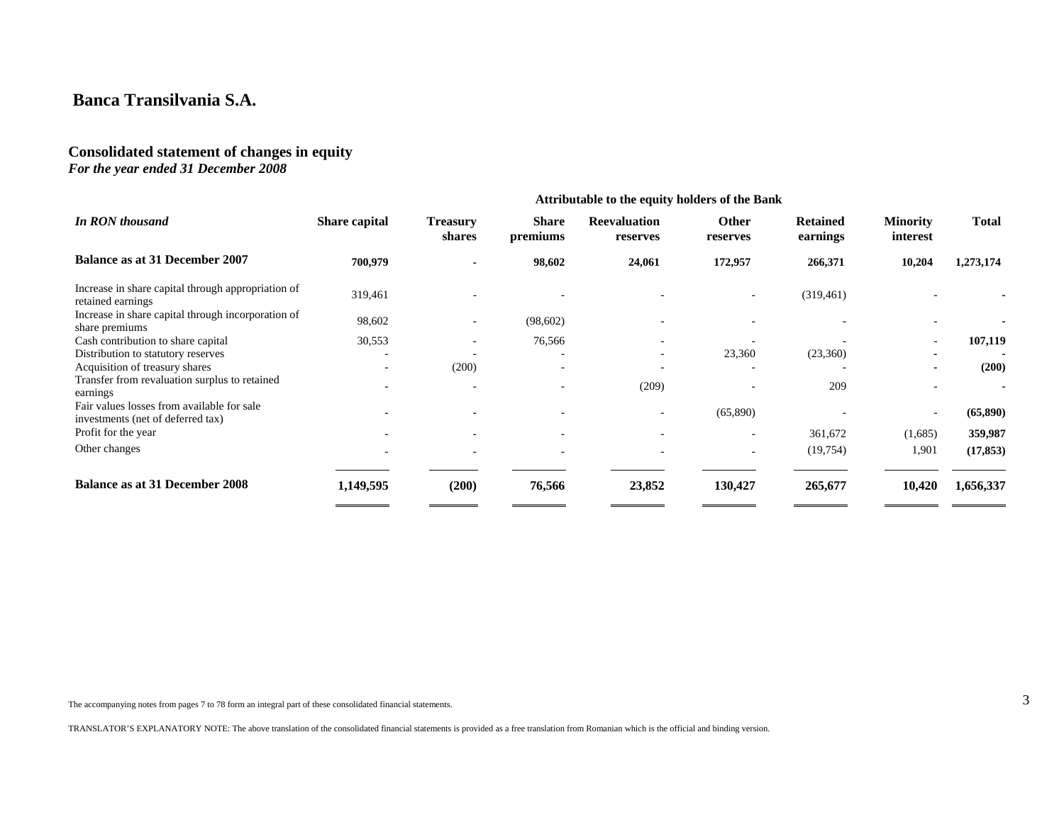# Banca Transilvania S.A.

## Consolidated statement of changes in equity

***For the year ended 31 December 2008***

| *In RON thousand* | Attributable to the equity holders of the Bank | | | | | | | |
|---|---|---|---|---|---|---|---|---|
| | **Share capital** | **Treasury shares** | **Share premiums** | **Reevaluation reserves** | **Other reserves** | **Retained earnings** | **Minority interest** | **Total** |
| **Balance as at 31 December 2007** | **700,979** | **-** | **98,602** | **24,061** | **172,957** | **266,371** | **10,204** | **1,273,174** |
| Increase in share capital through appropriation of retained earnings | 319,461 | - | - | - | - | (319,461) | - | **-** |
| Increase in share capital through incorporation of share premiums | 98,602 | - | (98,602) | - | - | - | - | **-** |
| Cash contribution to share capital | 30,553 | - | 76,566 | - | - | - | - | **107,119** |
| Distribution to statutory reserves | - | - | - | - | 23,360 | (23,360) | - | **-** |
| Acquisition of treasury shares | - | (200) | - | - | - | - | - | **(200)** |
| Transfer from revaluation surplus to retained earnings | - | - | - | (209) | - | 209 | - | **-** |
| Fair values losses from available for sale investments (net of deferred tax) | - | - | - | - | (65,890) | - | - | **(65,890)** |
| Profit for the year | - | - | - | - | - | 361,672 | (1,685) | **359,987** |
| Other changes | - | - | - | - | - | (19,754) | 1,901 | **(17,853)** |
| **Balance as at 31 December 2008** | **1,149,595** | **(200)** | **76,566** | **23,852** | **130,427** | **265,677** | **10,420** | **1,656,337** |

The accompanying notes from pages 7 to 78 form an integral part of these consolidated financial statements.

TRANSLATOR'S EXPLANATORY NOTE: The above translation of the consolidated financial statements is provided as a free translation from Romanian which is the official and binding version.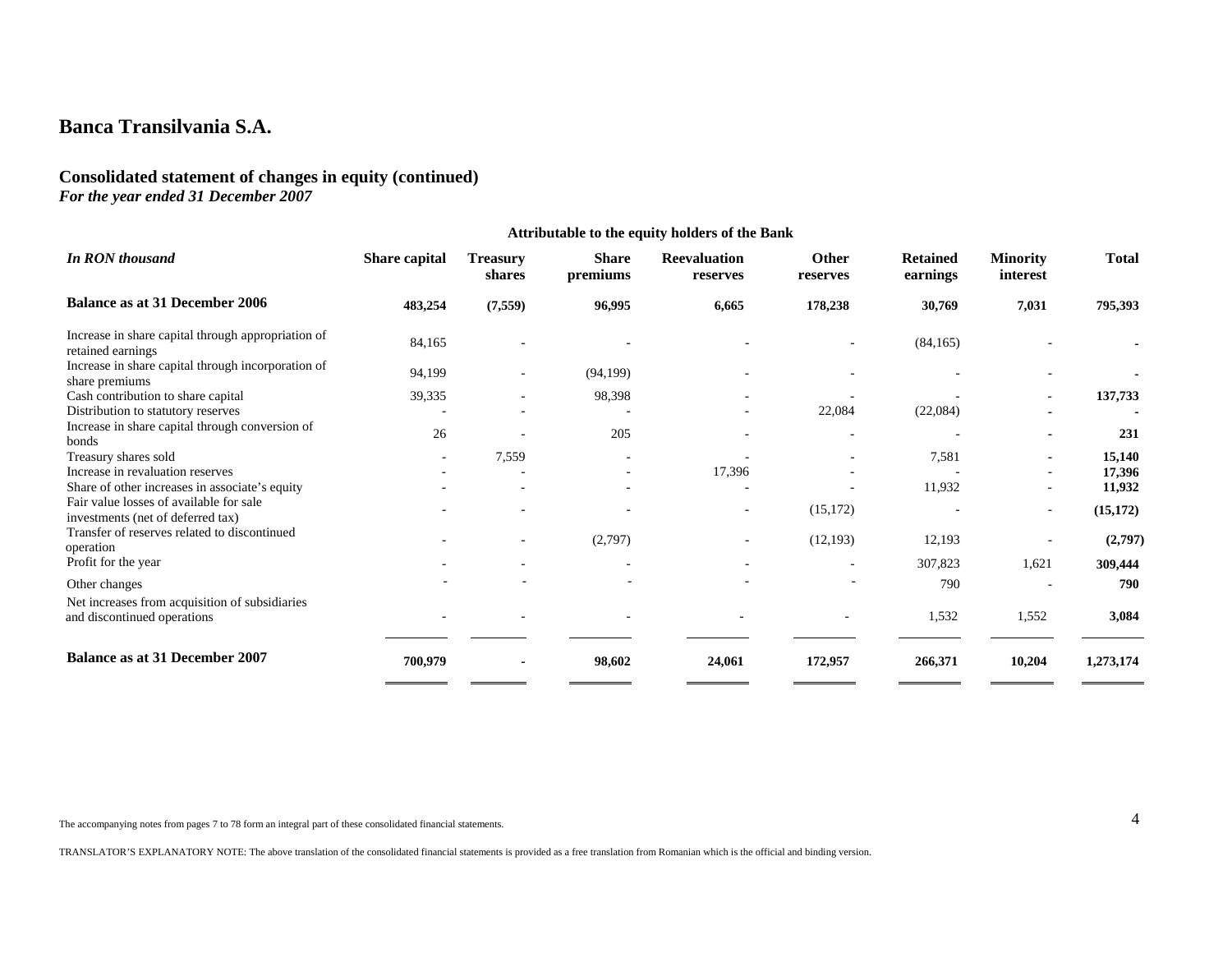# Banca Transilvania S.A.

## Consolidated statement of changes in equity (continued)

*For the year ended 31 December 2007*

| *In RON thousand* | Attributable to the equity holders of the Bank | | | | | | | |
|---|---|---|---|---|---|---|---|---|
| | Share capital | Treasury shares | Share premiums | Reevaluation reserves | Other reserves | Retained earnings | Minority interest | Total |
| **Balance as at 31 December 2006** | **483,254** | **(7,559)** | **96,995** | **6,665** | **178,238** | **30,769** | **7,031** | **795,393** |
| Increase in share capital through appropriation of retained earnings | 84,165 | - | - | - | - | (84,165) | - | - |
| Increase in share capital through incorporation of share premiums | 94,199 | - | (94,199) | - | - | - | - | - |
| Cash contribution to share capital | 39,335 | - | 98,398 | - | - | - | - | **137,733** |
| Distribution to statutory reserves | - | - | - | - | 22,084 | (22,084) | - | - |
| Increase in share capital through conversion of bonds | 26 | - | 205 | - | - | - | - | **231** |
| Treasury shares sold | - | 7,559 | - | - | - | 7,581 | - | **15,140** |
| Increase in revaluation reserves | - | - | - | 17,396 | - | - | - | **17,396** |
| Share of other increases in associate's equity | - | - | - | - | - | 11,932 | - | **11,932** |
| Fair value losses of available for sale investments (net of deferred tax) | - | - | - | - | (15,172) | - | - | **(15,172)** |
| Transfer of reserves related to discontinued operation | - | - | (2,797) | - | (12,193) | 12,193 | - | **(2,797)** |
| Profit for the year | - | - | - | - | - | 307,823 | 1,621 | **309,444** |
| Other changes | - | - | - | - | - | 790 | - | **790** |
| Net increases from acquisition of subsidiaries and discontinued operations | - | - | - | - | - | 1,532 | 1,552 | **3,084** |
| **Balance as at 31 December 2007** | **700,979** | **-** | **98,602** | **24,061** | **172,957** | **266,371** | **10,204** | **1,273,174** |

The accompanying notes from pages 7 to 78 form an integral part of these consolidated financial statements.

TRANSLATOR'S EXPLANATORY NOTE: The above translation of the consolidated financial statements is provided as a free translation from Romanian which is the official and binding version.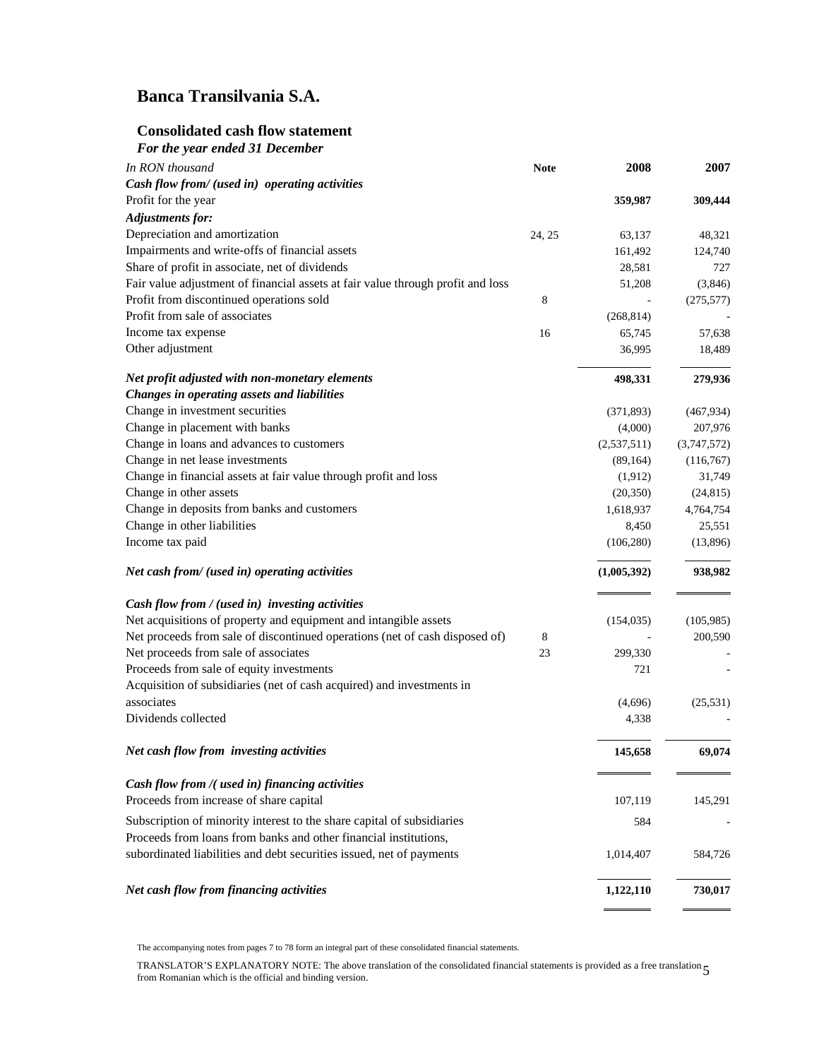# Banca Transilvania S.A.

## Consolidated cash flow statement

***For the year ended 31 December***

| *In RON thousand* | **Note** | **2008** | **2007** |
|---|---|---|---|
| ***Cash flow from/ (used in) operating activities*** | | | |
| Profit for the year | | **359,987** | **309,444** |
| ***Adjustments for:*** | | | |
| Depreciation and amortization | 24, 25 | 63,137 | 48,321 |
| Impairments and write-offs of financial assets | | 161,492 | 124,740 |
| Share of profit in associate, net of dividends | | 28,581 | 727 |
| Fair value adjustment of financial assets at fair value through profit and loss | | 51,208 | (3,846) |
| Profit from discontinued operations sold | 8 | - | (275,577) |
| Profit from sale of associates | | (268,814) | - |
| Income tax expense | 16 | 65,745 | 57,638 |
| Other adjustment | | 36,995 | 18,489 |
| ***Net profit adjusted with non-monetary elements*** | | **498,331** | **279,936** |
| ***Changes in operating assets and liabilities*** | | | |
| Change in investment securities | | (371,893) | (467,934) |
| Change in placement with banks | | (4,000) | 207,976 |
| Change in loans and advances to customers | | (2,537,511) | (3,747,572) |
| Change in net lease investments | | (89,164) | (116,767) |
| Change in financial assets at fair value through profit and loss | | (1,912) | 31,749 |
| Change in other assets | | (20,350) | (24,815) |
| Change in deposits from banks and customers | | 1,618,937 | 4,764,754 |
| Change in other liabilities | | 8,450 | 25,551 |
| Income tax paid | | (106,280) | (13,896) |
| ***Net cash from/ (used in) operating activities*** | | **(1,005,392)** | **938,982** |
| ***Cash flow from / (used in) investing activities*** | | | |
| Net acquisitions of property and equipment and intangible assets | | (154,035) | (105,985) |
| Net proceeds from sale of discontinued operations (net of cash disposed of) | 8 | - | 200,590 |
| Net proceeds from sale of associates | 23 | 299,330 | - |
| Proceeds from sale of equity investments | | 721 | - |
| Acquisition of subsidiaries (net of cash acquired) and investments in associates | | (4,696) | (25,531) |
| Dividends collected | | 4,338 | - |
| ***Net cash flow from investing activities*** | | **145,658** | **69,074** |
| ***Cash flow from /( used in) financing activities*** | | | |
| Proceeds from increase of share capital | | 107,119 | 145,291 |
| Subscription of minority interest to the share capital of subsidiaries | | 584 | - |
| Proceeds from loans from banks and other financial institutions, subordinated liabilities and debt securities issued, net of payments | | 1,014,407 | 584,726 |
| ***Net cash flow from financing activities*** | | **1,122,110** | **730,017** |

The accompanying notes from pages 7 to 78 form an integral part of these consolidated financial statements.

TRANSLATOR'S EXPLANATORY NOTE: The above translation of the consolidated financial statements is provided as a free translation from Romanian which is the official and binding version.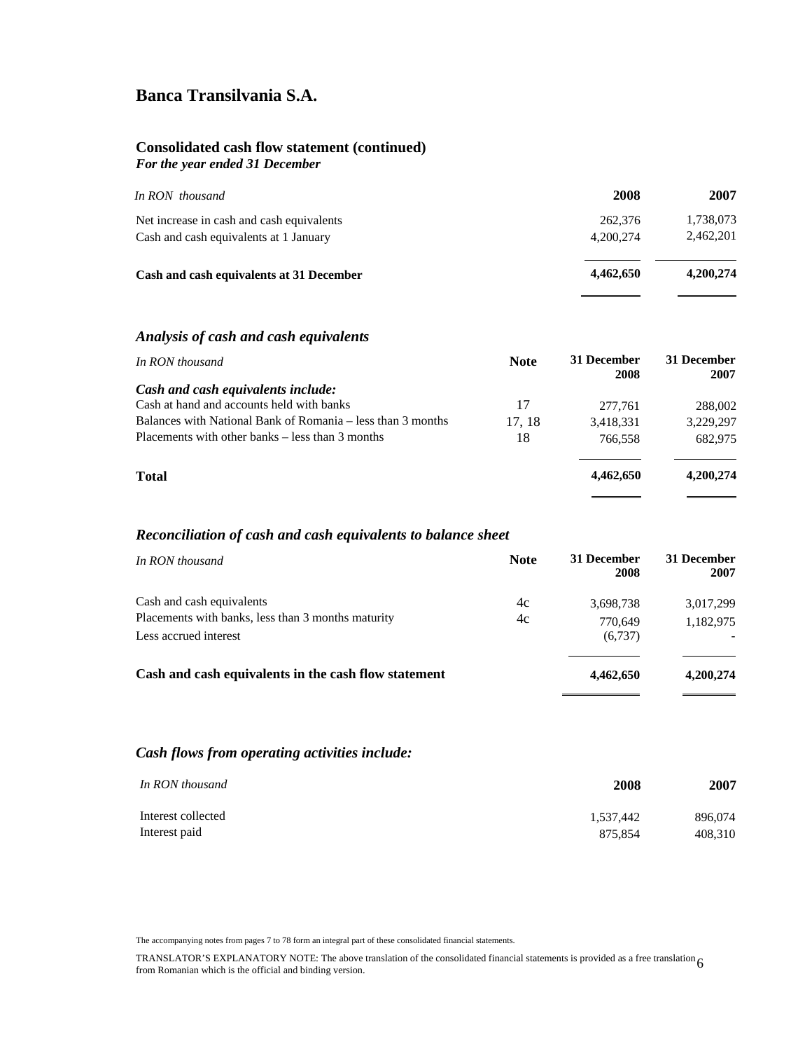# Banca Transilvania S.A.

## Consolidated cash flow statement (continued)

***For the year ended 31 December***

| *In RON thousand* | 2008 | 2007 |
|---|---|---|
| Net increase in cash and cash equivalents | 262,376 | 1,738,073 |
| Cash and cash equivalents at 1 January | 4,200,274 | 2,462,201 |
| **Cash and cash equivalents at 31 December** | **4,462,650** | **4,200,274** |

### *Analysis of cash and cash equivalents*

| *In RON thousand* | Note | 31 December 2008 | 31 December 2007 |
|---|---|---|---|
| ***Cash and cash equivalents include:*** | | | |
| Cash at hand and accounts held with banks | 17 | 277,761 | 288,002 |
| Balances with National Bank of Romania – less than 3 months | 17, 18 | 3,418,331 | 3,229,297 |
| Placements with other banks – less than 3 months | 18 | 766,558 | 682,975 |
| **Total** | | **4,462,650** | **4,200,274** |

### *Reconciliation of cash and cash equivalents to balance sheet*

| *In RON thousand* | Note | 31 December 2008 | 31 December 2007 |
|---|---|---|---|
| Cash and cash equivalents | 4c | 3,698,738 | 3,017,299 |
| Placements with banks, less than 3 months maturity | 4c | 770,649 | 1,182,975 |
| Less accrued interest | | (6,737) | - |
| **Cash and cash equivalents in the cash flow statement** | | **4,462,650** | **4,200,274** |

### *Cash flows from operating activities include:*

| *In RON thousand* | 2008 | 2007 |
|---|---|---|
| Interest collected | 1,537,442 | 896,074 |
| Interest paid | 875,854 | 408,310 |

The accompanying notes from pages 7 to 78 form an integral part of these consolidated financial statements.

TRANSLATOR'S EXPLANATORY NOTE: The above translation of the consolidated financial statements is provided as a free translation from Romanian which is the official and binding version.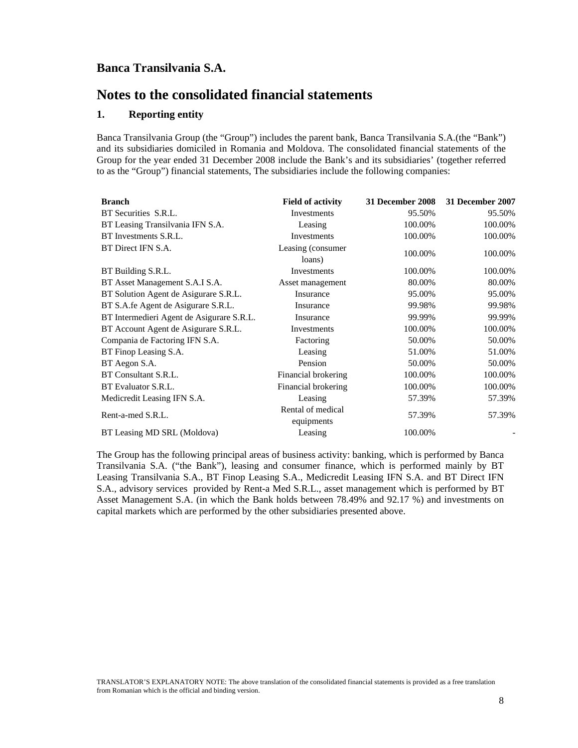## Banca Transilvania S.A.

# Notes to the consolidated financial statements

### 1. Reporting entity

Banca Transilvania Group (the "Group") includes the parent bank, Banca Transilvania S.A.(the "Bank") and its subsidiaries domiciled in Romania and Moldova. The consolidated financial statements of the Group for the year ended 31 December 2008 include the Bank's and its subsidiaries' (together referred to as the "Group") financial statements, The subsidiaries include the following companies:

| Branch | Field of activity | 31 December 2008 | 31 December 2007 |
|---|---|---|---|
| BT Securities S.R.L. | Investments | 95.50% | 95.50% |
| BT Leasing Transilvania IFN S.A. | Leasing | 100.00% | 100.00% |
| BT Investments S.R.L. | Investments | 100.00% | 100.00% |
| BT Direct IFN S.A. | Leasing (consumer loans) | 100.00% | 100.00% |
| BT Building S.R.L. | Investments | 100.00% | 100.00% |
| BT Asset Management S.A.I S.A. | Asset management | 80.00% | 80.00% |
| BT Solution Agent de Asigurare S.R.L. | Insurance | 95.00% | 95.00% |
| BT S.A.fe Agent de Asigurare S.R.L. | Insurance | 99.98% | 99.98% |
| BT Intermedieri Agent de Asigurare S.R.L. | Insurance | 99.99% | 99.99% |
| BT Account Agent de Asigurare S.R.L. | Investments | 100.00% | 100.00% |
| Compania de Factoring IFN S.A. | Factoring | 50.00% | 50.00% |
| BT Finop Leasing S.A. | Leasing | 51.00% | 51.00% |
| BT Aegon S.A. | Pension | 50.00% | 50.00% |
| BT Consultant S.R.L. | Financial brokering | 100.00% | 100.00% |
| BT Evaluator S.R.L. | Financial brokering | 100.00% | 100.00% |
| Medicredit Leasing IFN S.A. | Leasing | 57.39% | 57.39% |
| Rent-a-med S.R.L. | Rental of medical equipments | 57.39% | 57.39% |
| BT Leasing MD SRL (Moldova) | Leasing | 100.00% | - |

The Group has the following principal areas of business activity: banking, which is performed by Banca Transilvania S.A. ("the Bank"), leasing and consumer finance, which is performed mainly by BT Leasing Transilvania S.A., BT Finop Leasing S.A., Medicredit Leasing IFN S.A. and BT Direct IFN S.A., advisory services provided by Rent-a Med S.R.L., asset management which is performed by BT Asset Management S.A. (in which the Bank holds between 78.49% and 92.17 %) and investments on capital markets which are performed by the other subsidiaries presented above.

TRANSLATOR'S EXPLANATORY NOTE: The above translation of the consolidated financial statements is provided as a free translation from Romanian which is the official and binding version.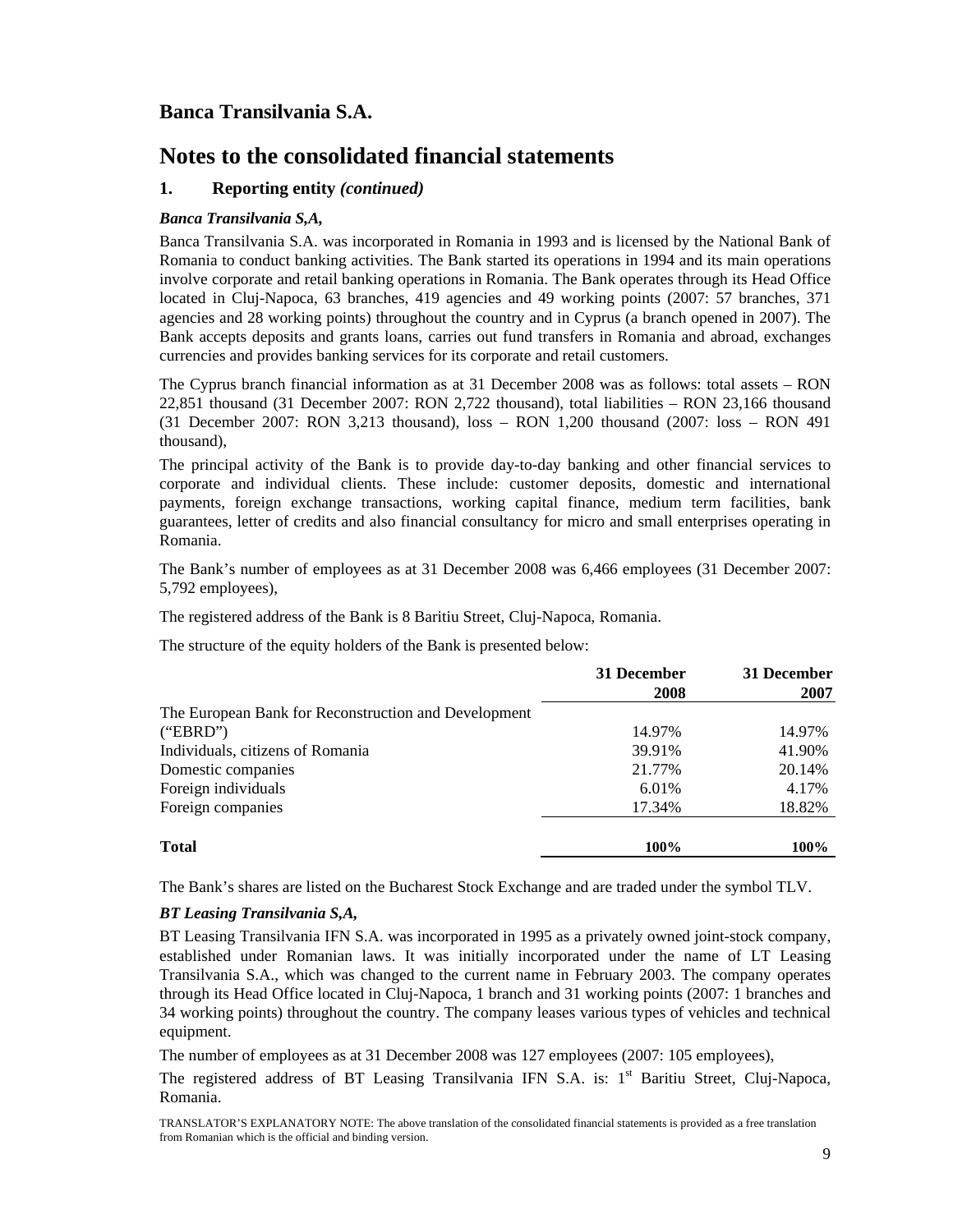# Banca Transilvania S.A.

# Notes to the consolidated financial statements

## 1. Reporting entity *(continued)*

***Banca Transilvania S,A,***

Banca Transilvania S.A. was incorporated in Romania in 1993 and is licensed by the National Bank of Romania to conduct banking activities. The Bank started its operations in 1994 and its main operations involve corporate and retail banking operations in Romania. The Bank operates through its Head Office located in Cluj-Napoca, 63 branches, 419 agencies and 49 working points (2007: 57 branches, 371 agencies and 28 working points) throughout the country and in Cyprus (a branch opened in 2007). The Bank accepts deposits and grants loans, carries out fund transfers in Romania and abroad, exchanges currencies and provides banking services for its corporate and retail customers.

The Cyprus branch financial information as at 31 December 2008 was as follows: total assets – RON 22,851 thousand (31 December 2007: RON 2,722 thousand), total liabilities – RON 23,166 thousand (31 December 2007: RON 3,213 thousand), loss – RON 1,200 thousand (2007: loss – RON 491 thousand),

The principal activity of the Bank is to provide day-to-day banking and other financial services to corporate and individual clients. These include: customer deposits, domestic and international payments, foreign exchange transactions, working capital finance, medium term facilities, bank guarantees, letter of credits and also financial consultancy for micro and small enterprises operating in Romania.

The Bank's number of employees as at 31 December 2008 was 6,466 employees (31 December 2007: 5,792 employees),

The registered address of the Bank is 8 Baritiu Street, Cluj-Napoca, Romania.

The structure of the equity holders of the Bank is presented below:

| | 31 December 2008 | 31 December 2007 |
|---|---|---|
| The European Bank for Reconstruction and Development ("EBRD") | 14.97% | 14.97% |
| Individuals, citizens of Romania | 39.91% | 41.90% |
| Domestic companies | 21.77% | 20.14% |
| Foreign individuals | 6.01% | 4.17% |
| Foreign companies | 17.34% | 18.82% |
| **Total** | **100%** | **100%** |

The Bank's shares are listed on the Bucharest Stock Exchange and are traded under the symbol TLV.

***BT Leasing Transilvania S,A,***

BT Leasing Transilvania IFN S.A. was incorporated in 1995 as a privately owned joint-stock company, established under Romanian laws. It was initially incorporated under the name of LT Leasing Transilvania S.A., which was changed to the current name in February 2003. The company operates through its Head Office located in Cluj-Napoca, 1 branch and 31 working points (2007: 1 branches and 34 working points) throughout the country. The company leases various types of vehicles and technical equipment.

The number of employees as at 31 December 2008 was 127 employees (2007: 105 employees),

The registered address of BT Leasing Transilvania IFN S.A. is: 1st Baritiu Street, Cluj-Napoca, Romania.

TRANSLATOR'S EXPLANATORY NOTE: The above translation of the consolidated financial statements is provided as a free translation from Romanian which is the official and binding version.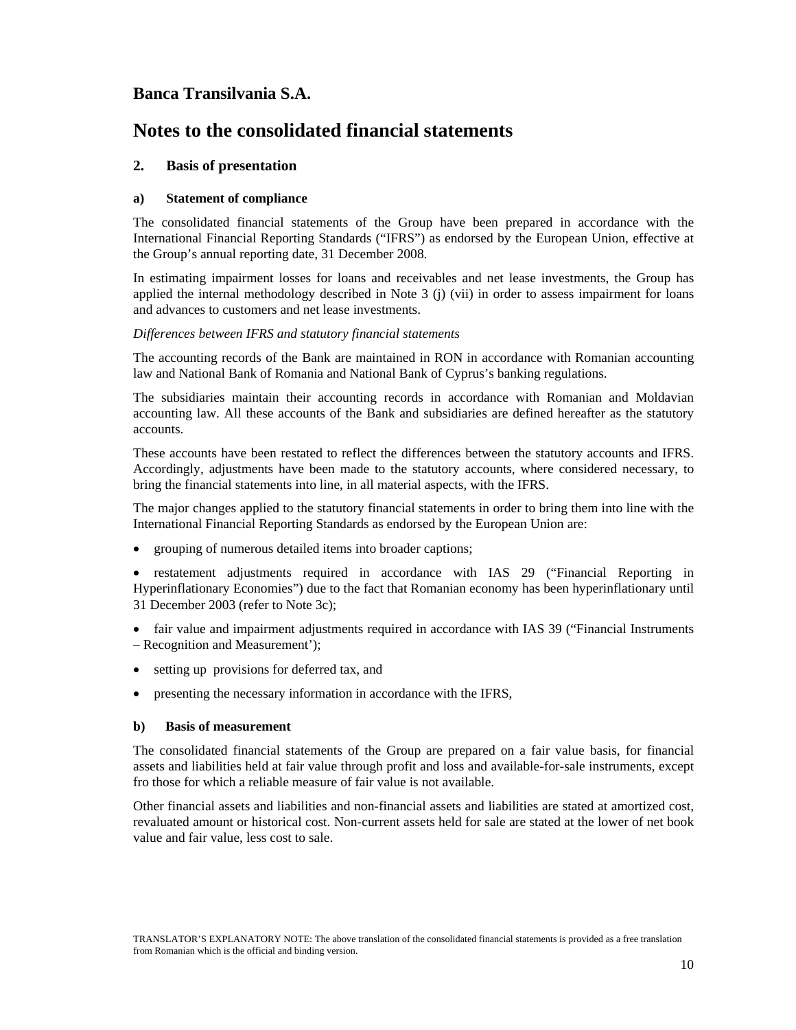# Banca Transilvania S.A.

# Notes to the consolidated financial statements

## 2. Basis of presentation

### a) Statement of compliance

The consolidated financial statements of the Group have been prepared in accordance with the International Financial Reporting Standards ("IFRS") as endorsed by the European Union, effective at the Group's annual reporting date, 31 December 2008.

In estimating impairment losses for loans and receivables and net lease investments, the Group has applied the internal methodology described in Note 3 (j) (vii) in order to assess impairment for loans and advances to customers and net lease investments.

*Differences between IFRS and statutory financial statements*

The accounting records of the Bank are maintained in RON in accordance with Romanian accounting law and National Bank of Romania and National Bank of Cyprus's banking regulations.

The subsidiaries maintain their accounting records in accordance with Romanian and Moldavian accounting law. All these accounts of the Bank and subsidiaries are defined hereafter as the statutory accounts.

These accounts have been restated to reflect the differences between the statutory accounts and IFRS. Accordingly, adjustments have been made to the statutory accounts, where considered necessary, to bring the financial statements into line, in all material aspects, with the IFRS.

The major changes applied to the statutory financial statements in order to bring them into line with the International Financial Reporting Standards as endorsed by the European Union are:

- grouping of numerous detailed items into broader captions;
- restatement adjustments required in accordance with IAS 29 ("Financial Reporting in Hyperinflationary Economies") due to the fact that Romanian economy has been hyperinflationary until 31 December 2003 (refer to Note 3c);
- fair value and impairment adjustments required in accordance with IAS 39 ("Financial Instruments – Recognition and Measurement');
- setting up provisions for deferred tax, and
- presenting the necessary information in accordance with the IFRS,

### b) Basis of measurement

The consolidated financial statements of the Group are prepared on a fair value basis, for financial assets and liabilities held at fair value through profit and loss and available-for-sale instruments, except fro those for which a reliable measure of fair value is not available.

Other financial assets and liabilities and non-financial assets and liabilities are stated at amortized cost, revaluated amount or historical cost. Non-current assets held for sale are stated at the lower of net book value and fair value, less cost to sale.

TRANSLATOR'S EXPLANATORY NOTE: The above translation of the consolidated financial statements is provided as a free translation from Romanian which is the official and binding version.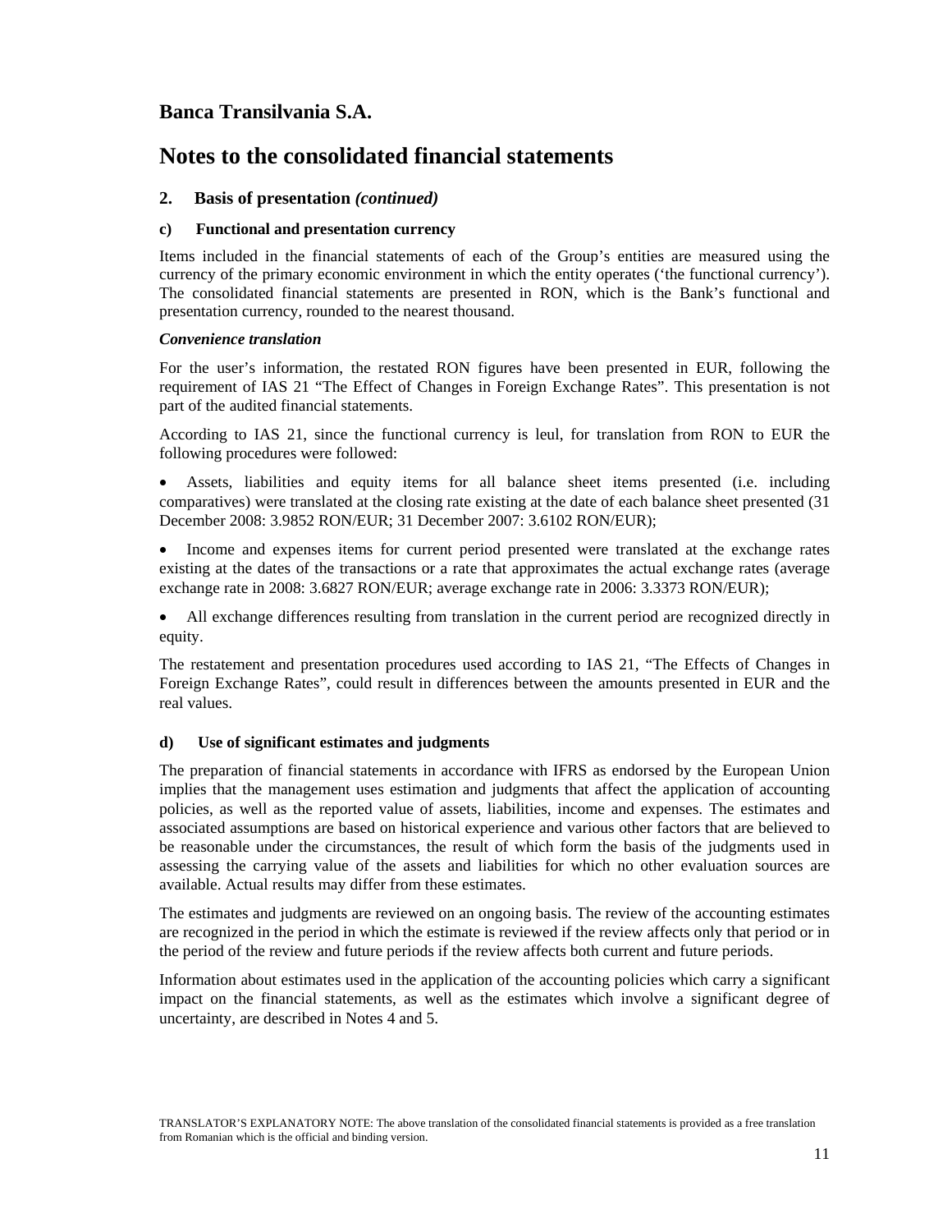# Banca Transilvania S.A.

# Notes to the consolidated financial statements

## 2. Basis of presentation *(continued)*

### c) Functional and presentation currency

Items included in the financial statements of each of the Group's entities are measured using the currency of the primary economic environment in which the entity operates ('the functional currency'). The consolidated financial statements are presented in RON, which is the Bank's functional and presentation currency, rounded to the nearest thousand.

***Convenience translation***

For the user's information, the restated RON figures have been presented in EUR, following the requirement of IAS 21 "The Effect of Changes in Foreign Exchange Rates". This presentation is not part of the audited financial statements.

According to IAS 21, since the functional currency is leul, for translation from RON to EUR the following procedures were followed:

- Assets, liabilities and equity items for all balance sheet items presented (i.e. including comparatives) were translated at the closing rate existing at the date of each balance sheet presented (31 December 2008: 3.9852 RON/EUR; 31 December 2007: 3.6102 RON/EUR);
- Income and expenses items for current period presented were translated at the exchange rates existing at the dates of the transactions or a rate that approximates the actual exchange rates (average exchange rate in 2008: 3.6827 RON/EUR; average exchange rate in 2006: 3.3373 RON/EUR);
- All exchange differences resulting from translation in the current period are recognized directly in equity.

The restatement and presentation procedures used according to IAS 21, "The Effects of Changes in Foreign Exchange Rates", could result in differences between the amounts presented in EUR and the real values.

### d) Use of significant estimates and judgments

The preparation of financial statements in accordance with IFRS as endorsed by the European Union implies that the management uses estimation and judgments that affect the application of accounting policies, as well as the reported value of assets, liabilities, income and expenses. The estimates and associated assumptions are based on historical experience and various other factors that are believed to be reasonable under the circumstances, the result of which form the basis of the judgments used in assessing the carrying value of the assets and liabilities for which no other evaluation sources are available. Actual results may differ from these estimates.

The estimates and judgments are reviewed on an ongoing basis. The review of the accounting estimates are recognized in the period in which the estimate is reviewed if the review affects only that period or in the period of the review and future periods if the review affects both current and future periods.

Information about estimates used in the application of the accounting policies which carry a significant impact on the financial statements, as well as the estimates which involve a significant degree of uncertainty, are described in Notes 4 and 5.

TRANSLATOR'S EXPLANATORY NOTE: The above translation of the consolidated financial statements is provided as a free translation from Romanian which is the official and binding version.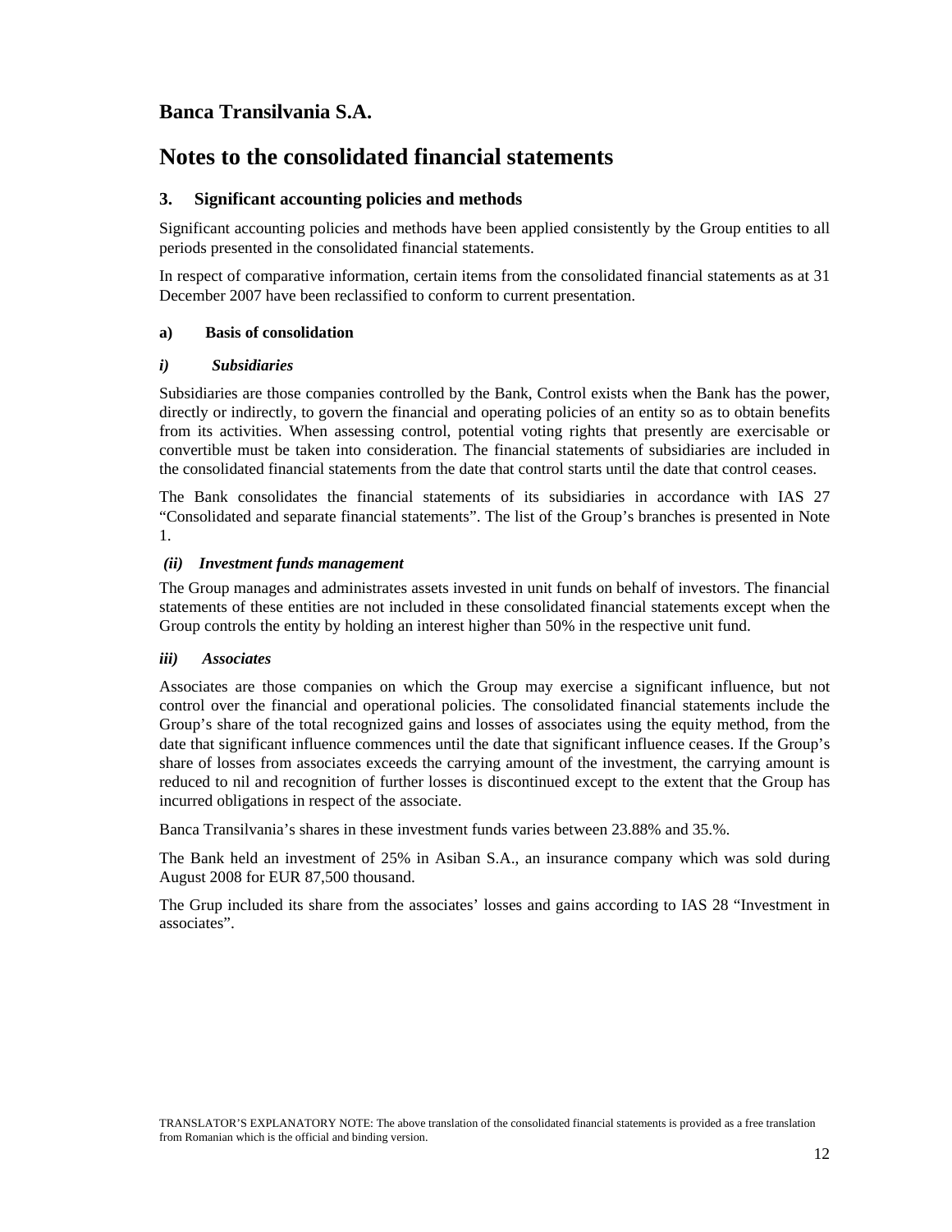# Banca Transilvania S.A.

# Notes to the consolidated financial statements

## 3. Significant accounting policies and methods

Significant accounting policies and methods have been applied consistently by the Group entities to all periods presented in the consolidated financial statements.

In respect of comparative information, certain items from the consolidated financial statements as at 31 December 2007 have been reclassified to conform to current presentation.

### a) Basis of consolidation

#### *i) Subsidiaries*

Subsidiaries are those companies controlled by the Bank, Control exists when the Bank has the power, directly or indirectly, to govern the financial and operating policies of an entity so as to obtain benefits from its activities. When assessing control, potential voting rights that presently are exercisable or convertible must be taken into consideration. The financial statements of subsidiaries are included in the consolidated financial statements from the date that control starts until the date that control ceases.

The Bank consolidates the financial statements of its subsidiaries in accordance with IAS 27 "Consolidated and separate financial statements". The list of the Group's branches is presented in Note 1.

#### *(ii) Investment funds management*

The Group manages and administrates assets invested in unit funds on behalf of investors. The financial statements of these entities are not included in these consolidated financial statements except when the Group controls the entity by holding an interest higher than 50% in the respective unit fund.

#### *iii) Associates*

Associates are those companies on which the Group may exercise a significant influence, but not control over the financial and operational policies. The consolidated financial statements include the Group's share of the total recognized gains and losses of associates using the equity method, from the date that significant influence commences until the date that significant influence ceases. If the Group's share of losses from associates exceeds the carrying amount of the investment, the carrying amount is reduced to nil and recognition of further losses is discontinued except to the extent that the Group has incurred obligations in respect of the associate.

Banca Transilvania's shares in these investment funds varies between 23.88% and 35.%.

The Bank held an investment of 25% in Asiban S.A., an insurance company which was sold during August 2008 for EUR 87,500 thousand.

The Grup included its share from the associates' losses and gains according to IAS 28 "Investment in associates".

TRANSLATOR'S EXPLANATORY NOTE: The above translation of the consolidated financial statements is provided as a free translation from Romanian which is the official and binding version.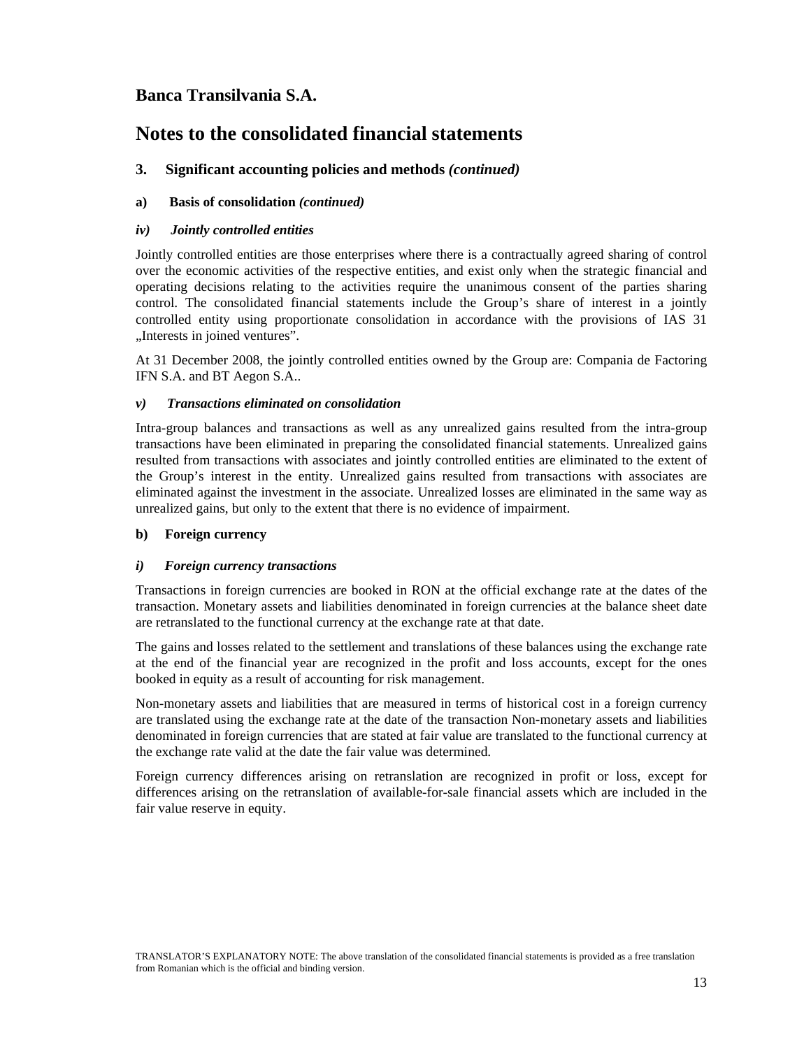# Banca Transilvania S.A.

# Notes to the consolidated financial statements

## 3. Significant accounting policies and methods *(continued)*

### a) Basis of consolidation *(continued)*

#### *iv) Jointly controlled entities*

Jointly controlled entities are those enterprises where there is a contractually agreed sharing of control over the economic activities of the respective entities, and exist only when the strategic financial and operating decisions relating to the activities require the unanimous consent of the parties sharing control. The consolidated financial statements include the Group's share of interest in a jointly controlled entity using proportionate consolidation in accordance with the provisions of IAS 31 „Interests in joined ventures".

At 31 December 2008, the jointly controlled entities owned by the Group are: Compania de Factoring IFN S.A. and BT Aegon S.A..

#### *v) Transactions eliminated on consolidation*

Intra-group balances and transactions as well as any unrealized gains resulted from the intra-group transactions have been eliminated in preparing the consolidated financial statements. Unrealized gains resulted from transactions with associates and jointly controlled entities are eliminated to the extent of the Group's interest in the entity. Unrealized gains resulted from transactions with associates are eliminated against the investment in the associate. Unrealized losses are eliminated in the same way as unrealized gains, but only to the extent that there is no evidence of impairment.

### b) Foreign currency

#### *i) Foreign currency transactions*

Transactions in foreign currencies are booked in RON at the official exchange rate at the dates of the transaction. Monetary assets and liabilities denominated in foreign currencies at the balance sheet date are retranslated to the functional currency at the exchange rate at that date.

The gains and losses related to the settlement and translations of these balances using the exchange rate at the end of the financial year are recognized in the profit and loss accounts, except for the ones booked in equity as a result of accounting for risk management.

Non-monetary assets and liabilities that are measured in terms of historical cost in a foreign currency are translated using the exchange rate at the date of the transaction Non-monetary assets and liabilities denominated in foreign currencies that are stated at fair value are translated to the functional currency at the exchange rate valid at the date the fair value was determined.

Foreign currency differences arising on retranslation are recognized in profit or loss, except for differences arising on the retranslation of available-for-sale financial assets which are included in the fair value reserve in equity.

TRANSLATOR'S EXPLANATORY NOTE: The above translation of the consolidated financial statements is provided as a free translation from Romanian which is the official and binding version.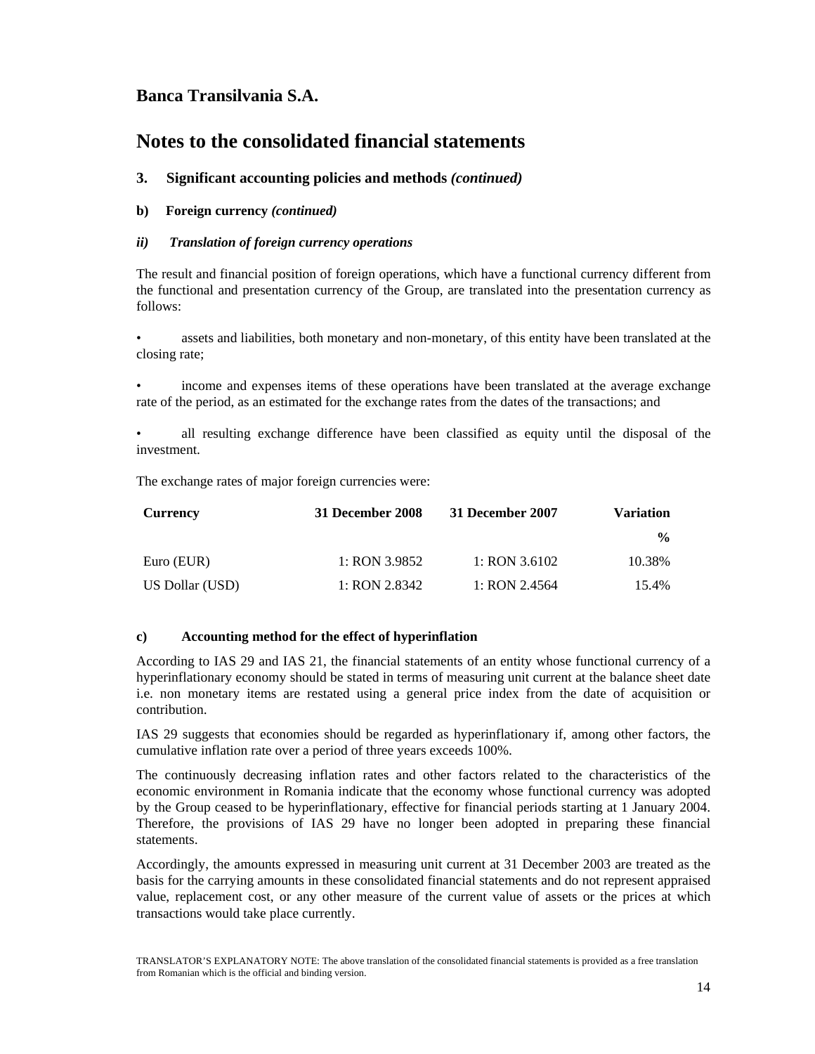# Banca Transilvania S.A.

# Notes to the consolidated financial statements

## 3. Significant accounting policies and methods *(continued)*

### b) Foreign currency *(continued)*

#### *ii) Translation of foreign currency operations*

The result and financial position of foreign operations, which have a functional currency different from the functional and presentation currency of the Group, are translated into the presentation currency as follows:

- assets and liabilities, both monetary and non-monetary, of this entity have been translated at the closing rate;
- income and expenses items of these operations have been translated at the average exchange rate of the period, as an estimated for the exchange rates from the dates of the transactions; and
- all resulting exchange difference have been classified as equity until the disposal of the investment.

The exchange rates of major foreign currencies were:

| Currency | 31 December 2008 | 31 December 2007 | Variation |
|---|---|---|---|
| | | | % |
| Euro (EUR) | 1: RON 3.9852 | 1: RON 3.6102 | 10.38% |
| US Dollar (USD) | 1: RON 2.8342 | 1: RON 2.4564 | 15.4% |

### c) Accounting method for the effect of hyperinflation

According to IAS 29 and IAS 21, the financial statements of an entity whose functional currency of a hyperinflationary economy should be stated in terms of measuring unit current at the balance sheet date i.e. non monetary items are restated using a general price index from the date of acquisition or contribution.

IAS 29 suggests that economies should be regarded as hyperinflationary if, among other factors, the cumulative inflation rate over a period of three years exceeds 100%.

The continuously decreasing inflation rates and other factors related to the characteristics of the economic environment in Romania indicate that the economy whose functional currency was adopted by the Group ceased to be hyperinflationary, effective for financial periods starting at 1 January 2004. Therefore, the provisions of IAS 29 have no longer been adopted in preparing these financial statements.

Accordingly, the amounts expressed in measuring unit current at 31 December 2003 are treated as the basis for the carrying amounts in these consolidated financial statements and do not represent appraised value, replacement cost, or any other measure of the current value of assets or the prices at which transactions would take place currently.

TRANSLATOR'S EXPLANATORY NOTE: The above translation of the consolidated financial statements is provided as a free translation from Romanian which is the official and binding version.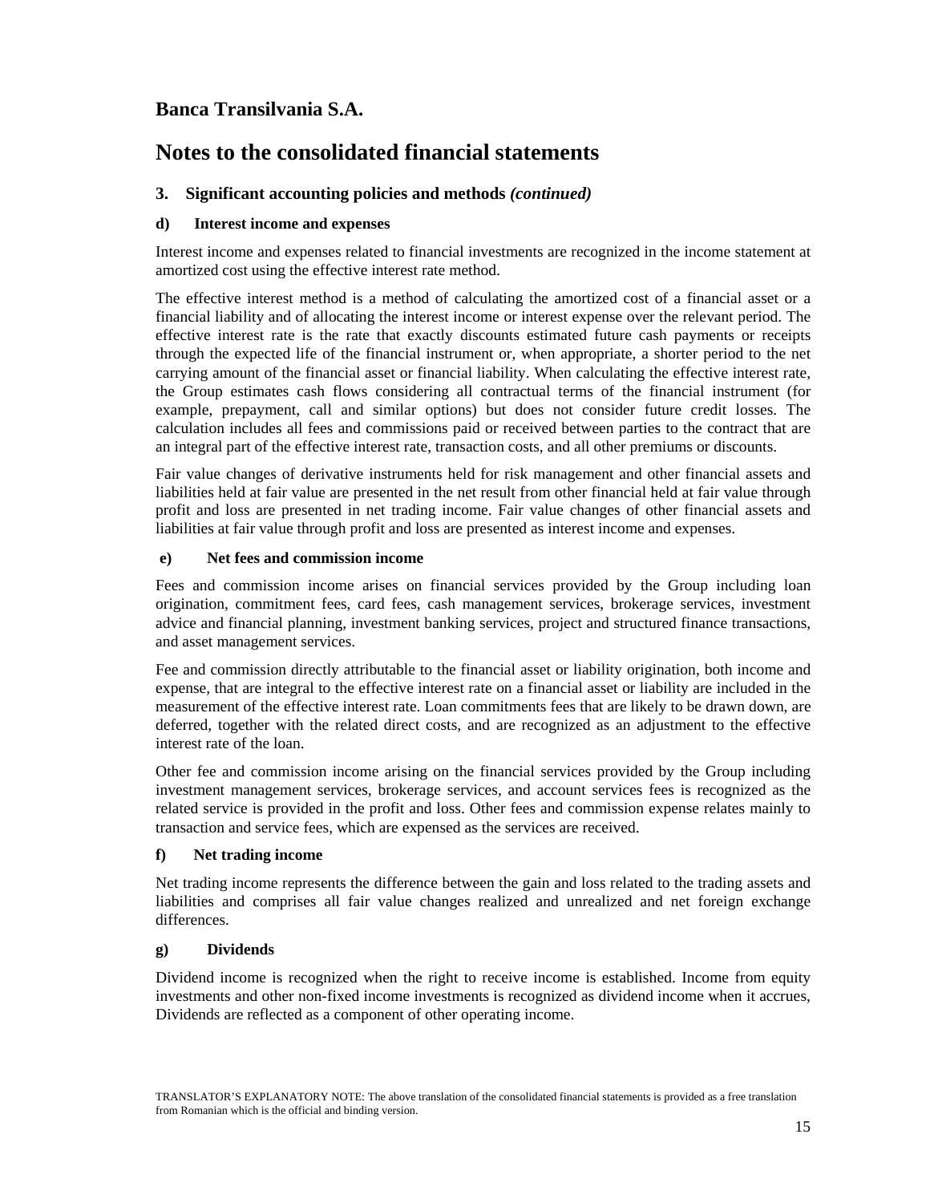# Banca Transilvania S.A.

# Notes to the consolidated financial statements

## 3. Significant accounting policies and methods *(continued)*

### d) Interest income and expenses

Interest income and expenses related to financial investments are recognized in the income statement at amortized cost using the effective interest rate method.

The effective interest method is a method of calculating the amortized cost of a financial asset or a financial liability and of allocating the interest income or interest expense over the relevant period. The effective interest rate is the rate that exactly discounts estimated future cash payments or receipts through the expected life of the financial instrument or, when appropriate, a shorter period to the net carrying amount of the financial asset or financial liability. When calculating the effective interest rate, the Group estimates cash flows considering all contractual terms of the financial instrument (for example, prepayment, call and similar options) but does not consider future credit losses. The calculation includes all fees and commissions paid or received between parties to the contract that are an integral part of the effective interest rate, transaction costs, and all other premiums or discounts.

Fair value changes of derivative instruments held for risk management and other financial assets and liabilities held at fair value are presented in the net result from other financial held at fair value through profit and loss are presented in net trading income. Fair value changes of other financial assets and liabilities at fair value through profit and loss are presented as interest income and expenses.

### e) Net fees and commission income

Fees and commission income arises on financial services provided by the Group including loan origination, commitment fees, card fees, cash management services, brokerage services, investment advice and financial planning, investment banking services, project and structured finance transactions, and asset management services.

Fee and commission directly attributable to the financial asset or liability origination, both income and expense, that are integral to the effective interest rate on a financial asset or liability are included in the measurement of the effective interest rate. Loan commitments fees that are likely to be drawn down, are deferred, together with the related direct costs, and are recognized as an adjustment to the effective interest rate of the loan.

Other fee and commission income arising on the financial services provided by the Group including investment management services, brokerage services, and account services fees is recognized as the related service is provided in the profit and loss. Other fees and commission expense relates mainly to transaction and service fees, which are expensed as the services are received.

### f) Net trading income

Net trading income represents the difference between the gain and loss related to the trading assets and liabilities and comprises all fair value changes realized and unrealized and net foreign exchange differences.

### g) Dividends

Dividend income is recognized when the right to receive income is established. Income from equity investments and other non-fixed income investments is recognized as dividend income when it accrues, Dividends are reflected as a component of other operating income.

TRANSLATOR'S EXPLANATORY NOTE: The above translation of the consolidated financial statements is provided as a free translation from Romanian which is the official and binding version.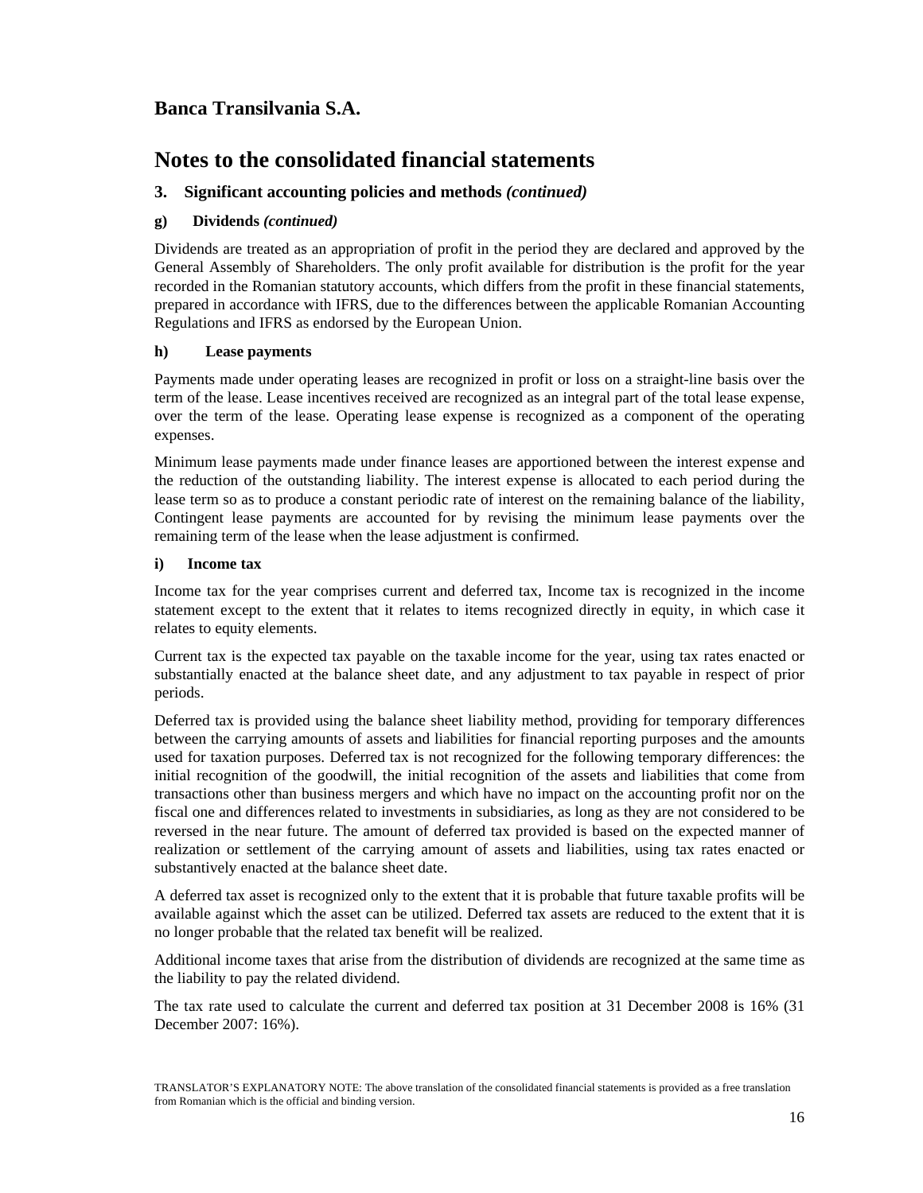# Banca Transilvania S.A.

# Notes to the consolidated financial statements

## 3. Significant accounting policies and methods *(continued)*

### g) Dividends *(continued)*

Dividends are treated as an appropriation of profit in the period they are declared and approved by the General Assembly of Shareholders. The only profit available for distribution is the profit for the year recorded in the Romanian statutory accounts, which differs from the profit in these financial statements, prepared in accordance with IFRS, due to the differences between the applicable Romanian Accounting Regulations and IFRS as endorsed by the European Union.

### h) Lease payments

Payments made under operating leases are recognized in profit or loss on a straight-line basis over the term of the lease. Lease incentives received are recognized as an integral part of the total lease expense, over the term of the lease. Operating lease expense is recognized as a component of the operating expenses.

Minimum lease payments made under finance leases are apportioned between the interest expense and the reduction of the outstanding liability. The interest expense is allocated to each period during the lease term so as to produce a constant periodic rate of interest on the remaining balance of the liability, Contingent lease payments are accounted for by revising the minimum lease payments over the remaining term of the lease when the lease adjustment is confirmed.

### i) Income tax

Income tax for the year comprises current and deferred tax, Income tax is recognized in the income statement except to the extent that it relates to items recognized directly in equity, in which case it relates to equity elements.

Current tax is the expected tax payable on the taxable income for the year, using tax rates enacted or substantially enacted at the balance sheet date, and any adjustment to tax payable in respect of prior periods.

Deferred tax is provided using the balance sheet liability method, providing for temporary differences between the carrying amounts of assets and liabilities for financial reporting purposes and the amounts used for taxation purposes. Deferred tax is not recognized for the following temporary differences: the initial recognition of the goodwill, the initial recognition of the assets and liabilities that come from transactions other than business mergers and which have no impact on the accounting profit nor on the fiscal one and differences related to investments in subsidiaries, as long as they are not considered to be reversed in the near future. The amount of deferred tax provided is based on the expected manner of realization or settlement of the carrying amount of assets and liabilities, using tax rates enacted or substantively enacted at the balance sheet date.

A deferred tax asset is recognized only to the extent that it is probable that future taxable profits will be available against which the asset can be utilized. Deferred tax assets are reduced to the extent that it is no longer probable that the related tax benefit will be realized.

Additional income taxes that arise from the distribution of dividends are recognized at the same time as the liability to pay the related dividend.

The tax rate used to calculate the current and deferred tax position at 31 December 2008 is 16% (31 December 2007: 16%).

TRANSLATOR'S EXPLANATORY NOTE: The above translation of the consolidated financial statements is provided as a free translation from Romanian which is the official and binding version.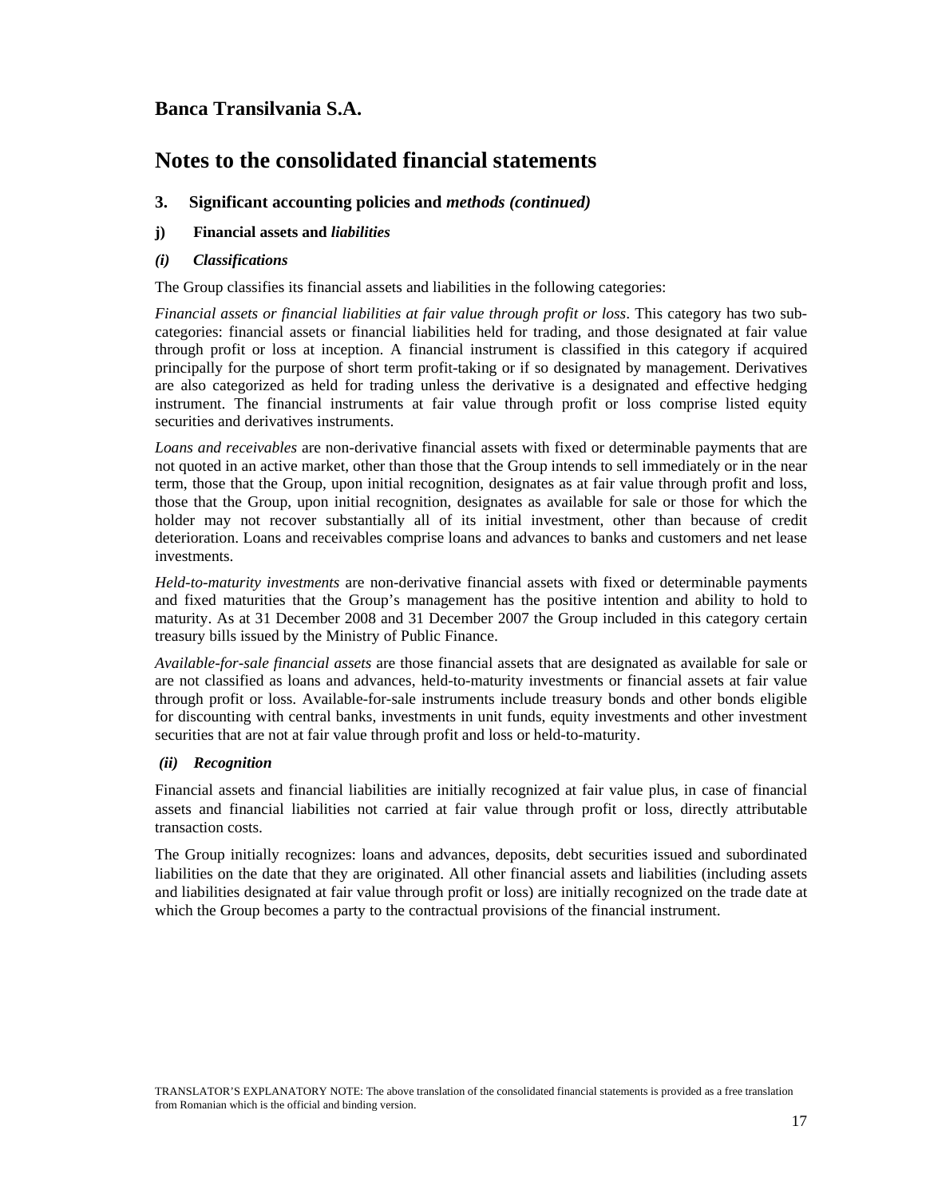# Banca Transilvania S.A.

# Notes to the consolidated financial statements

### 3. Significant accounting policies and *methods (continued)*

#### j) Financial assets and *liabilities*

#### *(i) Classifications*

The Group classifies its financial assets and liabilities in the following categories:

*Financial assets or financial liabilities at fair value through profit or loss*. This category has two sub-categories: financial assets or financial liabilities held for trading, and those designated at fair value through profit or loss at inception. A financial instrument is classified in this category if acquired principally for the purpose of short term profit-taking or if so designated by management. Derivatives are also categorized as held for trading unless the derivative is a designated and effective hedging instrument. The financial instruments at fair value through profit or loss comprise listed equity securities and derivatives instruments.

*Loans and receivables* are non-derivative financial assets with fixed or determinable payments that are not quoted in an active market, other than those that the Group intends to sell immediately or in the near term, those that the Group, upon initial recognition, designates as at fair value through profit and loss, those that the Group, upon initial recognition, designates as available for sale or those for which the holder may not recover substantially all of its initial investment, other than because of credit deterioration. Loans and receivables comprise loans and advances to banks and customers and net lease investments.

*Held-to-maturity investments* are non-derivative financial assets with fixed or determinable payments and fixed maturities that the Group's management has the positive intention and ability to hold to maturity. As at 31 December 2008 and 31 December 2007 the Group included in this category certain treasury bills issued by the Ministry of Public Finance.

*Available-for-sale financial assets* are those financial assets that are designated as available for sale or are not classified as loans and advances, held-to-maturity investments or financial assets at fair value through profit or loss. Available-for-sale instruments include treasury bonds and other bonds eligible for discounting with central banks, investments in unit funds, equity investments and other investment securities that are not at fair value through profit and loss or held-to-maturity.

#### *(ii) Recognition*

Financial assets and financial liabilities are initially recognized at fair value plus, in case of financial assets and financial liabilities not carried at fair value through profit or loss, directly attributable transaction costs.

The Group initially recognizes: loans and advances, deposits, debt securities issued and subordinated liabilities on the date that they are originated. All other financial assets and liabilities (including assets and liabilities designated at fair value through profit or loss) are initially recognized on the trade date at which the Group becomes a party to the contractual provisions of the financial instrument.

TRANSLATOR'S EXPLANATORY NOTE: The above translation of the consolidated financial statements is provided as a free translation from Romanian which is the official and binding version.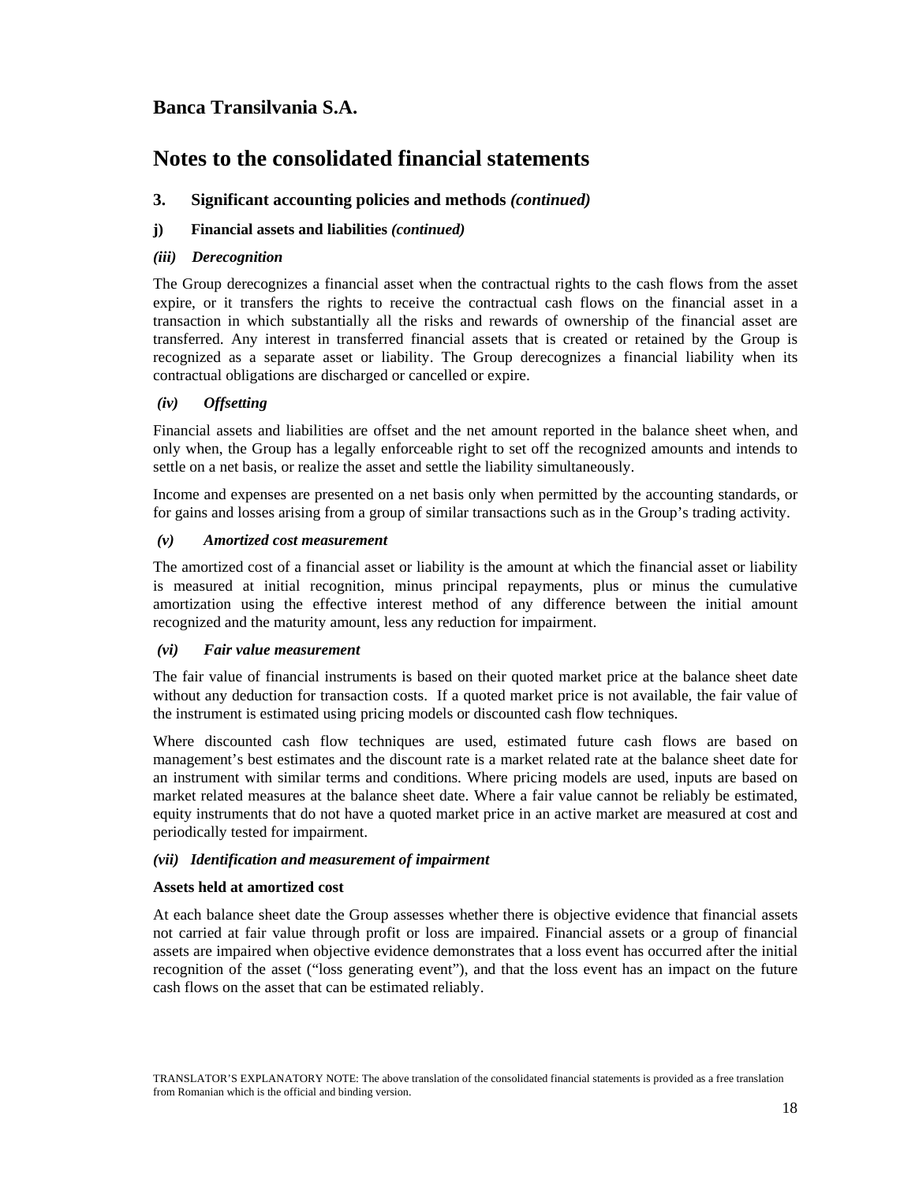# Banca Transilvania S.A.

# Notes to the consolidated financial statements

## 3. Significant accounting policies and methods *(continued)*

### j) Financial assets and liabilities *(continued)*

#### *(iii) Derecognition*

The Group derecognizes a financial asset when the contractual rights to the cash flows from the asset expire, or it transfers the rights to receive the contractual cash flows on the financial asset in a transaction in which substantially all the risks and rewards of ownership of the financial asset are transferred. Any interest in transferred financial assets that is created or retained by the Group is recognized as a separate asset or liability. The Group derecognizes a financial liability when its contractual obligations are discharged or cancelled or expire.

#### *(iv) Offsetting*

Financial assets and liabilities are offset and the net amount reported in the balance sheet when, and only when, the Group has a legally enforceable right to set off the recognized amounts and intends to settle on a net basis, or realize the asset and settle the liability simultaneously.

Income and expenses are presented on a net basis only when permitted by the accounting standards, or for gains and losses arising from a group of similar transactions such as in the Group's trading activity.

#### *(v) Amortized cost measurement*

The amortized cost of a financial asset or liability is the amount at which the financial asset or liability is measured at initial recognition, minus principal repayments, plus or minus the cumulative amortization using the effective interest method of any difference between the initial amount recognized and the maturity amount, less any reduction for impairment.

#### *(vi) Fair value measurement*

The fair value of financial instruments is based on their quoted market price at the balance sheet date without any deduction for transaction costs. If a quoted market price is not available, the fair value of the instrument is estimated using pricing models or discounted cash flow techniques.

Where discounted cash flow techniques are used, estimated future cash flows are based on management's best estimates and the discount rate is a market related rate at the balance sheet date for an instrument with similar terms and conditions. Where pricing models are used, inputs are based on market related measures at the balance sheet date. Where a fair value cannot be reliably be estimated, equity instruments that do not have a quoted market price in an active market are measured at cost and periodically tested for impairment.

#### *(vii) Identification and measurement of impairment*

**Assets held at amortized cost**

At each balance sheet date the Group assesses whether there is objective evidence that financial assets not carried at fair value through profit or loss are impaired. Financial assets or a group of financial assets are impaired when objective evidence demonstrates that a loss event has occurred after the initial recognition of the asset ("loss generating event"), and that the loss event has an impact on the future cash flows on the asset that can be estimated reliably.

TRANSLATOR'S EXPLANATORY NOTE: The above translation of the consolidated financial statements is provided as a free translation from Romanian which is the official and binding version.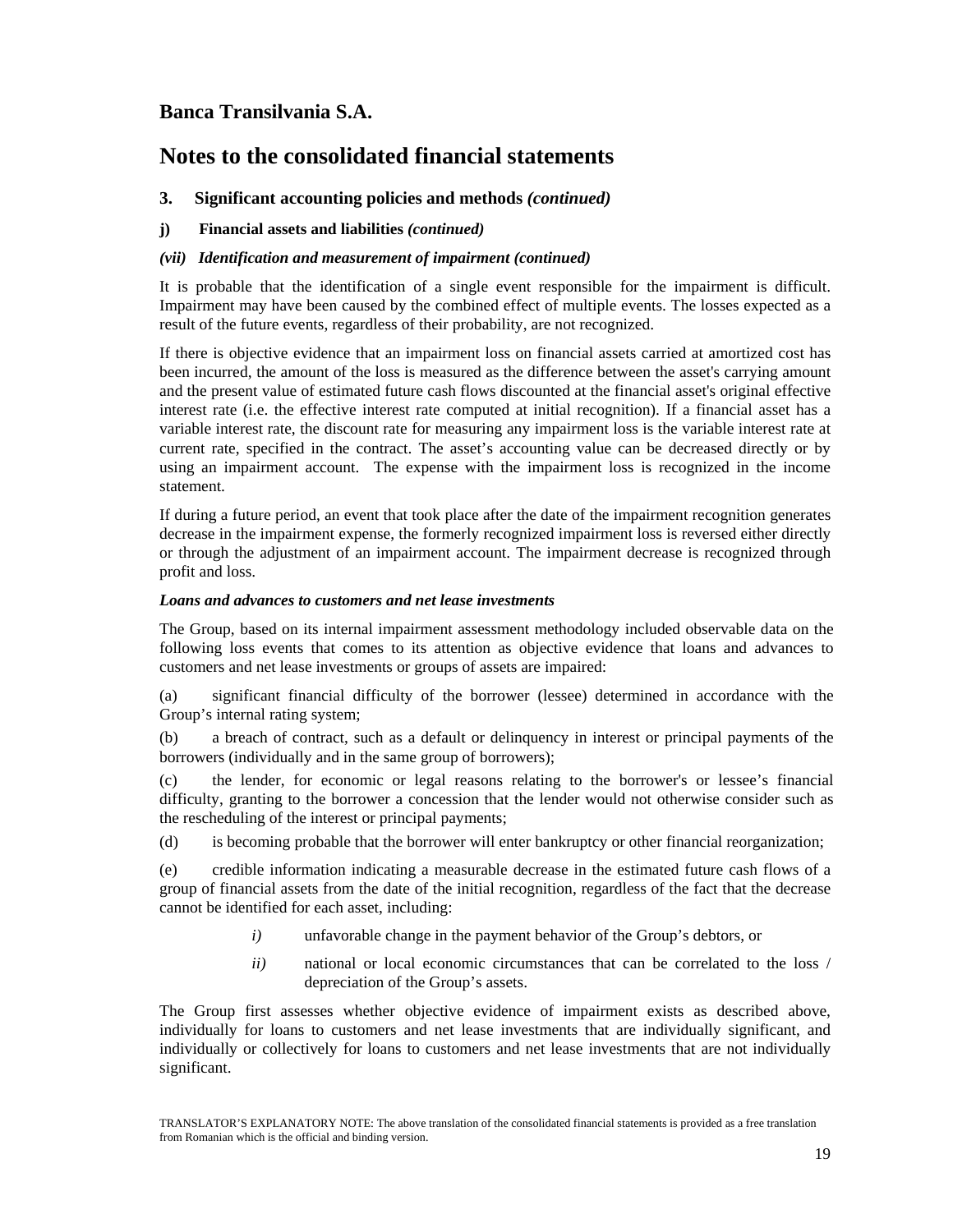# Banca Transilvania S.A.

# Notes to the consolidated financial statements

### 3. Significant accounting policies and methods *(continued)*

#### j) Financial assets and liabilities *(continued)*

***(vii) Identification and measurement of impairment (continued)***

It is probable that the identification of a single event responsible for the impairment is difficult. Impairment may have been caused by the combined effect of multiple events. The losses expected as a result of the future events, regardless of their probability, are not recognized.

If there is objective evidence that an impairment loss on financial assets carried at amortized cost has been incurred, the amount of the loss is measured as the difference between the asset's carrying amount and the present value of estimated future cash flows discounted at the financial asset's original effective interest rate (i.e. the effective interest rate computed at initial recognition). If a financial asset has a variable interest rate, the discount rate for measuring any impairment loss is the variable interest rate at current rate, specified in the contract. The asset's accounting value can be decreased directly or by using an impairment account. The expense with the impairment loss is recognized in the income statement.

If during a future period, an event that took place after the date of the impairment recognition generates decrease in the impairment expense, the formerly recognized impairment loss is reversed either directly or through the adjustment of an impairment account. The impairment decrease is recognized through profit and loss.

***Loans and advances to customers and net lease investments***

The Group, based on its internal impairment assessment methodology included observable data on the following loss events that comes to its attention as objective evidence that loans and advances to customers and net lease investments or groups of assets are impaired:

(a) significant financial difficulty of the borrower (lessee) determined in accordance with the Group's internal rating system;

(b) a breach of contract, such as a default or delinquency in interest or principal payments of the borrowers (individually and in the same group of borrowers);

(c) the lender, for economic or legal reasons relating to the borrower's or lessee's financial difficulty, granting to the borrower a concession that the lender would not otherwise consider such as the rescheduling of the interest or principal payments;

(d) is becoming probable that the borrower will enter bankruptcy or other financial reorganization;

(e) credible information indicating a measurable decrease in the estimated future cash flows of a group of financial assets from the date of the initial recognition, regardless of the fact that the decrease cannot be identified for each asset, including:

*i)* unfavorable change in the payment behavior of the Group's debtors, or

*ii)* national or local economic circumstances that can be correlated to the loss / depreciation of the Group's assets.

The Group first assesses whether objective evidence of impairment exists as described above, individually for loans to customers and net lease investments that are individually significant, and individually or collectively for loans to customers and net lease investments that are not individually significant.

TRANSLATOR'S EXPLANATORY NOTE: The above translation of the consolidated financial statements is provided as a free translation from Romanian which is the official and binding version.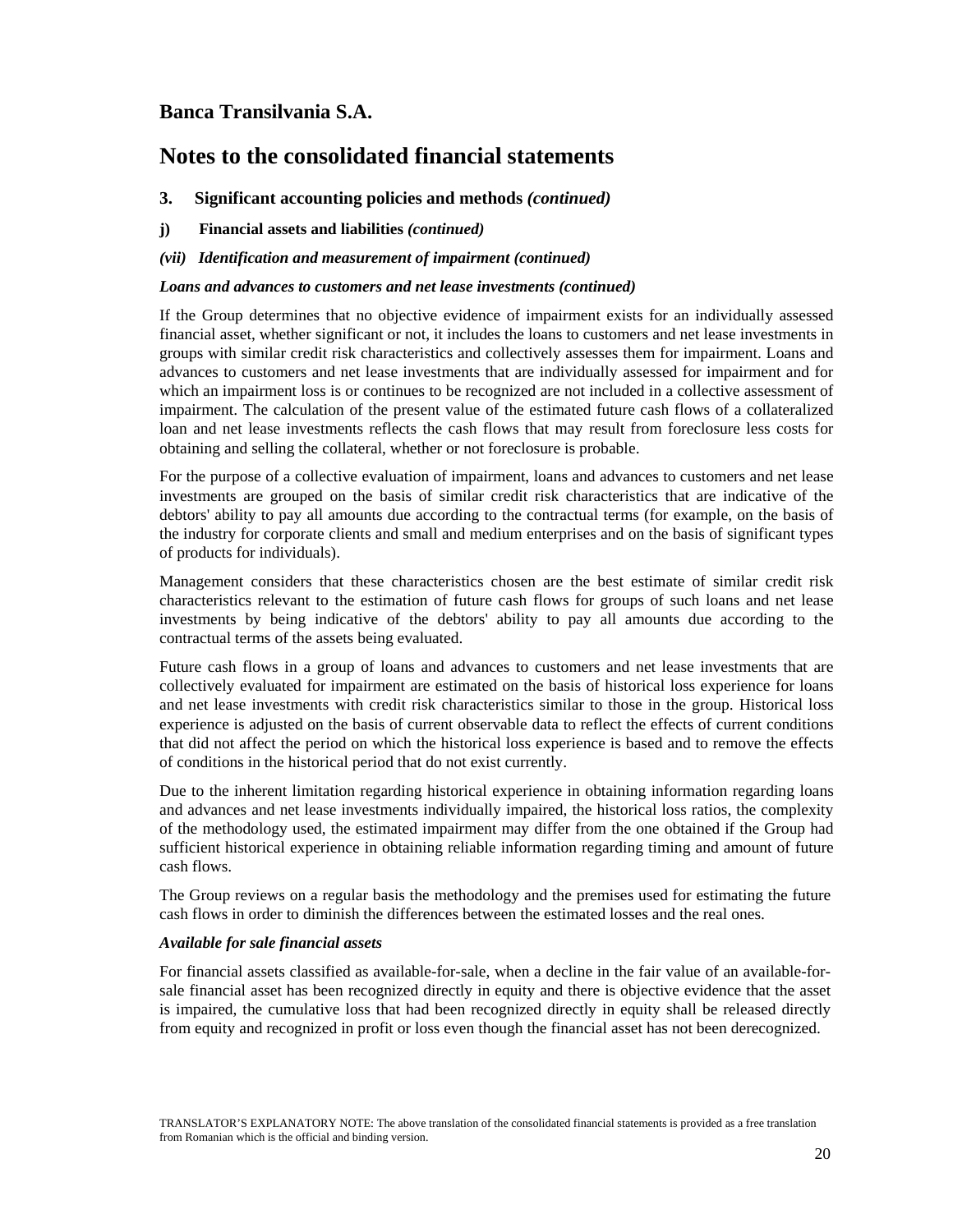## Banca Transilvania S.A.

# Notes to the consolidated financial statements

### 3. Significant accounting policies and methods *(continued)*

### j) Financial assets and liabilities *(continued)*

#### *(vii) Identification and measurement of impairment (continued)*

***Loans and advances to customers and net lease investments (continued)***

If the Group determines that no objective evidence of impairment exists for an individually assessed financial asset, whether significant or not, it includes the loans to customers and net lease investments in groups with similar credit risk characteristics and collectively assesses them for impairment. Loans and advances to customers and net lease investments that are individually assessed for impairment and for which an impairment loss is or continues to be recognized are not included in a collective assessment of impairment. The calculation of the present value of the estimated future cash flows of a collateralized loan and net lease investments reflects the cash flows that may result from foreclosure less costs for obtaining and selling the collateral, whether or not foreclosure is probable.

For the purpose of a collective evaluation of impairment, loans and advances to customers and net lease investments are grouped on the basis of similar credit risk characteristics that are indicative of the debtors' ability to pay all amounts due according to the contractual terms (for example, on the basis of the industry for corporate clients and small and medium enterprises and on the basis of significant types of products for individuals).

Management considers that these characteristics chosen are the best estimate of similar credit risk characteristics relevant to the estimation of future cash flows for groups of such loans and net lease investments by being indicative of the debtors' ability to pay all amounts due according to the contractual terms of the assets being evaluated.

Future cash flows in a group of loans and advances to customers and net lease investments that are collectively evaluated for impairment are estimated on the basis of historical loss experience for loans and net lease investments with credit risk characteristics similar to those in the group. Historical loss experience is adjusted on the basis of current observable data to reflect the effects of current conditions that did not affect the period on which the historical loss experience is based and to remove the effects of conditions in the historical period that do not exist currently.

Due to the inherent limitation regarding historical experience in obtaining information regarding loans and advances and net lease investments individually impaired, the historical loss ratios, the complexity of the methodology used, the estimated impairment may differ from the one obtained if the Group had sufficient historical experience in obtaining reliable information regarding timing and amount of future cash flows.

The Group reviews on a regular basis the methodology and the premises used for estimating the future cash flows in order to diminish the differences between the estimated losses and the real ones.

***Available for sale financial assets***

For financial assets classified as available-for-sale, when a decline in the fair value of an available-for-sale financial asset has been recognized directly in equity and there is objective evidence that the asset is impaired, the cumulative loss that had been recognized directly in equity shall be released directly from equity and recognized in profit or loss even though the financial asset has not been derecognized.

TRANSLATOR'S EXPLANATORY NOTE: The above translation of the consolidated financial statements is provided as a free translation from Romanian which is the official and binding version.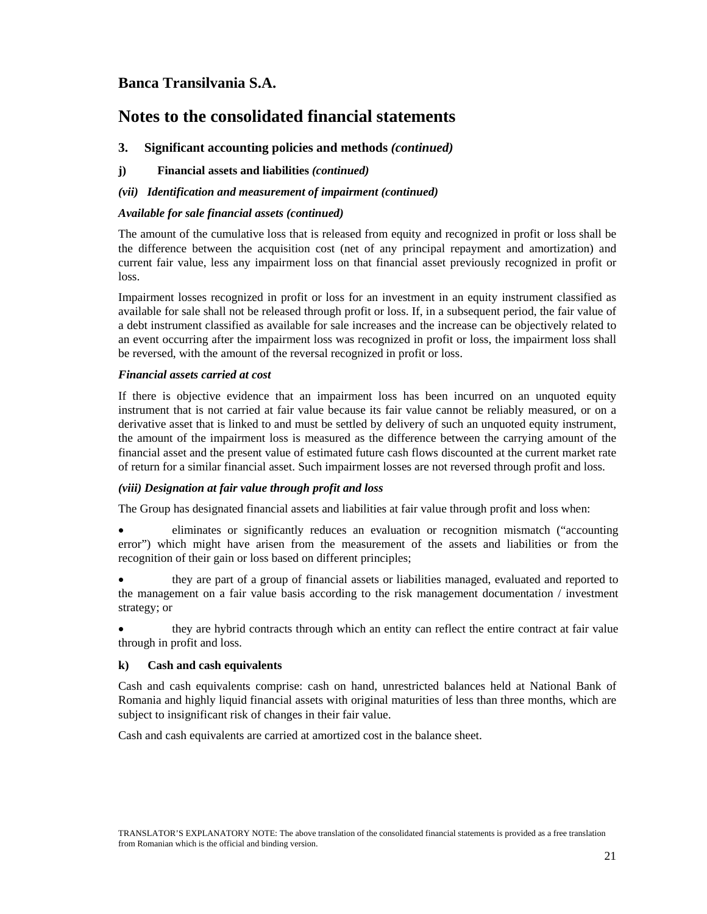## Banca Transilvania S.A.

# Notes to the consolidated financial statements

### 3. Significant accounting policies and methods *(continued)*

#### j) Financial assets and liabilities *(continued)*

***(vii) Identification and measurement of impairment (continued)***

***Available for sale financial assets (continued)***

The amount of the cumulative loss that is released from equity and recognized in profit or loss shall be the difference between the acquisition cost (net of any principal repayment and amortization) and current fair value, less any impairment loss on that financial asset previously recognized in profit or loss.

Impairment losses recognized in profit or loss for an investment in an equity instrument classified as available for sale shall not be released through profit or loss. If, in a subsequent period, the fair value of a debt instrument classified as available for sale increases and the increase can be objectively related to an event occurring after the impairment loss was recognized in profit or loss, the impairment loss shall be reversed, with the amount of the reversal recognized in profit or loss.

***Financial assets carried at cost***

If there is objective evidence that an impairment loss has been incurred on an unquoted equity instrument that is not carried at fair value because its fair value cannot be reliably measured, or on a derivative asset that is linked to and must be settled by delivery of such an unquoted equity instrument, the amount of the impairment loss is measured as the difference between the carrying amount of the financial asset and the present value of estimated future cash flows discounted at the current market rate of return for a similar financial asset. Such impairment losses are not reversed through profit and loss.

***(viii) Designation at fair value through profit and loss***

The Group has designated financial assets and liabilities at fair value through profit and loss when:

- eliminates or significantly reduces an evaluation or recognition mismatch ("accounting error") which might have arisen from the measurement of the assets and liabilities or from the recognition of their gain or loss based on different principles;
- they are part of a group of financial assets or liabilities managed, evaluated and reported to the management on a fair value basis according to the risk management documentation / investment strategy; or
- they are hybrid contracts through which an entity can reflect the entire contract at fair value through in profit and loss.

#### k) Cash and cash equivalents

Cash and cash equivalents comprise: cash on hand, unrestricted balances held at National Bank of Romania and highly liquid financial assets with original maturities of less than three months, which are subject to insignificant risk of changes in their fair value.

Cash and cash equivalents are carried at amortized cost in the balance sheet.

TRANSLATOR'S EXPLANATORY NOTE: The above translation of the consolidated financial statements is provided as a free translation from Romanian which is the official and binding version.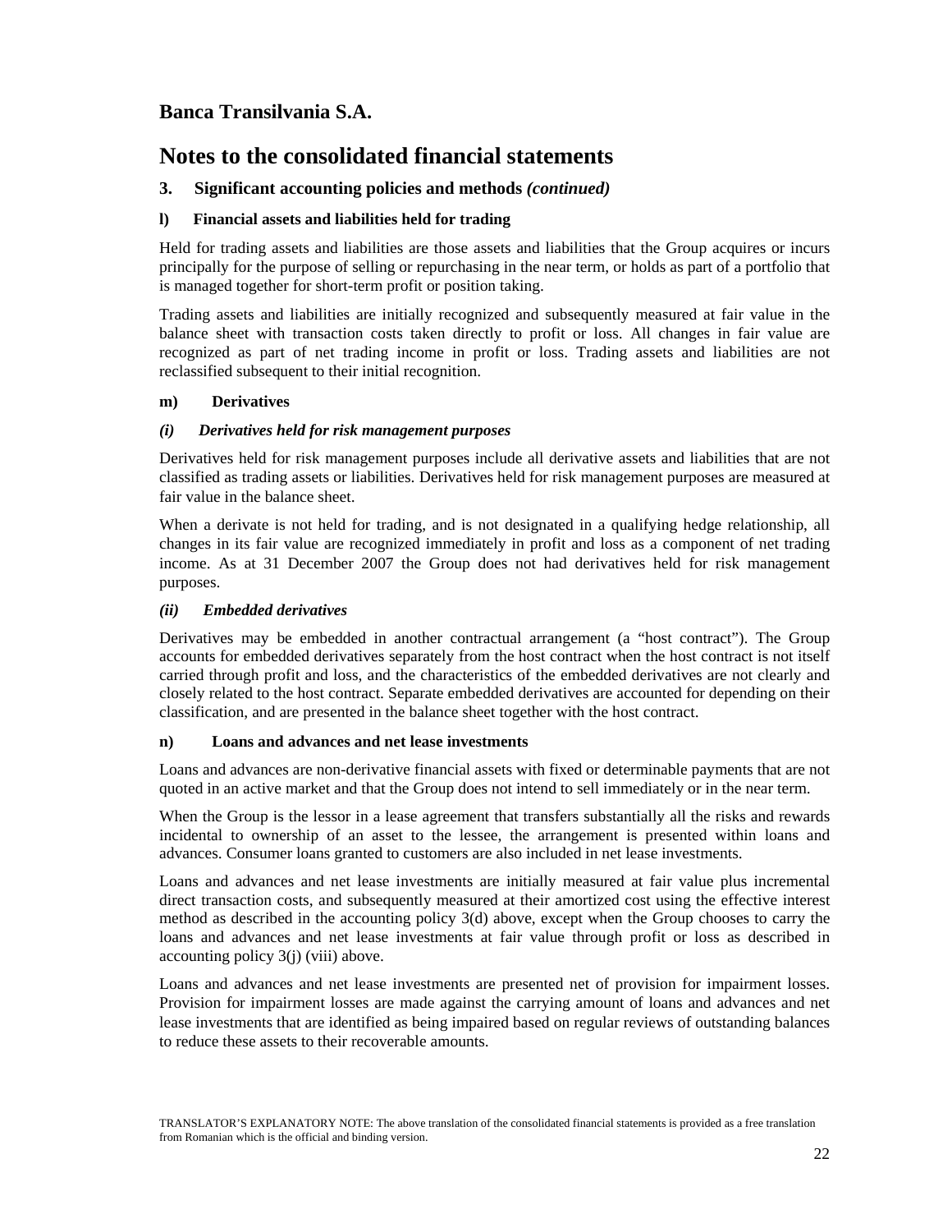# Banca Transilvania S.A.

# Notes to the consolidated financial statements

## 3. Significant accounting policies and methods *(continued)*

### l) Financial assets and liabilities held for trading

Held for trading assets and liabilities are those assets and liabilities that the Group acquires or incurs principally for the purpose of selling or repurchasing in the near term, or holds as part of a portfolio that is managed together for short-term profit or position taking.

Trading assets and liabilities are initially recognized and subsequently measured at fair value in the balance sheet with transaction costs taken directly to profit or loss. All changes in fair value are recognized as part of net trading income in profit or loss. Trading assets and liabilities are not reclassified subsequent to their initial recognition.

### m) Derivatives

#### *(i) Derivatives held for risk management purposes*

Derivatives held for risk management purposes include all derivative assets and liabilities that are not classified as trading assets or liabilities. Derivatives held for risk management purposes are measured at fair value in the balance sheet.

When a derivate is not held for trading, and is not designated in a qualifying hedge relationship, all changes in its fair value are recognized immediately in profit and loss as a component of net trading income. As at 31 December 2007 the Group does not had derivatives held for risk management purposes.

#### *(ii) Embedded derivatives*

Derivatives may be embedded in another contractual arrangement (a "host contract"). The Group accounts for embedded derivatives separately from the host contract when the host contract is not itself carried through profit and loss, and the characteristics of the embedded derivatives are not clearly and closely related to the host contract. Separate embedded derivatives are accounted for depending on their classification, and are presented in the balance sheet together with the host contract.

### n) Loans and advances and net lease investments

Loans and advances are non-derivative financial assets with fixed or determinable payments that are not quoted in an active market and that the Group does not intend to sell immediately or in the near term.

When the Group is the lessor in a lease agreement that transfers substantially all the risks and rewards incidental to ownership of an asset to the lessee, the arrangement is presented within loans and advances. Consumer loans granted to customers are also included in net lease investments.

Loans and advances and net lease investments are initially measured at fair value plus incremental direct transaction costs, and subsequently measured at their amortized cost using the effective interest method as described in the accounting policy 3(d) above, except when the Group chooses to carry the loans and advances and net lease investments at fair value through profit or loss as described in accounting policy 3(j) (viii) above.

Loans and advances and net lease investments are presented net of provision for impairment losses. Provision for impairment losses are made against the carrying amount of loans and advances and net lease investments that are identified as being impaired based on regular reviews of outstanding balances to reduce these assets to their recoverable amounts.

TRANSLATOR'S EXPLANATORY NOTE: The above translation of the consolidated financial statements is provided as a free translation from Romanian which is the official and binding version.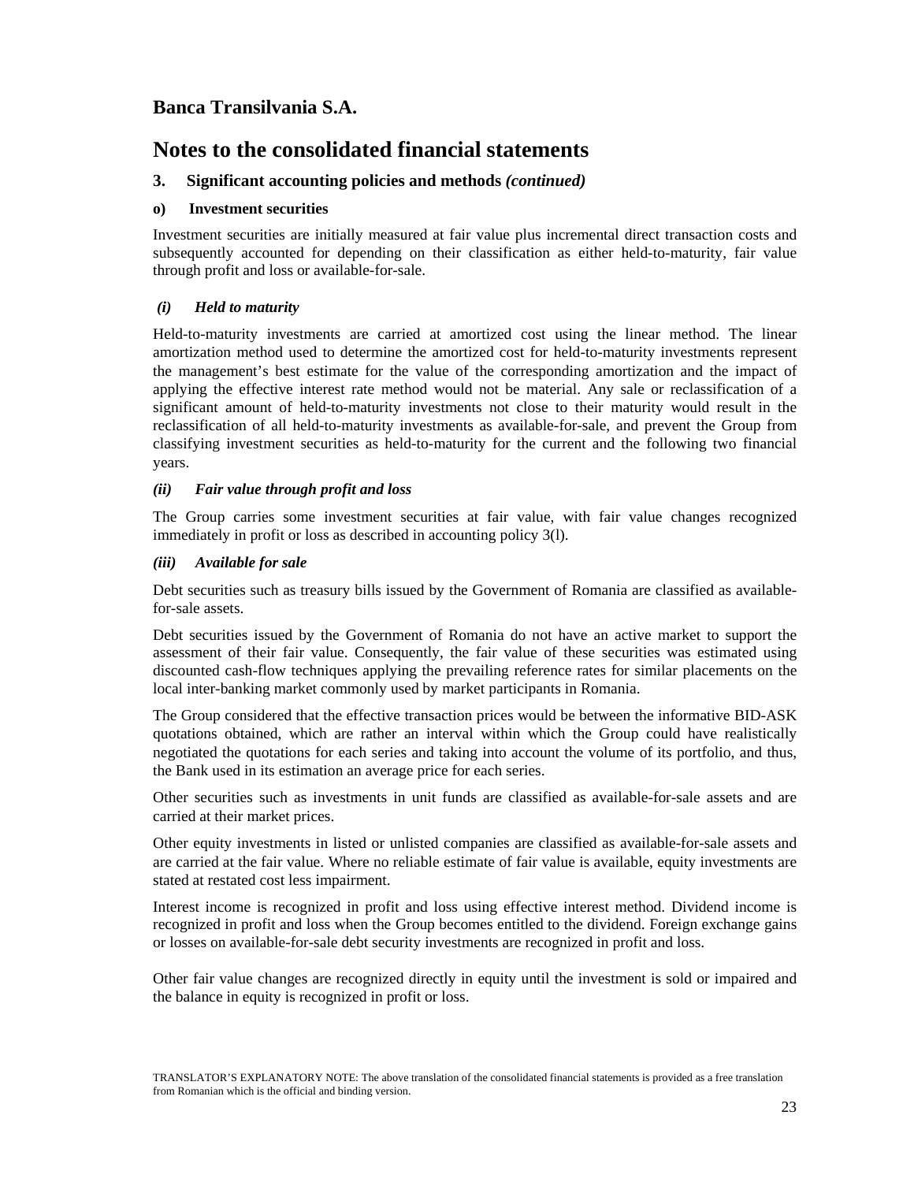# Banca Transilvania S.A.

# Notes to the consolidated financial statements

## 3. Significant accounting policies and methods *(continued)*

### o) Investment securities

Investment securities are initially measured at fair value plus incremental direct transaction costs and subsequently accounted for depending on their classification as either held-to-maturity, fair value through profit and loss or available-for-sale.

#### *(i) Held to maturity*

Held-to-maturity investments are carried at amortized cost using the linear method. The linear amortization method used to determine the amortized cost for held-to-maturity investments represent the management's best estimate for the value of the corresponding amortization and the impact of applying the effective interest rate method would not be material. Any sale or reclassification of a significant amount of held-to-maturity investments not close to their maturity would result in the reclassification of all held-to-maturity investments as available-for-sale, and prevent the Group from classifying investment securities as held-to-maturity for the current and the following two financial years.

#### *(ii) Fair value through profit and loss*

The Group carries some investment securities at fair value, with fair value changes recognized immediately in profit or loss as described in accounting policy 3(l).

#### *(iii) Available for sale*

Debt securities such as treasury bills issued by the Government of Romania are classified as available-for-sale assets.

Debt securities issued by the Government of Romania do not have an active market to support the assessment of their fair value. Consequently, the fair value of these securities was estimated using discounted cash-flow techniques applying the prevailing reference rates for similar placements on the local inter-banking market commonly used by market participants in Romania.

The Group considered that the effective transaction prices would be between the informative BID-ASK quotations obtained, which are rather an interval within which the Group could have realistically negotiated the quotations for each series and taking into account the volume of its portfolio, and thus, the Bank used in its estimation an average price for each series.

Other securities such as investments in unit funds are classified as available-for-sale assets and are carried at their market prices.

Other equity investments in listed or unlisted companies are classified as available-for-sale assets and are carried at the fair value. Where no reliable estimate of fair value is available, equity investments are stated at restated cost less impairment.

Interest income is recognized in profit and loss using effective interest method. Dividend income is recognized in profit and loss when the Group becomes entitled to the dividend. Foreign exchange gains or losses on available-for-sale debt security investments are recognized in profit and loss.

Other fair value changes are recognized directly in equity until the investment is sold or impaired and the balance in equity is recognized in profit or loss.

TRANSLATOR'S EXPLANATORY NOTE: The above translation of the consolidated financial statements is provided as a free translation from Romanian which is the official and binding version.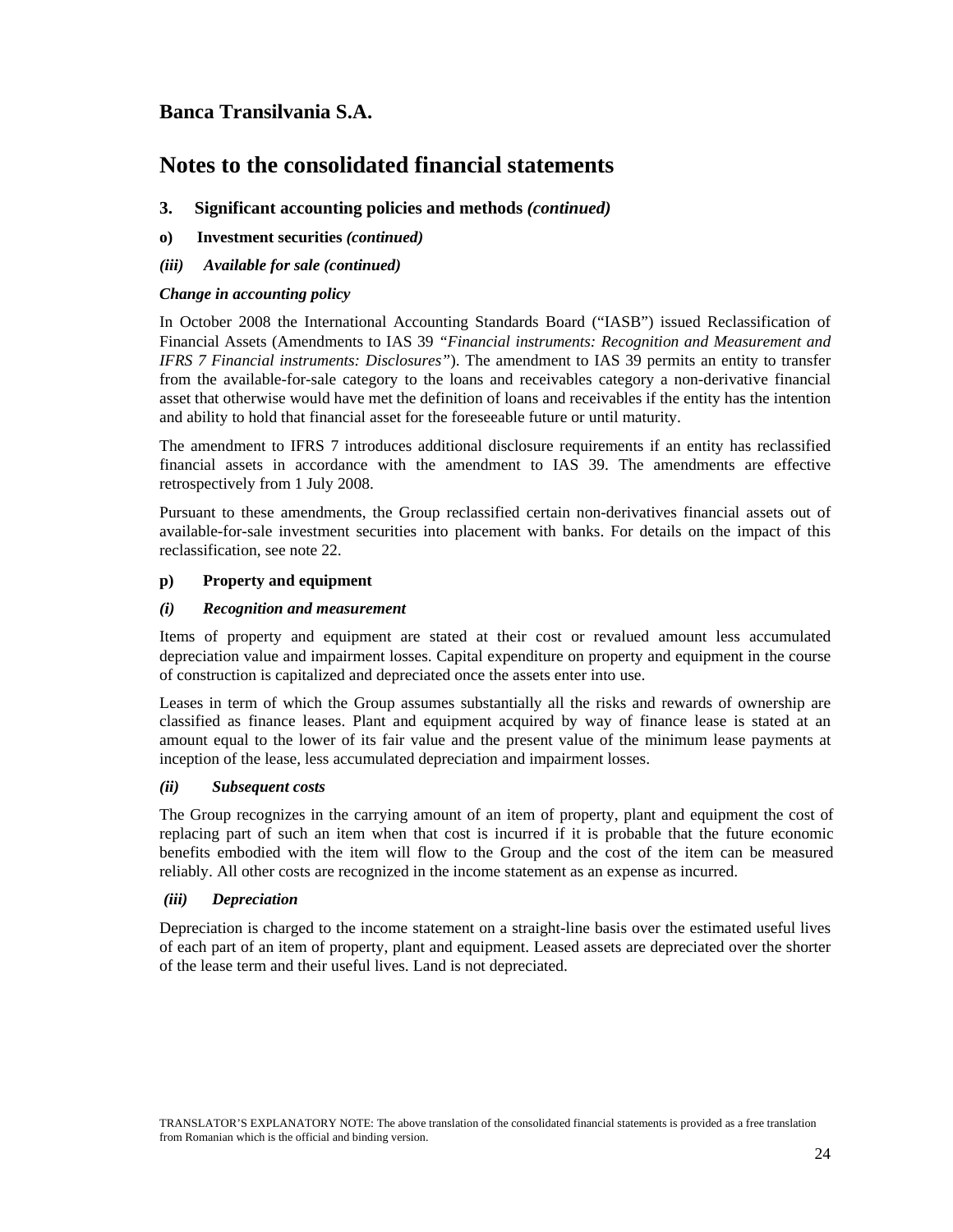# Banca Transilvania S.A.

# Notes to the consolidated financial statements

## 3. Significant accounting policies and methods *(continued)*

### o) Investment securities *(continued)*

#### *(iii) Available for sale (continued)*

***Change in accounting policy***

In October 2008 the International Accounting Standards Board ("IASB") issued Reclassification of Financial Assets (Amendments to IAS 39 *"Financial instruments: Recognition and Measurement and IFRS 7 Financial instruments: Disclosures"*). The amendment to IAS 39 permits an entity to transfer from the available-for-sale category to the loans and receivables category a non-derivative financial asset that otherwise would have met the definition of loans and receivables if the entity has the intention and ability to hold that financial asset for the foreseeable future or until maturity.

The amendment to IFRS 7 introduces additional disclosure requirements if an entity has reclassified financial assets in accordance with the amendment to IAS 39. The amendments are effective retrospectively from 1 July 2008.

Pursuant to these amendments, the Group reclassified certain non-derivatives financial assets out of available-for-sale investment securities into placement with banks. For details on the impact of this reclassification, see note 22.

### p) Property and equipment

#### *(i) Recognition and measurement*

Items of property and equipment are stated at their cost or revalued amount less accumulated depreciation value and impairment losses. Capital expenditure on property and equipment in the course of construction is capitalized and depreciated once the assets enter into use.

Leases in term of which the Group assumes substantially all the risks and rewards of ownership are classified as finance leases. Plant and equipment acquired by way of finance lease is stated at an amount equal to the lower of its fair value and the present value of the minimum lease payments at inception of the lease, less accumulated depreciation and impairment losses.

#### *(ii) Subsequent costs*

The Group recognizes in the carrying amount of an item of property, plant and equipment the cost of replacing part of such an item when that cost is incurred if it is probable that the future economic benefits embodied with the item will flow to the Group and the cost of the item can be measured reliably. All other costs are recognized in the income statement as an expense as incurred.

#### *(iii) Depreciation*

Depreciation is charged to the income statement on a straight-line basis over the estimated useful lives of each part of an item of property, plant and equipment. Leased assets are depreciated over the shorter of the lease term and their useful lives. Land is not depreciated.

TRANSLATOR'S EXPLANATORY NOTE: The above translation of the consolidated financial statements is provided as a free translation from Romanian which is the official and binding version.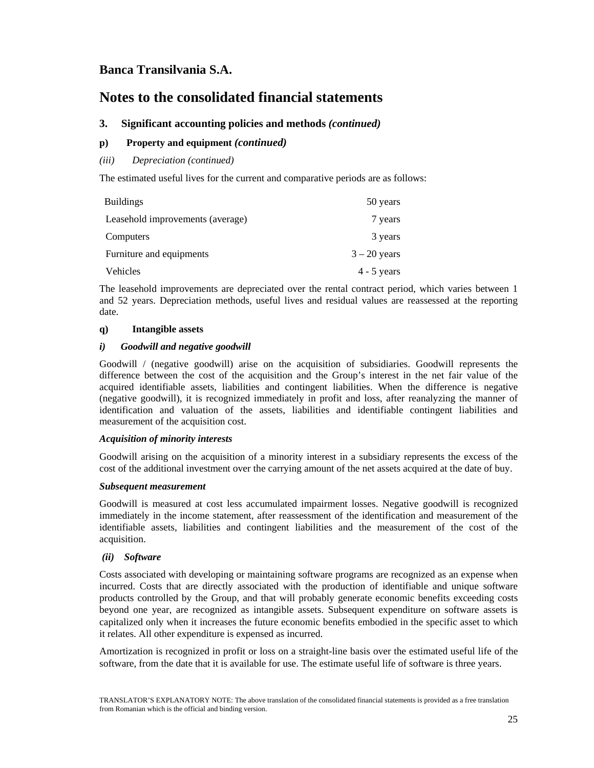## Banca Transilvania S.A.

# Notes to the consolidated financial statements

### 3. Significant accounting policies and methods *(continued)*

**p) Property and equipment *(continued)***

*(iii) Depreciation (continued)*

The estimated useful lives for the current and comparative periods are as follows:

| | |
|---|---|
| Buildings | 50 years |
| Leasehold improvements (average) | 7 years |
| Computers | 3 years |
| Furniture and equipments | 3 – 20 years |
| Vehicles | 4 - 5 years |

The leasehold improvements are depreciated over the rental contract period, which varies between 1 and 52 years. Depreciation methods, useful lives and residual values are reassessed at the reporting date.

**q) Intangible assets**

***i) Goodwill and negative goodwill***

Goodwill / (negative goodwill) arise on the acquisition of subsidiaries. Goodwill represents the difference between the cost of the acquisition and the Group's interest in the net fair value of the acquired identifiable assets, liabilities and contingent liabilities. When the difference is negative (negative goodwill), it is recognized immediately in profit and loss, after reanalyzing the manner of identification and valuation of the assets, liabilities and identifiable contingent liabilities and measurement of the acquisition cost.

***Acquisition of minority interests***

Goodwill arising on the acquisition of a minority interest in a subsidiary represents the excess of the cost of the additional investment over the carrying amount of the net assets acquired at the date of buy.

***Subsequent measurement***

Goodwill is measured at cost less accumulated impairment losses. Negative goodwill is recognized immediately in the income statement, after reassessment of the identification and measurement of the identifiable assets, liabilities and contingent liabilities and the measurement of the cost of the acquisition.

***(ii) Software***

Costs associated with developing or maintaining software programs are recognized as an expense when incurred. Costs that are directly associated with the production of identifiable and unique software products controlled by the Group, and that will probably generate economic benefits exceeding costs beyond one year, are recognized as intangible assets. Subsequent expenditure on software assets is capitalized only when it increases the future economic benefits embodied in the specific asset to which it relates. All other expenditure is expensed as incurred.

Amortization is recognized in profit or loss on a straight-line basis over the estimated useful life of the software, from the date that it is available for use. The estimate useful life of software is three years.

TRANSLATOR'S EXPLANATORY NOTE: The above translation of the consolidated financial statements is provided as a free translation from Romanian which is the official and binding version.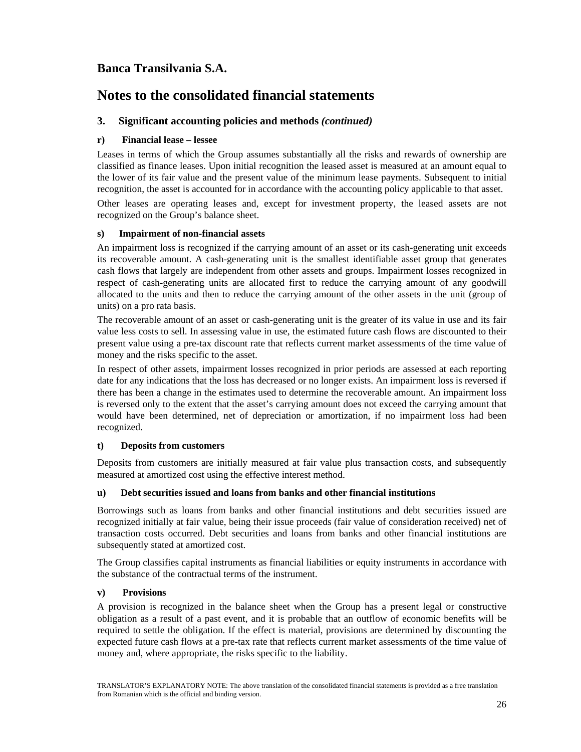# Banca Transilvania S.A.

# Notes to the consolidated financial statements

### 3. Significant accounting policies and methods *(continued)*

#### r) Financial lease – lessee

Leases in terms of which the Group assumes substantially all the risks and rewards of ownership are classified as finance leases. Upon initial recognition the leased asset is measured at an amount equal to the lower of its fair value and the present value of the minimum lease payments. Subsequent to initial recognition, the asset is accounted for in accordance with the accounting policy applicable to that asset.

Other leases are operating leases and, except for investment property, the leased assets are not recognized on the Group's balance sheet.

#### s) Impairment of non-financial assets

An impairment loss is recognized if the carrying amount of an asset or its cash-generating unit exceeds its recoverable amount. A cash-generating unit is the smallest identifiable asset group that generates cash flows that largely are independent from other assets and groups. Impairment losses recognized in respect of cash-generating units are allocated first to reduce the carrying amount of any goodwill allocated to the units and then to reduce the carrying amount of the other assets in the unit (group of units) on a pro rata basis.

The recoverable amount of an asset or cash-generating unit is the greater of its value in use and its fair value less costs to sell. In assessing value in use, the estimated future cash flows are discounted to their present value using a pre-tax discount rate that reflects current market assessments of the time value of money and the risks specific to the asset.

In respect of other assets, impairment losses recognized in prior periods are assessed at each reporting date for any indications that the loss has decreased or no longer exists. An impairment loss is reversed if there has been a change in the estimates used to determine the recoverable amount. An impairment loss is reversed only to the extent that the asset's carrying amount does not exceed the carrying amount that would have been determined, net of depreciation or amortization, if no impairment loss had been recognized.

#### t) Deposits from customers

Deposits from customers are initially measured at fair value plus transaction costs, and subsequently measured at amortized cost using the effective interest method.

#### u) Debt securities issued and loans from banks and other financial institutions

Borrowings such as loans from banks and other financial institutions and debt securities issued are recognized initially at fair value, being their issue proceeds (fair value of consideration received) net of transaction costs occurred. Debt securities and loans from banks and other financial institutions are subsequently stated at amortized cost.

The Group classifies capital instruments as financial liabilities or equity instruments in accordance with the substance of the contractual terms of the instrument.

#### v) Provisions

A provision is recognized in the balance sheet when the Group has a present legal or constructive obligation as a result of a past event, and it is probable that an outflow of economic benefits will be required to settle the obligation. If the effect is material, provisions are determined by discounting the expected future cash flows at a pre-tax rate that reflects current market assessments of the time value of money and, where appropriate, the risks specific to the liability.

TRANSLATOR'S EXPLANATORY NOTE: The above translation of the consolidated financial statements is provided as a free translation from Romanian which is the official and binding version.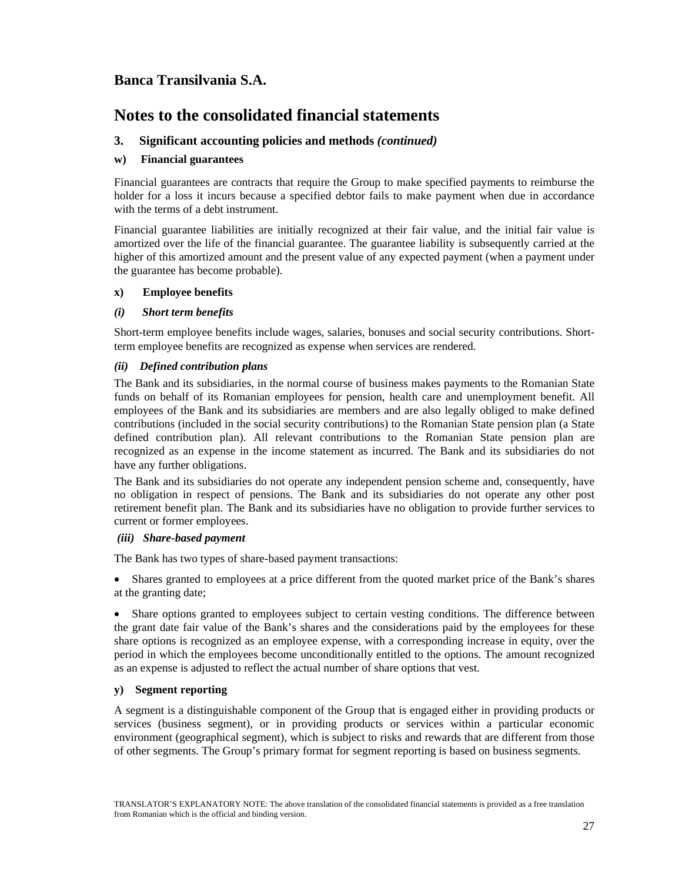## Banca Transilvania S.A.

# Notes to the consolidated financial statements

### 3. Significant accounting policies and methods *(continued)*

#### w) Financial guarantees

Financial guarantees are contracts that require the Group to make specified payments to reimburse the holder for a loss it incurs because a specified debtor fails to make payment when due in accordance with the terms of a debt instrument.

Financial guarantee liabilities are initially recognized at their fair value, and the initial fair value is amortized over the life of the financial guarantee. The guarantee liability is subsequently carried at the higher of this amortized amount and the present value of any expected payment (when a payment under the guarantee has become probable).

#### x) Employee benefits

***(i) Short term benefits***

Short-term employee benefits include wages, salaries, bonuses and social security contributions. Short-term employee benefits are recognized as expense when services are rendered.

***(ii) Defined contribution plans***

The Bank and its subsidiaries, in the normal course of business makes payments to the Romanian State funds on behalf of its Romanian employees for pension, health care and unemployment benefit. All employees of the Bank and its subsidiaries are members and are also legally obliged to make defined contributions (included in the social security contributions) to the Romanian State pension plan (a State defined contribution plan). All relevant contributions to the Romanian State pension plan are recognized as an expense in the income statement as incurred. The Bank and its subsidiaries do not have any further obligations.

The Bank and its subsidiaries do not operate any independent pension scheme and, consequently, have no obligation in respect of pensions. The Bank and its subsidiaries do not operate any other post retirement benefit plan. The Bank and its subsidiaries have no obligation to provide further services to current or former employees.

***(iii) Share-based payment***

The Bank has two types of share-based payment transactions:

- Shares granted to employees at a price different from the quoted market price of the Bank's shares at the granting date;

- Share options granted to employees subject to certain vesting conditions. The difference between the grant date fair value of the Bank's shares and the considerations paid by the employees for these share options is recognized as an employee expense, with a corresponding increase in equity, over the period in which the employees become unconditionally entitled to the options. The amount recognized as an expense is adjusted to reflect the actual number of share options that vest.

#### y) Segment reporting

A segment is a distinguishable component of the Group that is engaged either in providing products or services (business segment), or in providing products or services within a particular economic environment (geographical segment), which is subject to risks and rewards that are different from those of other segments. The Group's primary format for segment reporting is based on business segments.

TRANSLATOR'S EXPLANATORY NOTE: The above translation of the consolidated financial statements is provided as a free translation from Romanian which is the official and binding version.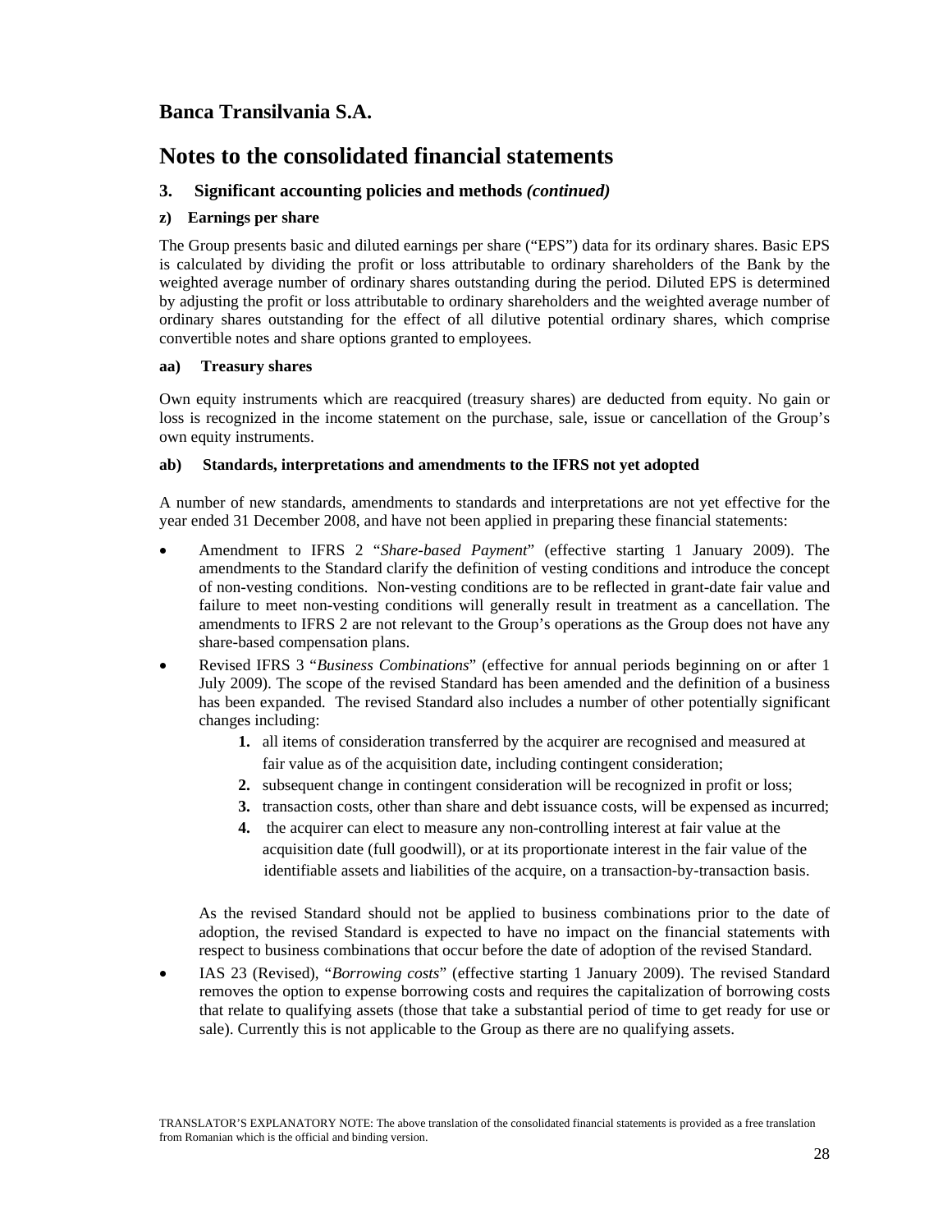# Banca Transilvania S.A.

# Notes to the consolidated financial statements

### 3. Significant accounting policies and methods *(continued)*

#### z) Earnings per share

The Group presents basic and diluted earnings per share ("EPS") data for its ordinary shares. Basic EPS is calculated by dividing the profit or loss attributable to ordinary shareholders of the Bank by the weighted average number of ordinary shares outstanding during the period. Diluted EPS is determined by adjusting the profit or loss attributable to ordinary shareholders and the weighted average number of ordinary shares outstanding for the effect of all dilutive potential ordinary shares, which comprise convertible notes and share options granted to employees.

#### aa) Treasury shares

Own equity instruments which are reacquired (treasury shares) are deducted from equity. No gain or loss is recognized in the income statement on the purchase, sale, issue or cancellation of the Group's own equity instruments.

#### ab) Standards, interpretations and amendments to the IFRS not yet adopted

A number of new standards, amendments to standards and interpretations are not yet effective for the year ended 31 December 2008, and have not been applied in preparing these financial statements:

- Amendment to IFRS 2 "*Share-based Payment*" (effective starting 1 January 2009). The amendments to the Standard clarify the definition of vesting conditions and introduce the concept of non-vesting conditions. Non-vesting conditions are to be reflected in grant-date fair value and failure to meet non-vesting conditions will generally result in treatment as a cancellation. The amendments to IFRS 2 are not relevant to the Group's operations as the Group does not have any share-based compensation plans.
- Revised IFRS 3 "*Business Combinations*" (effective for annual periods beginning on or after 1 July 2009). The scope of the revised Standard has been amended and the definition of a business has been expanded. The revised Standard also includes a number of other potentially significant changes including:
    1. all items of consideration transferred by the acquirer are recognised and measured at fair value as of the acquisition date, including contingent consideration;
    2. subsequent change in contingent consideration will be recognized in profit or loss;
    3. transaction costs, other than share and debt issuance costs, will be expensed as incurred;
    4. the acquirer can elect to measure any non-controlling interest at fair value at the acquisition date (full goodwill), or at its proportionate interest in the fair value of the identifiable assets and liabilities of the acquire, on a transaction-by-transaction basis.

  As the revised Standard should not be applied to business combinations prior to the date of adoption, the revised Standard is expected to have no impact on the financial statements with respect to business combinations that occur before the date of adoption of the revised Standard.
- IAS 23 (Revised), "*Borrowing costs*" (effective starting 1 January 2009). The revised Standard removes the option to expense borrowing costs and requires the capitalization of borrowing costs that relate to qualifying assets (those that take a substantial period of time to get ready for use or sale). Currently this is not applicable to the Group as there are no qualifying assets.

TRANSLATOR'S EXPLANATORY NOTE: The above translation of the consolidated financial statements is provided as a free translation from Romanian which is the official and binding version.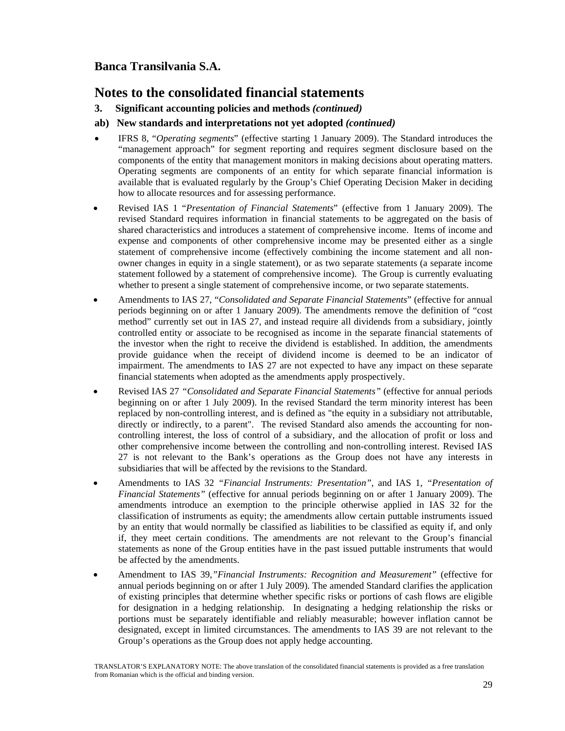# Banca Transilvania S.A.

# Notes to the consolidated financial statements

### 3. Significant accounting policies and methods *(continued)*

### ab) New standards and interpretations not yet adopted *(continued)*

- IFRS 8, "*Operating segments*" (effective starting 1 January 2009). The Standard introduces the "management approach" for segment reporting and requires segment disclosure based on the components of the entity that management monitors in making decisions about operating matters. Operating segments are components of an entity for which separate financial information is available that is evaluated regularly by the Group's Chief Operating Decision Maker in deciding how to allocate resources and for assessing performance.

- Revised IAS 1 "*Presentation of Financial Statements*" (effective from 1 January 2009). The revised Standard requires information in financial statements to be aggregated on the basis of shared characteristics and introduces a statement of comprehensive income. Items of income and expense and components of other comprehensive income may be presented either as a single statement of comprehensive income (effectively combining the income statement and all non-owner changes in equity in a single statement), or as two separate statements (a separate income statement followed by a statement of comprehensive income). The Group is currently evaluating whether to present a single statement of comprehensive income, or two separate statements.

- Amendments to IAS 27, "*Consolidated and Separate Financial Statements*" (effective for annual periods beginning on or after 1 January 2009). The amendments remove the definition of "cost method" currently set out in IAS 27, and instead require all dividends from a subsidiary, jointly controlled entity or associate to be recognised as income in the separate financial statements of the investor when the right to receive the dividend is established. In addition, the amendments provide guidance when the receipt of dividend income is deemed to be an indicator of impairment. The amendments to IAS 27 are not expected to have any impact on these separate financial statements when adopted as the amendments apply prospectively.

- Revised IAS 27 *"Consolidated and Separate Financial Statements"* (effective for annual periods beginning on or after 1 July 2009). In the revised Standard the term minority interest has been replaced by non-controlling interest, and is defined as "the equity in a subsidiary not attributable, directly or indirectly, to a parent". The revised Standard also amends the accounting for non-controlling interest, the loss of control of a subsidiary, and the allocation of profit or loss and other comprehensive income between the controlling and non-controlling interest. Revised IAS 27 is not relevant to the Bank's operations as the Group does not have any interests in subsidiaries that will be affected by the revisions to the Standard.

- Amendments to IAS 32 *"Financial Instruments: Presentation"*, and IAS 1, *"Presentation of Financial Statements"* (effective for annual periods beginning on or after 1 January 2009). The amendments introduce an exemption to the principle otherwise applied in IAS 32 for the classification of instruments as equity; the amendments allow certain puttable instruments issued by an entity that would normally be classified as liabilities to be classified as equity if, and only if, they meet certain conditions. The amendments are not relevant to the Group's financial statements as none of the Group entities have in the past issued puttable instruments that would be affected by the amendments.

- Amendment to IAS 39,*"Financial Instruments: Recognition and Measurement"* (effective for annual periods beginning on or after 1 July 2009). The amended Standard clarifies the application of existing principles that determine whether specific risks or portions of cash flows are eligible for designation in a hedging relationship. In designating a hedging relationship the risks or portions must be separately identifiable and reliably measurable; however inflation cannot be designated, except in limited circumstances. The amendments to IAS 39 are not relevant to the Group's operations as the Group does not apply hedge accounting.

TRANSLATOR'S EXPLANATORY NOTE: The above translation of the consolidated financial statements is provided as a free translation from Romanian which is the official and binding version.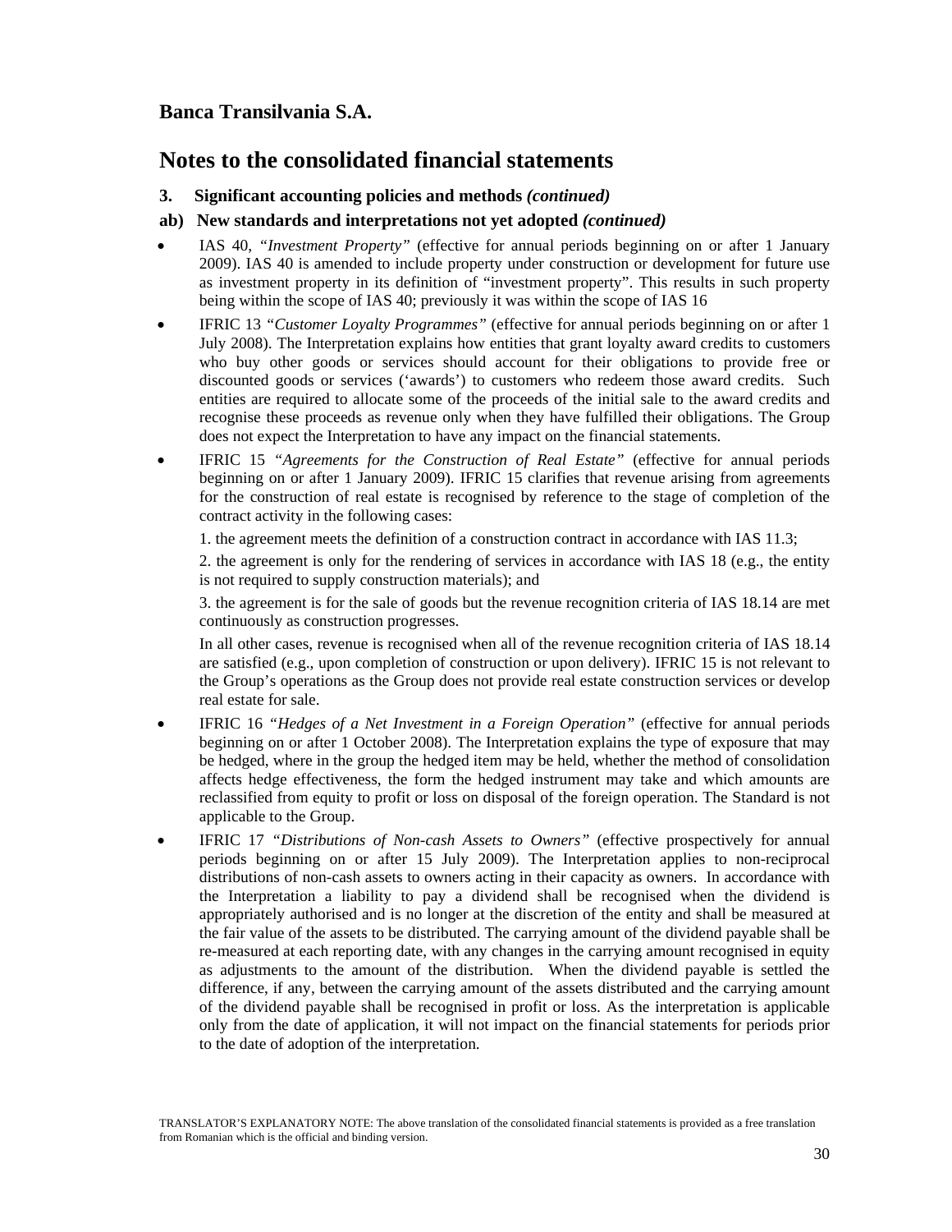**Banca Transilvania S.A.**

# Notes to the consolidated financial statements

### 3. Significant accounting policies and methods *(continued)*

### ab) New standards and interpretations not yet adopted *(continued)*

- IAS 40, *"Investment Property"* (effective for annual periods beginning on or after 1 January 2009). IAS 40 is amended to include property under construction or development for future use as investment property in its definition of "investment property". This results in such property being within the scope of IAS 40; previously it was within the scope of IAS 16

- IFRIC 13 *"Customer Loyalty Programmes"* (effective for annual periods beginning on or after 1 July 2008). The Interpretation explains how entities that grant loyalty award credits to customers who buy other goods or services should account for their obligations to provide free or discounted goods or services ('awards') to customers who redeem those award credits. Such entities are required to allocate some of the proceeds of the initial sale to the award credits and recognise these proceeds as revenue only when they have fulfilled their obligations. The Group does not expect the Interpretation to have any impact on the financial statements.

- IFRIC 15 *"Agreements for the Construction of Real Estate"* (effective for annual periods beginning on or after 1 January 2009). IFRIC 15 clarifies that revenue arising from agreements for the construction of real estate is recognised by reference to the stage of completion of the contract activity in the following cases:

  1. the agreement meets the definition of a construction contract in accordance with IAS 11.3;

  2. the agreement is only for the rendering of services in accordance with IAS 18 (e.g., the entity is not required to supply construction materials); and

  3. the agreement is for the sale of goods but the revenue recognition criteria of IAS 18.14 are met continuously as construction progresses.

  In all other cases, revenue is recognised when all of the revenue recognition criteria of IAS 18.14 are satisfied (e.g., upon completion of construction or upon delivery). IFRIC 15 is not relevant to the Group's operations as the Group does not provide real estate construction services or develop real estate for sale.

- IFRIC 16 *"Hedges of a Net Investment in a Foreign Operation"* (effective for annual periods beginning on or after 1 October 2008). The Interpretation explains the type of exposure that may be hedged, where in the group the hedged item may be held, whether the method of consolidation affects hedge effectiveness, the form the hedged instrument may take and which amounts are reclassified from equity to profit or loss on disposal of the foreign operation. The Standard is not applicable to the Group.

- IFRIC 17 *"Distributions of Non-cash Assets to Owners"* (effective prospectively for annual periods beginning on or after 15 July 2009). The Interpretation applies to non-reciprocal distributions of non-cash assets to owners acting in their capacity as owners. In accordance with the Interpretation a liability to pay a dividend shall be recognised when the dividend is appropriately authorised and is no longer at the discretion of the entity and shall be measured at the fair value of the assets to be distributed. The carrying amount of the dividend payable shall be re-measured at each reporting date, with any changes in the carrying amount recognised in equity as adjustments to the amount of the distribution. When the dividend payable is settled the difference, if any, between the carrying amount of the assets distributed and the carrying amount of the dividend payable shall be recognised in profit or loss. As the interpretation is applicable only from the date of application, it will not impact on the financial statements for periods prior to the date of adoption of the interpretation.

TRANSLATOR'S EXPLANATORY NOTE: The above translation of the consolidated financial statements is provided as a free translation from Romanian which is the official and binding version.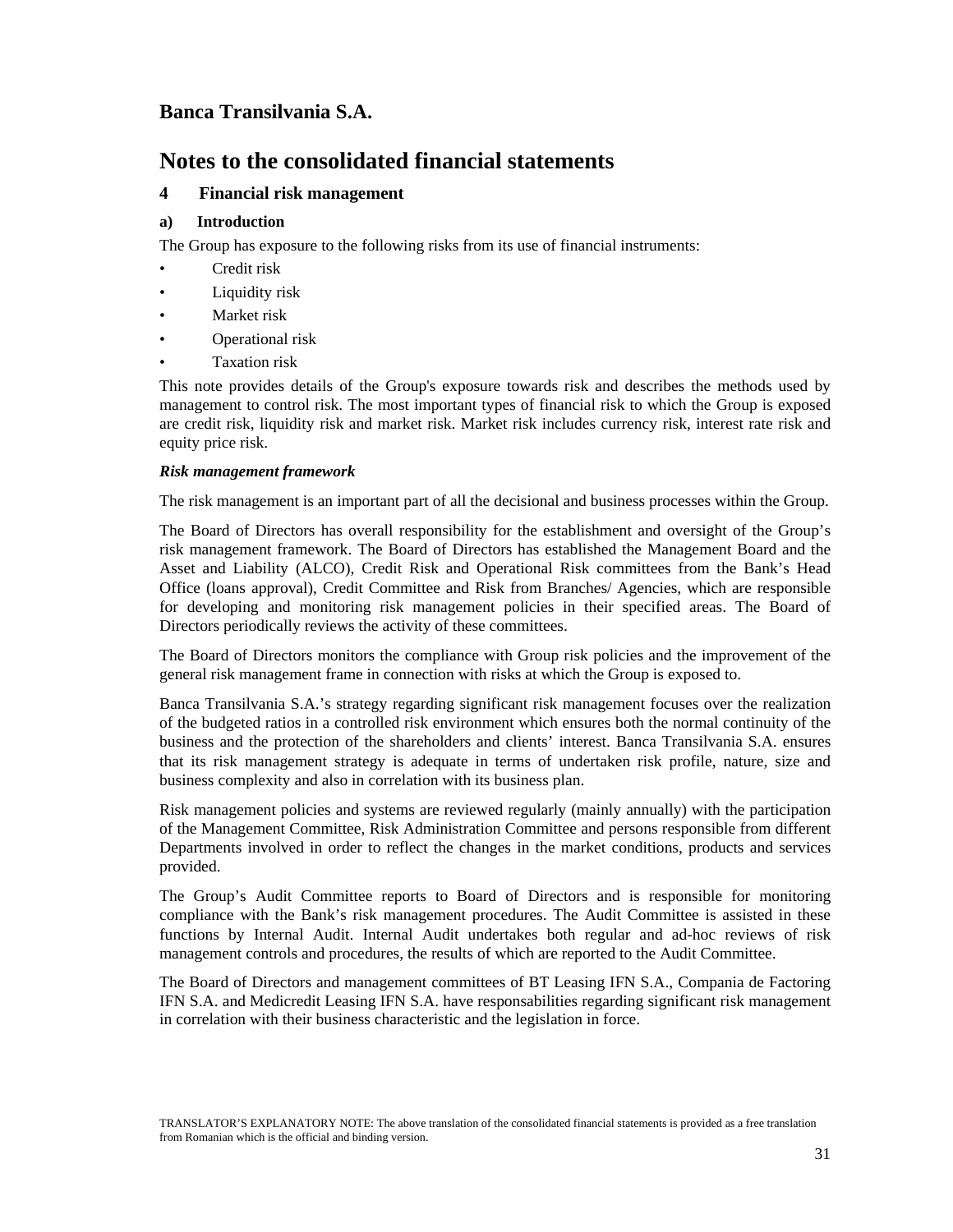# Banca Transilvania S.A.

# Notes to the consolidated financial statements

## 4 Financial risk management

### a) Introduction

The Group has exposure to the following risks from its use of financial instruments:

- Credit risk
- Liquidity risk
- Market risk
- Operational risk
- Taxation risk

This note provides details of the Group's exposure towards risk and describes the methods used by management to control risk. The most important types of financial risk to which the Group is exposed are credit risk, liquidity risk and market risk. Market risk includes currency risk, interest rate risk and equity price risk.

***Risk management framework***

The risk management is an important part of all the decisional and business processes within the Group.

The Board of Directors has overall responsibility for the establishment and oversight of the Group's risk management framework. The Board of Directors has established the Management Board and the Asset and Liability (ALCO), Credit Risk and Operational Risk committees from the Bank's Head Office (loans approval), Credit Committee and Risk from Branches/ Agencies, which are responsible for developing and monitoring risk management policies in their specified areas. The Board of Directors periodically reviews the activity of these committees.

The Board of Directors monitors the compliance with Group risk policies and the improvement of the general risk management frame in connection with risks at which the Group is exposed to.

Banca Transilvania S.A.'s strategy regarding significant risk management focuses over the realization of the budgeted ratios in a controlled risk environment which ensures both the normal continuity of the business and the protection of the shareholders and clients' interest. Banca Transilvania S.A. ensures that its risk management strategy is adequate in terms of undertaken risk profile, nature, size and business complexity and also in correlation with its business plan.

Risk management policies and systems are reviewed regularly (mainly annually) with the participation of the Management Committee, Risk Administration Committee and persons responsible from different Departments involved in order to reflect the changes in the market conditions, products and services provided.

The Group's Audit Committee reports to Board of Directors and is responsible for monitoring compliance with the Bank's risk management procedures. The Audit Committee is assisted in these functions by Internal Audit. Internal Audit undertakes both regular and ad-hoc reviews of risk management controls and procedures, the results of which are reported to the Audit Committee.

The Board of Directors and management committees of BT Leasing IFN S.A., Compania de Factoring IFN S.A. and Medicredit Leasing IFN S.A. have responsabilities regarding significant risk management in correlation with their business characteristic and the legislation in force.

TRANSLATOR'S EXPLANATORY NOTE: The above translation of the consolidated financial statements is provided as a free translation from Romanian which is the official and binding version.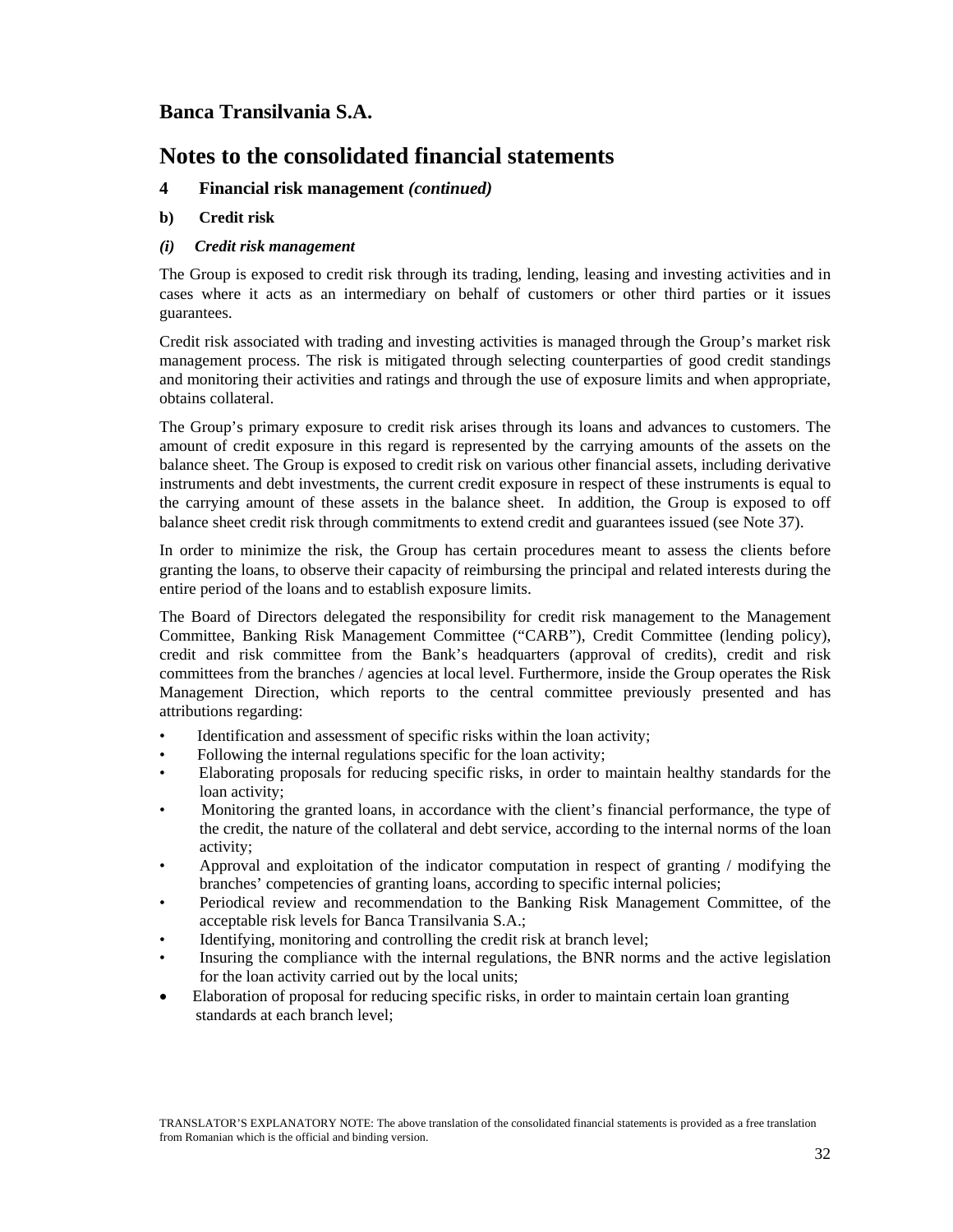# Banca Transilvania S.A.

# Notes to the consolidated financial statements

## 4 Financial risk management *(continued)*

### b) Credit risk

#### *(i) Credit risk management*

The Group is exposed to credit risk through its trading, lending, leasing and investing activities and in cases where it acts as an intermediary on behalf of customers or other third parties or it issues guarantees.

Credit risk associated with trading and investing activities is managed through the Group's market risk management process. The risk is mitigated through selecting counterparties of good credit standings and monitoring their activities and ratings and through the use of exposure limits and when appropriate, obtains collateral.

The Group's primary exposure to credit risk arises through its loans and advances to customers. The amount of credit exposure in this regard is represented by the carrying amounts of the assets on the balance sheet. The Group is exposed to credit risk on various other financial assets, including derivative instruments and debt investments, the current credit exposure in respect of these instruments is equal to the carrying amount of these assets in the balance sheet. In addition, the Group is exposed to off balance sheet credit risk through commitments to extend credit and guarantees issued (see Note 37).

In order to minimize the risk, the Group has certain procedures meant to assess the clients before granting the loans, to observe their capacity of reimbursing the principal and related interests during the entire period of the loans and to establish exposure limits.

The Board of Directors delegated the responsibility for credit risk management to the Management Committee, Banking Risk Management Committee ("CARB"), Credit Committee (lending policy), credit and risk committee from the Bank's headquarters (approval of credits), credit and risk committees from the branches / agencies at local level. Furthermore, inside the Group operates the Risk Management Direction, which reports to the central committee previously presented and has attributions regarding:

- Identification and assessment of specific risks within the loan activity;
- Following the internal regulations specific for the loan activity;
- Elaborating proposals for reducing specific risks, in order to maintain healthy standards for the loan activity;
- Monitoring the granted loans, in accordance with the client's financial performance, the type of the credit, the nature of the collateral and debt service, according to the internal norms of the loan activity;
- Approval and exploitation of the indicator computation in respect of granting / modifying the branches' competencies of granting loans, according to specific internal policies;
- Periodical review and recommendation to the Banking Risk Management Committee, of the acceptable risk levels for Banca Transilvania S.A.;
- Identifying, monitoring and controlling the credit risk at branch level;
- Insuring the compliance with the internal regulations, the BNR norms and the active legislation for the loan activity carried out by the local units;
- Elaboration of proposal for reducing specific risks, in order to maintain certain loan granting standards at each branch level;

TRANSLATOR'S EXPLANATORY NOTE: The above translation of the consolidated financial statements is provided as a free translation from Romanian which is the official and binding version.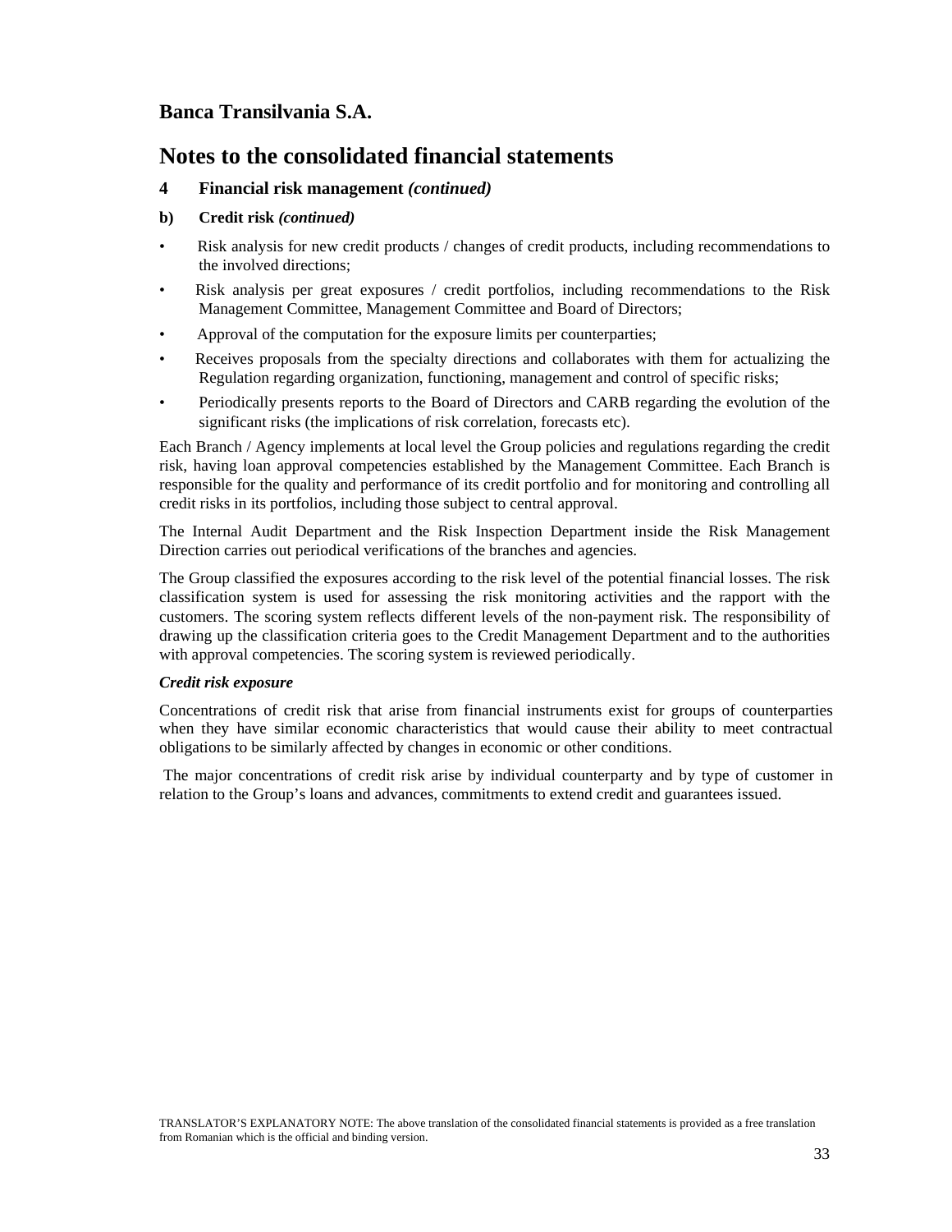# Banca Transilvania S.A.

# Notes to the consolidated financial statements

## 4 Financial risk management *(continued)*

### b) Credit risk *(continued)*

- Risk analysis for new credit products / changes of credit products, including recommendations to the involved directions;
- Risk analysis per great exposures / credit portfolios, including recommendations to the Risk Management Committee, Management Committee and Board of Directors;
- Approval of the computation for the exposure limits per counterparties;
- Receives proposals from the specialty directions and collaborates with them for actualizing the Regulation regarding organization, functioning, management and control of specific risks;
- Periodically presents reports to the Board of Directors and CARB regarding the evolution of the significant risks (the implications of risk correlation, forecasts etc).

Each Branch / Agency implements at local level the Group policies and regulations regarding the credit risk, having loan approval competencies established by the Management Committee. Each Branch is responsible for the quality and performance of its credit portfolio and for monitoring and controlling all credit risks in its portfolios, including those subject to central approval.

The Internal Audit Department and the Risk Inspection Department inside the Risk Management Direction carries out periodical verifications of the branches and agencies.

The Group classified the exposures according to the risk level of the potential financial losses. The risk classification system is used for assessing the risk monitoring activities and the rapport with the customers. The scoring system reflects different levels of the non-payment risk. The responsibility of drawing up the classification criteria goes to the Credit Management Department and to the authorities with approval competencies. The scoring system is reviewed periodically.

***Credit risk exposure***

Concentrations of credit risk that arise from financial instruments exist for groups of counterparties when they have similar economic characteristics that would cause their ability to meet contractual obligations to be similarly affected by changes in economic or other conditions.

The major concentrations of credit risk arise by individual counterparty and by type of customer in relation to the Group's loans and advances, commitments to extend credit and guarantees issued.

TRANSLATOR'S EXPLANATORY NOTE: The above translation of the consolidated financial statements is provided as a free translation from Romanian which is the official and binding version.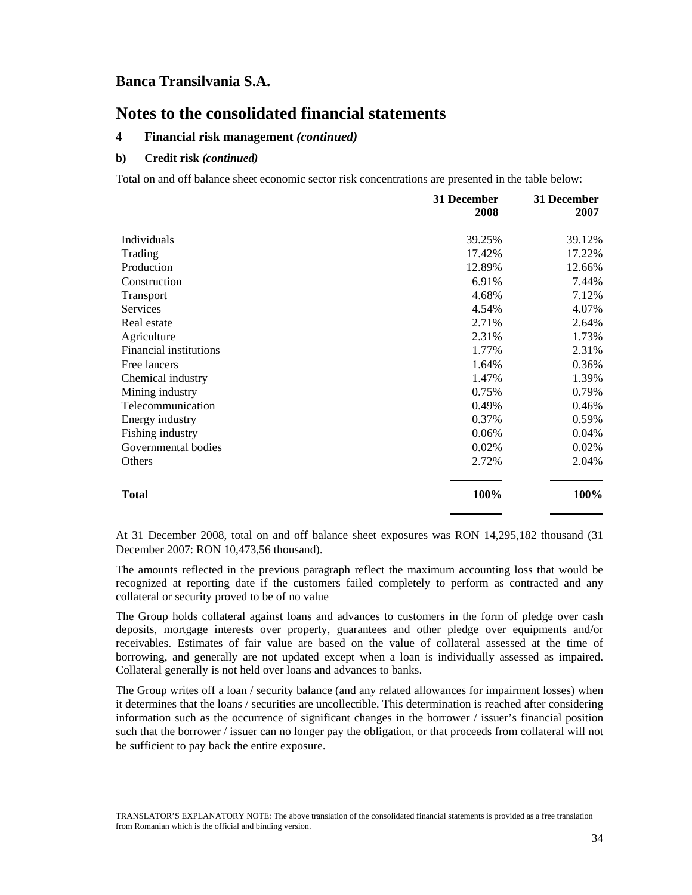# Banca Transilvania S.A.

# Notes to the consolidated financial statements

## 4 Financial risk management *(continued)*

### b) Credit risk *(continued)*

Total on and off balance sheet economic sector risk concentrations are presented in the table below:

| | 31 December 2008 | 31 December 2007 |
|---|---|---|
| Individuals | 39.25% | 39.12% |
| Trading | 17.42% | 17.22% |
| Production | 12.89% | 12.66% |
| Construction | 6.91% | 7.44% |
| Transport | 4.68% | 7.12% |
| Services | 4.54% | 4.07% |
| Real estate | 2.71% | 2.64% |
| Agriculture | 2.31% | 1.73% |
| Financial institutions | 1.77% | 2.31% |
| Free lancers | 1.64% | 0.36% |
| Chemical industry | 1.47% | 1.39% |
| Mining industry | 0.75% | 0.79% |
| Telecommunication | 0.49% | 0.46% |
| Energy industry | 0.37% | 0.59% |
| Fishing industry | 0.06% | 0.04% |
| Governmental bodies | 0.02% | 0.02% |
| Others | 2.72% | 2.04% |
| **Total** | **100%** | **100%** |

At 31 December 2008, total on and off balance sheet exposures was RON 14,295,182 thousand (31 December 2007: RON 10,473,56 thousand).

The amounts reflected in the previous paragraph reflect the maximum accounting loss that would be recognized at reporting date if the customers failed completely to perform as contracted and any collateral or security proved to be of no value

The Group holds collateral against loans and advances to customers in the form of pledge over cash deposits, mortgage interests over property, guarantees and other pledge over equipments and/or receivables. Estimates of fair value are based on the value of collateral assessed at the time of borrowing, and generally are not updated except when a loan is individually assessed as impaired. Collateral generally is not held over loans and advances to banks.

The Group writes off a loan / security balance (and any related allowances for impairment losses) when it determines that the loans / securities are uncollectible. This determination is reached after considering information such as the occurrence of significant changes in the borrower / issuer's financial position such that the borrower / issuer can no longer pay the obligation, or that proceeds from collateral will not be sufficient to pay back the entire exposure.

TRANSLATOR'S EXPLANATORY NOTE: The above translation of the consolidated financial statements is provided as a free translation from Romanian which is the official and binding version.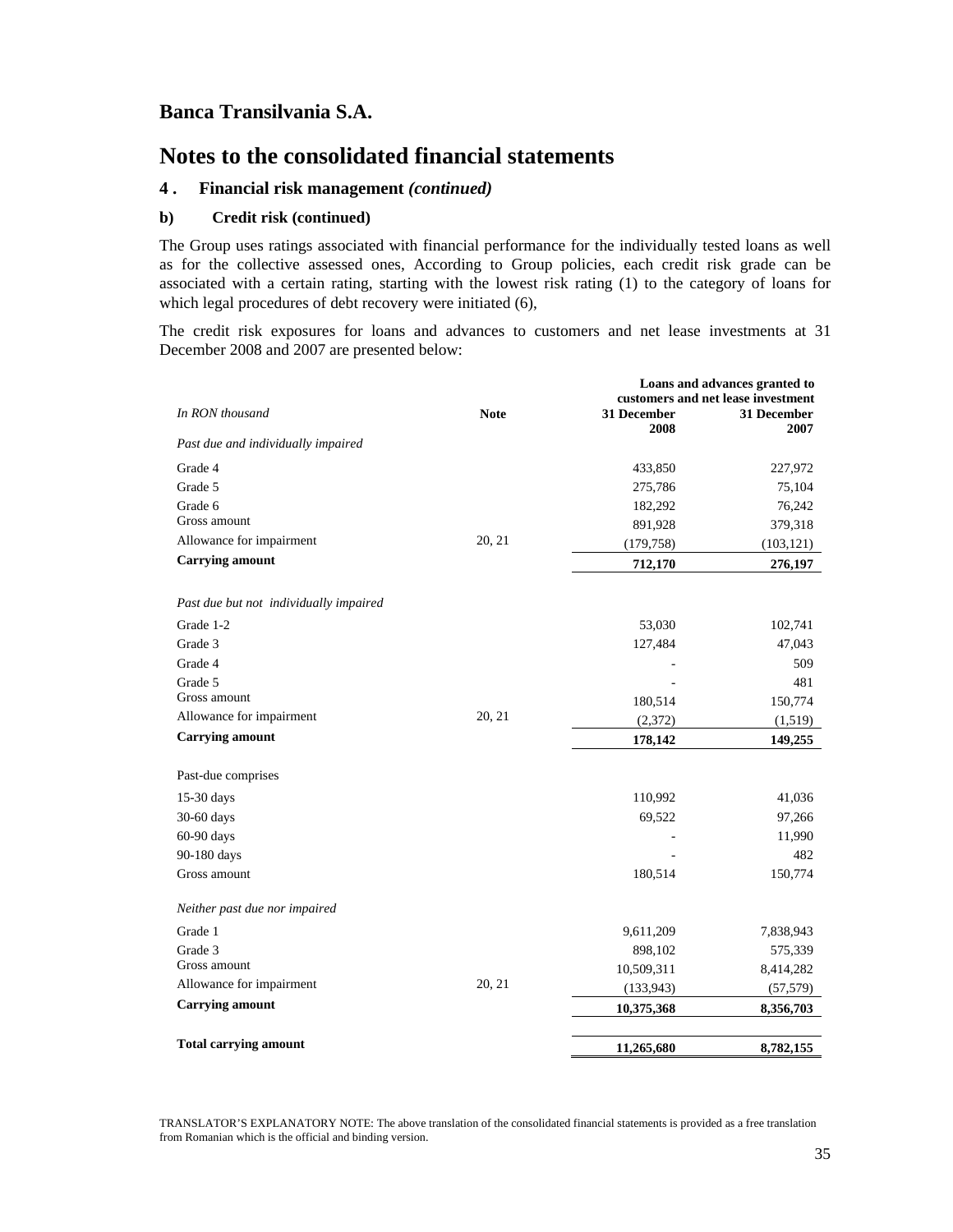# Banca Transilvania S.A.

# Notes to the consolidated financial statements

## 4 . Financial risk management *(continued)*

### b) Credit risk (continued)

The Group uses ratings associated with financial performance for the individually tested loans as well as for the collective assessed ones, According to Group policies, each credit risk grade can be associated with a certain rating, starting with the lowest risk rating (1) to the category of loans for which legal procedures of debt recovery were initiated (6),

The credit risk exposures for loans and advances to customers and net lease investments at 31 December 2008 and 2007 are presented below:

| | | Loans and advances granted to customers and net lease investment | |
|---|---|---|---|
| *In RON thousand* | **Note** | **31 December 2008** | **31 December 2007** |
| *Past due and individually impaired* | | | |
| Grade 4 | | 433,850 | 227,972 |
| Grade 5 | | 275,786 | 75,104 |
| Grade 6 | | 182,292 | 76,242 |
| Gross amount | | 891,928 | 379,318 |
| Allowance for impairment | 20, 21 | (179,758) | (103,121) |
| **Carrying amount** | | **712,170** | **276,197** |
| | | | |
| *Past due but not individually impaired* | | | |
| Grade 1-2 | | 53,030 | 102,741 |
| Grade 3 | | 127,484 | 47,043 |
| Grade 4 | | - | 509 |
| Grade 5 | | - | 481 |
| Gross amount | | 180,514 | 150,774 |
| Allowance for impairment | 20, 21 | (2,372) | (1,519) |
| **Carrying amount** | | **178,142** | **149,255** |
| | | | |
| Past-due comprises | | | |
| 15-30 days | | 110,992 | 41,036 |
| 30-60 days | | 69,522 | 97,266 |
| 60-90 days | | - | 11,990 |
| 90-180 days | | - | 482 |
| Gross amount | | 180,514 | 150,774 |
| | | | |
| *Neither past due nor impaired* | | | |
| Grade 1 | | 9,611,209 | 7,838,943 |
| Grade 3 | | 898,102 | 575,339 |
| Gross amount | | 10,509,311 | 8,414,282 |
| Allowance for impairment | 20, 21 | (133,943) | (57,579) |
| **Carrying amount** | | **10,375,368** | **8,356,703** |
| | | | |
| **Total carrying amount** | | **11,265,680** | **8,782,155** |

TRANSLATOR'S EXPLANATORY NOTE: The above translation of the consolidated financial statements is provided as a free translation from Romanian which is the official and binding version.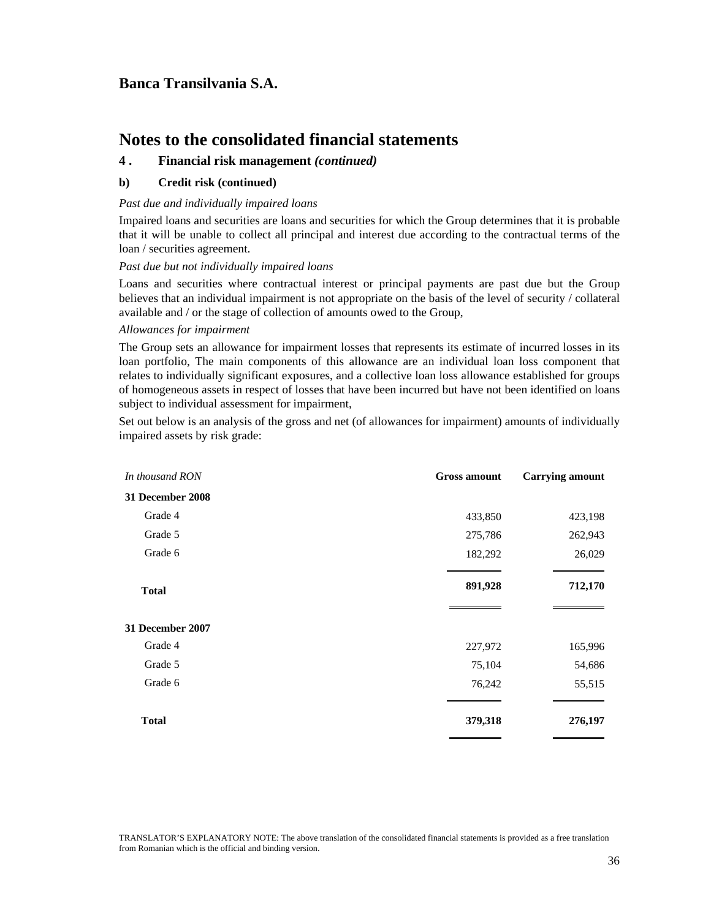# Banca Transilvania S.A.

## Notes to the consolidated financial statements

### 4 . Financial risk management *(continued)*

### b) Credit risk (continued)

*Past due and individually impaired loans*

Impaired loans and securities are loans and securities for which the Group determines that it is probable that it will be unable to collect all principal and interest due according to the contractual terms of the loan / securities agreement.

*Past due but not individually impaired loans*

Loans and securities where contractual interest or principal payments are past due but the Group believes that an individual impairment is not appropriate on the basis of the level of security / collateral available and / or the stage of collection of amounts owed to the Group,

*Allowances for impairment*

The Group sets an allowance for impairment losses that represents its estimate of incurred losses in its loan portfolio, The main components of this allowance are an individual loan loss component that relates to individually significant exposures, and a collective loan loss allowance established for groups of homogeneous assets in respect of losses that have been incurred but have not been identified on loans subject to individual assessment for impairment,

Set out below is an analysis of the gross and net (of allowances for impairment) amounts of individually impaired assets by risk grade:

| *In thousand RON* | **Gross amount** | **Carrying amount** |
|---|---|---|
| **31 December 2008** | | |
| Grade 4 | 433,850 | 423,198 |
| Grade 5 | 275,786 | 262,943 |
| Grade 6 | 182,292 | 26,029 |
| **Total** | **891,928** | **712,170** |
| **31 December 2007** | | |
| Grade 4 | 227,972 | 165,996 |
| Grade 5 | 75,104 | 54,686 |
| Grade 6 | 76,242 | 55,515 |
| **Total** | **379,318** | **276,197** |

TRANSLATOR'S EXPLANATORY NOTE: The above translation of the consolidated financial statements is provided as a free translation from Romanian which is the official and binding version.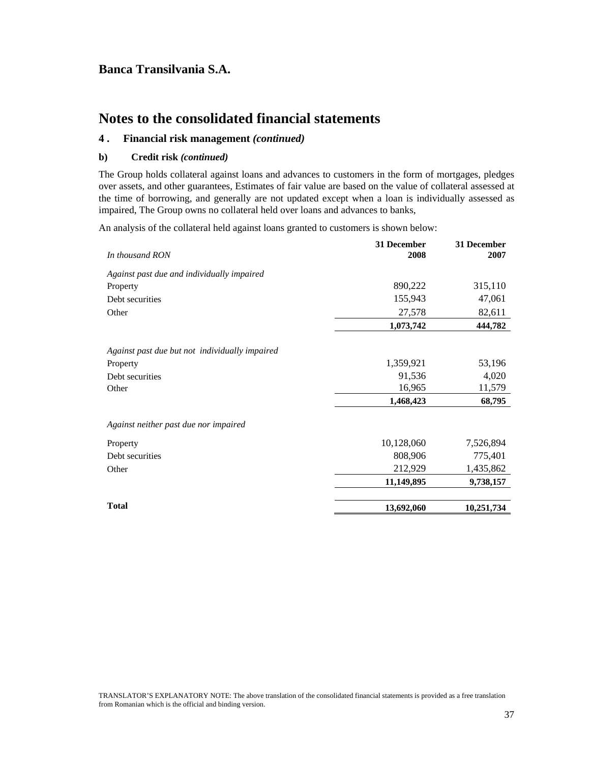# Banca Transilvania S.A.

# Notes to the consolidated financial statements

### 4 . Financial risk management *(continued)*

#### b) Credit risk *(continued)*

The Group holds collateral against loans and advances to customers in the form of mortgages, pledges over assets, and other guarantees, Estimates of fair value are based on the value of collateral assessed at the time of borrowing, and generally are not updated except when a loan is individually assessed as impaired, The Group owns no collateral held over loans and advances to banks,

An analysis of the collateral held against loans granted to customers is shown below:

| *In thousand RON* | **31 December 2008** | **31 December 2007** |
|---|---|---|
| *Against past due and individually impaired* | | |
| Property | 890,222 | 315,110 |
| Debt securities | 155,943 | 47,061 |
| Other | 27,578 | 82,611 |
| | **1,073,742** | **444,782** |
| *Against past due but not individually impaired* | | |
| Property | 1,359,921 | 53,196 |
| Debt securities | 91,536 | 4,020 |
| Other | 16,965 | 11,579 |
| | **1,468,423** | **68,795** |
| *Against neither past due nor impaired* | | |
| Property | 10,128,060 | 7,526,894 |
| Debt securities | 808,906 | 775,401 |
| Other | 212,929 | 1,435,862 |
| | **11,149,895** | **9,738,157** |
| **Total** | **13,692,060** | **10,251,734** |

TRANSLATOR'S EXPLANATORY NOTE: The above translation of the consolidated financial statements is provided as a free translation from Romanian which is the official and binding version.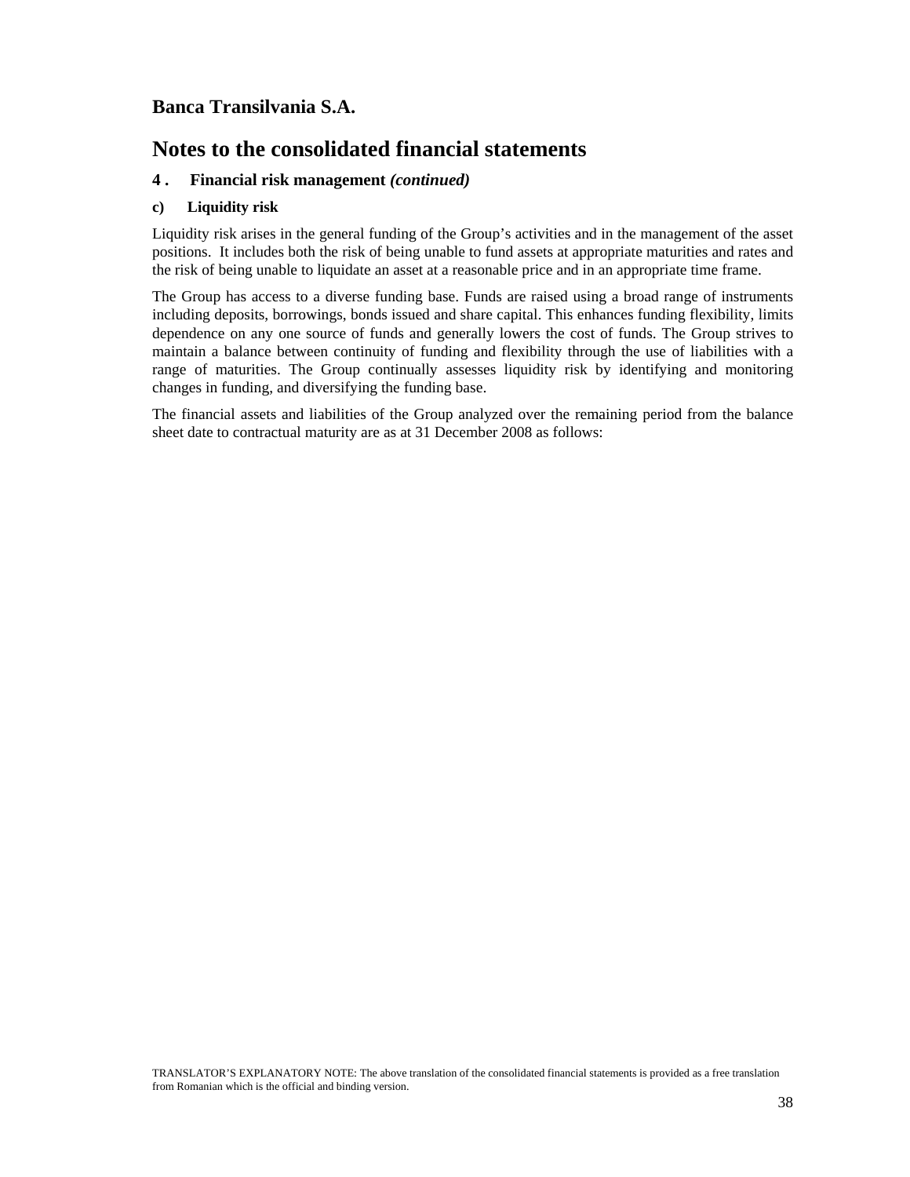# Banca Transilvania S.A.

# Notes to the consolidated financial statements

### 4 . Financial risk management *(continued)*

#### c) Liquidity risk

Liquidity risk arises in the general funding of the Group's activities and in the management of the asset positions. It includes both the risk of being unable to fund assets at appropriate maturities and rates and the risk of being unable to liquidate an asset at a reasonable price and in an appropriate time frame.

The Group has access to a diverse funding base. Funds are raised using a broad range of instruments including deposits, borrowings, bonds issued and share capital. This enhances funding flexibility, limits dependence on any one source of funds and generally lowers the cost of funds. The Group strives to maintain a balance between continuity of funding and flexibility through the use of liabilities with a range of maturities. The Group continually assesses liquidity risk by identifying and monitoring changes in funding, and diversifying the funding base.

The financial assets and liabilities of the Group analyzed over the remaining period from the balance sheet date to contractual maturity are as at 31 December 2008 as follows:

TRANSLATOR'S EXPLANATORY NOTE: The above translation of the consolidated financial statements is provided as a free translation from Romanian which is the official and binding version.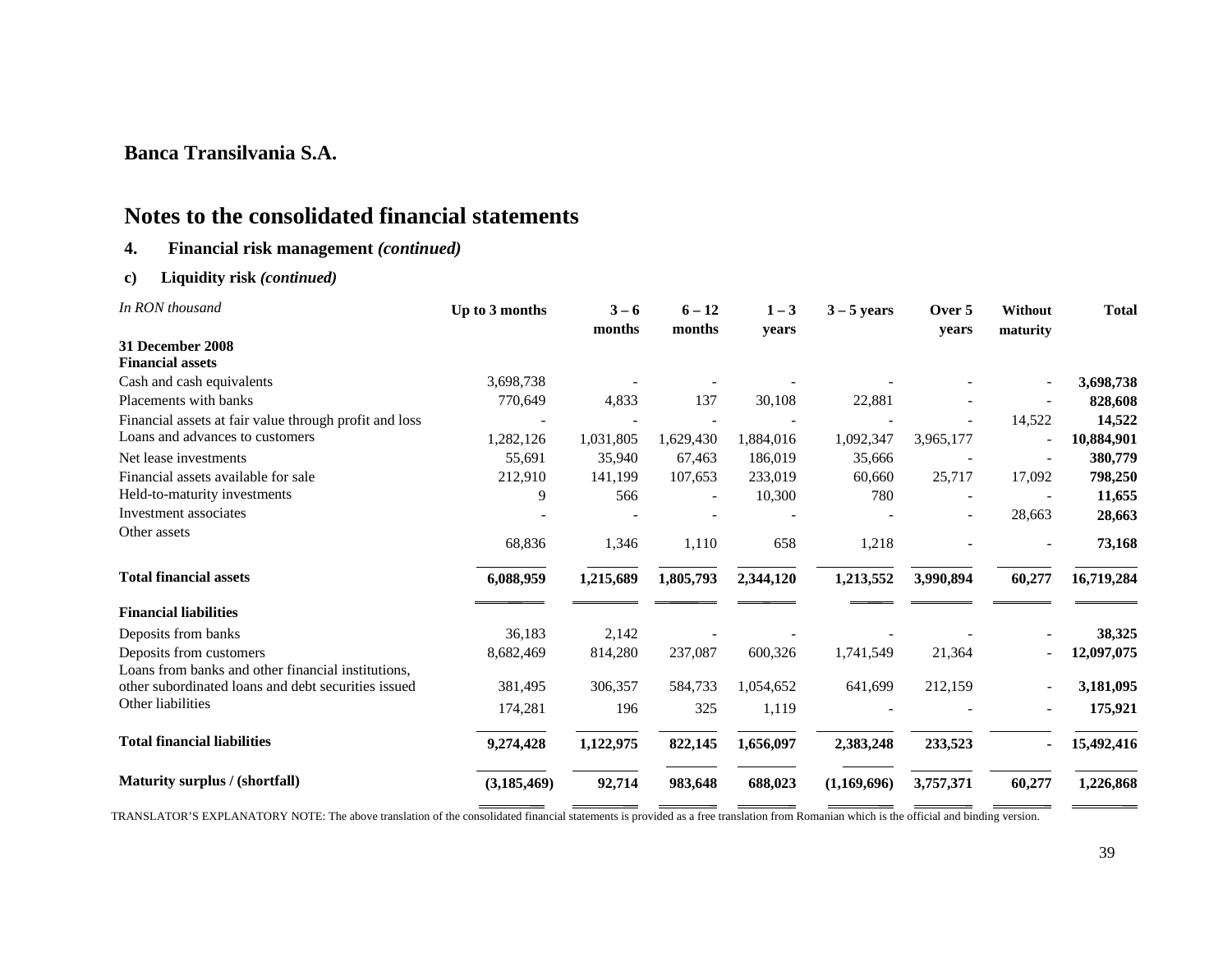**Banca Transilvania S.A.**

# Notes to the consolidated financial statements

## 4. Financial risk management *(continued)*

### c) Liquidity risk *(continued)*

| *In RON thousand* | Up to 3 months | 3 – 6 months | 6 – 12 months | 1 – 3 years | 3 – 5 years | Over 5 years | Without maturity | Total |
|---|---|---|---|---|---|---|---|---|
| **31 December 2008** | | | | | | | | |
| **Financial assets** | | | | | | | | |
| Cash and cash equivalents | 3,698,738 | - | - | - | - | - | - | **3,698,738** |
| Placements with banks | 770,649 | 4,833 | 137 | 30,108 | 22,881 | - | - | **828,608** |
| Financial assets at fair value through profit and loss | - | - | - | - | - | - | 14,522 | **14,522** |
| Loans and advances to customers | 1,282,126 | 1,031,805 | 1,629,430 | 1,884,016 | 1,092,347 | 3,965,177 | - | **10,884,901** |
| Net lease investments | 55,691 | 35,940 | 67,463 | 186,019 | 35,666 | - | - | **380,779** |
| Financial assets available for sale | 212,910 | 141,199 | 107,653 | 233,019 | 60,660 | 25,717 | 17,092 | **798,250** |
| Held-to-maturity investments | 9 | 566 | - | 10,300 | 780 | - | - | **11,655** |
| Investment associates | - | - | - | - | - | - | 28,663 | **28,663** |
| Other assets | 68,836 | 1,346 | 1,110 | 658 | 1,218 | - | - | **73,168** |
| **Total financial assets** | **6,088,959** | **1,215,689** | **1,805,793** | **2,344,120** | **1,213,552** | **3,990,894** | **60,277** | **16,719,284** |
| **Financial liabilities** | | | | | | | | |
| Deposits from banks | 36,183 | 2,142 | - | - | - | - | - | **38,325** |
| Deposits from customers | 8,682,469 | 814,280 | 237,087 | 600,326 | 1,741,549 | 21,364 | - | **12,097,075** |
| Loans from banks and other financial institutions, other subordinated loans and debt securities issued | 381,495 | 306,357 | 584,733 | 1,054,652 | 641,699 | 212,159 | - | **3,181,095** |
| Other liabilities | 174,281 | 196 | 325 | 1,119 | - | - | - | **175,921** |
| **Total financial liabilities** | **9,274,428** | **1,122,975** | **822,145** | **1,656,097** | **2,383,248** | **233,523** | **-** | **15,492,416** |
| **Maturity surplus / (shortfall)** | **(3,185,469)** | **92,714** | **983,648** | **688,023** | **(1,169,696)** | **3,757,371** | **60,277** | **1,226,868** |

TRANSLATOR'S EXPLANATORY NOTE: The above translation of the consolidated financial statements is provided as a free translation from Romanian which is the official and binding version.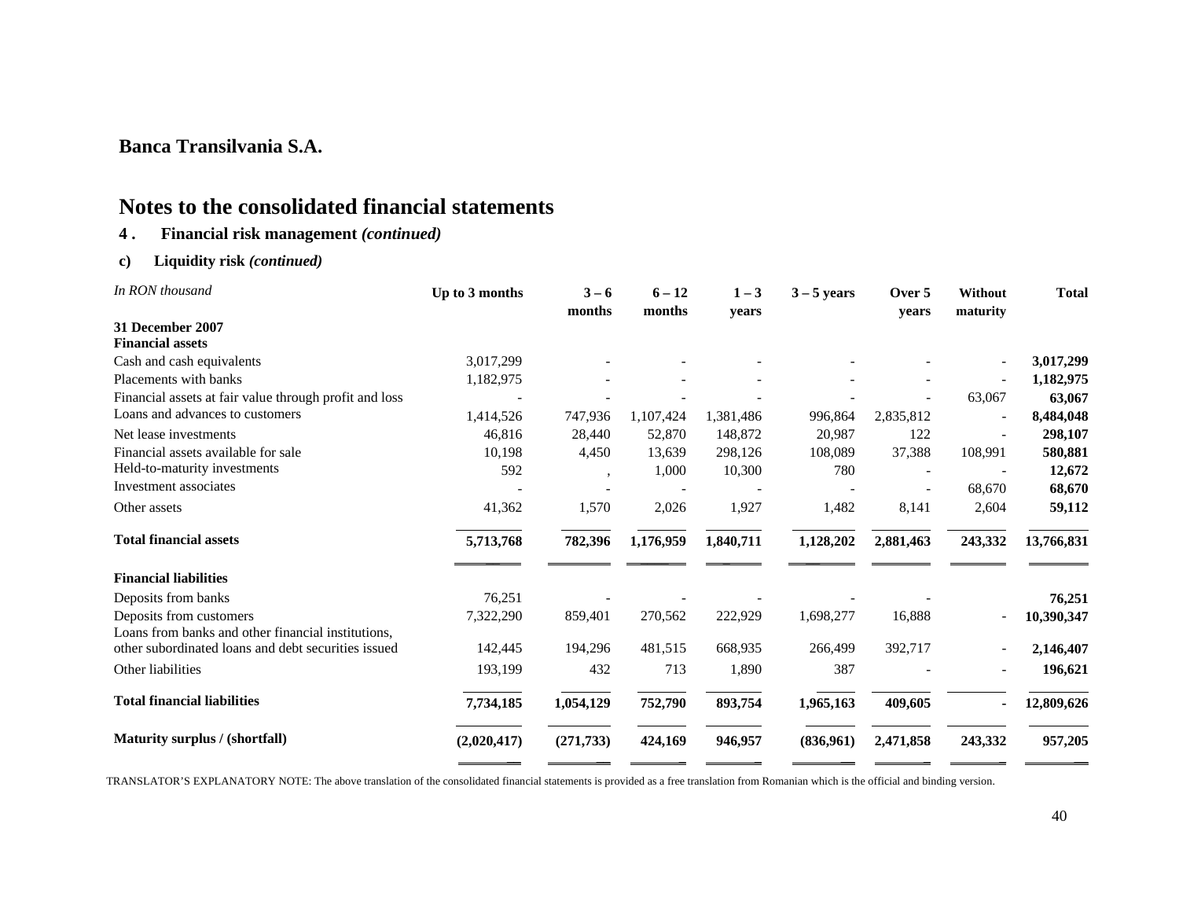**Banca Transilvania S.A.**

# Notes to the consolidated financial statements

**4 . Financial risk management *(continued)***

**c) Liquidity risk *(continued)***

| *In RON thousand* | Up to 3 months | 3 – 6 months | 6 – 12 months | 1 – 3 years | 3 – 5 years | Over 5 years | Without maturity | Total |
|---|---|---|---|---|---|---|---|---|
| **31 December 2007** | | | | | | | | |
| **Financial assets** | | | | | | | | |
| Cash and cash equivalents | 3,017,299 | - | - | - | - | - | - | **3,017,299** |
| Placements with banks | 1,182,975 | - | - | - | - | - | - | **1,182,975** |
| Financial assets at fair value through profit and loss | - | - | - | - | - | - | 63,067 | **63,067** |
| Loans and advances to customers | 1,414,526 | 747,936 | 1,107,424 | 1,381,486 | 996,864 | 2,835,812 | - | **8,484,048** |
| Net lease investments | 46,816 | 28,440 | 52,870 | 148,872 | 20,987 | 122 | - | **298,107** |
| Financial assets available for sale | 10,198 | 4,450 | 13,639 | 298,126 | 108,089 | 37,388 | 108,991 | **580,881** |
| Held-to-maturity investments | 592 | , | 1,000 | 10,300 | 780 | - | - | **12,672** |
| Investment associates | - | - | - | - | - | - | 68,670 | **68,670** |
| Other assets | 41,362 | 1,570 | 2,026 | 1,927 | 1,482 | 8,141 | 2,604 | **59,112** |
| **Total financial assets** | **5,713,768** | **782,396** | **1,176,959** | **1,840,711** | **1,128,202** | **2,881,463** | **243,332** | **13,766,831** |
| **Financial liabilities** | | | | | | | | |
| Deposits from banks | 76,251 | - | - | - | - | - | | **76,251** |
| Deposits from customers | 7,322,290 | 859,401 | 270,562 | 222,929 | 1,698,277 | 16,888 | - | **10,390,347** |
| Loans from banks and other financial institutions, other subordinated loans and debt securities issued | 142,445 | 194,296 | 481,515 | 668,935 | 266,499 | 392,717 | - | **2,146,407** |
| Other liabilities | 193,199 | 432 | 713 | 1,890 | 387 | - | - | **196,621** |
| **Total financial liabilities** | **7,734,185** | **1,054,129** | **752,790** | **893,754** | **1,965,163** | **409,605** | **-** | **12,809,626** |
| **Maturity surplus / (shortfall)** | **(2,020,417)** | **(271,733)** | **424,169** | **946,957** | **(836,961)** | **2,471,858** | **243,332** | **957,205** |

TRANSLATOR'S EXPLANATORY NOTE: The above translation of the consolidated financial statements is provided as a free translation from Romanian which is the official and binding version.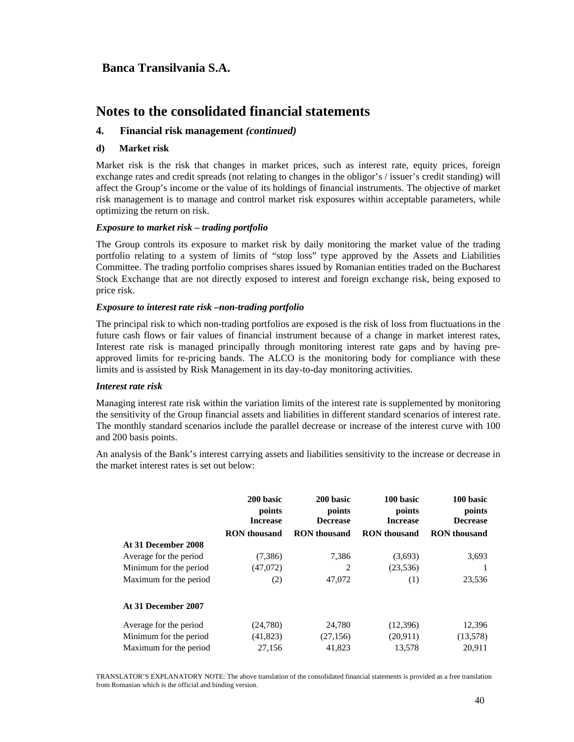## Banca Transilvania S.A.

# Notes to the consolidated financial statements

### 4. Financial risk management *(continued)*

#### d) Market risk

Market risk is the risk that changes in market prices, such as interest rate, equity prices, foreign exchange rates and credit spreads (not relating to changes in the obligor's / issuer's credit standing) will affect the Group's income or the value of its holdings of financial instruments. The objective of market risk management is to manage and control market risk exposures within acceptable parameters, while optimizing the return on risk.

***Exposure to market risk – trading portfolio***

The Group controls its exposure to market risk by daily monitoring the market value of the trading portfolio relating to a system of limits of "stop loss" type approved by the Assets and Liabilities Committee. The trading portfolio comprises shares issued by Romanian entities traded on the Bucharest Stock Exchange that are not directly exposed to interest and foreign exchange risk, being exposed to price risk.

***Exposure to interest rate risk –non-trading portfolio***

The principal risk to which non-trading portfolios are exposed is the risk of loss from fluctuations in the future cash flows or fair values of financial instrument because of a change in market interest rates, Interest rate risk is managed principally through monitoring interest rate gaps and by having pre-approved limits for re-pricing bands. The ALCO is the monitoring body for compliance with these limits and is assisted by Risk Management in its day-to-day monitoring activities.

***Interest rate risk***

Managing interest rate risk within the variation limits of the interest rate is supplemented by monitoring the sensitivity of the Group financial assets and liabilities in different standard scenarios of interest rate. The monthly standard scenarios include the parallel decrease or increase of the interest curve with 100 and 200 basis points.

An analysis of the Bank's interest carrying assets and liabilities sensitivity to the increase or decrease in the market interest rates is set out below:

| | 200 basic points Increase | 200 basic points Decrease | 100 basic points Increase | 100 basic points Decrease |
|---|---|---|---|---|
| | RON thousand | RON thousand | RON thousand | RON thousand |
| **At 31 December 2008** | | | | |
| Average for the period | (7,386) | 7,386 | (3,693) | 3,693 |
| Minimum for the period | (47,072) | 2 | (23,536) | 1 |
| Maximum for the period | (2) | 47,072 | (1) | 23,536 |
| **At 31 December 2007** | | | | |
| Average for the period | (24,780) | 24,780 | (12,396) | 12,396 |
| Minimum for the period | (41,823) | (27,156) | (20,911) | (13,578) |
| Maximum for the period | 27,156 | 41,823 | 13,578 | 20,911 |

TRANSLATOR'S EXPLANATORY NOTE: The above translation of the consolidated financial statements is provided as a free translation from Romanian which is the official and binding version.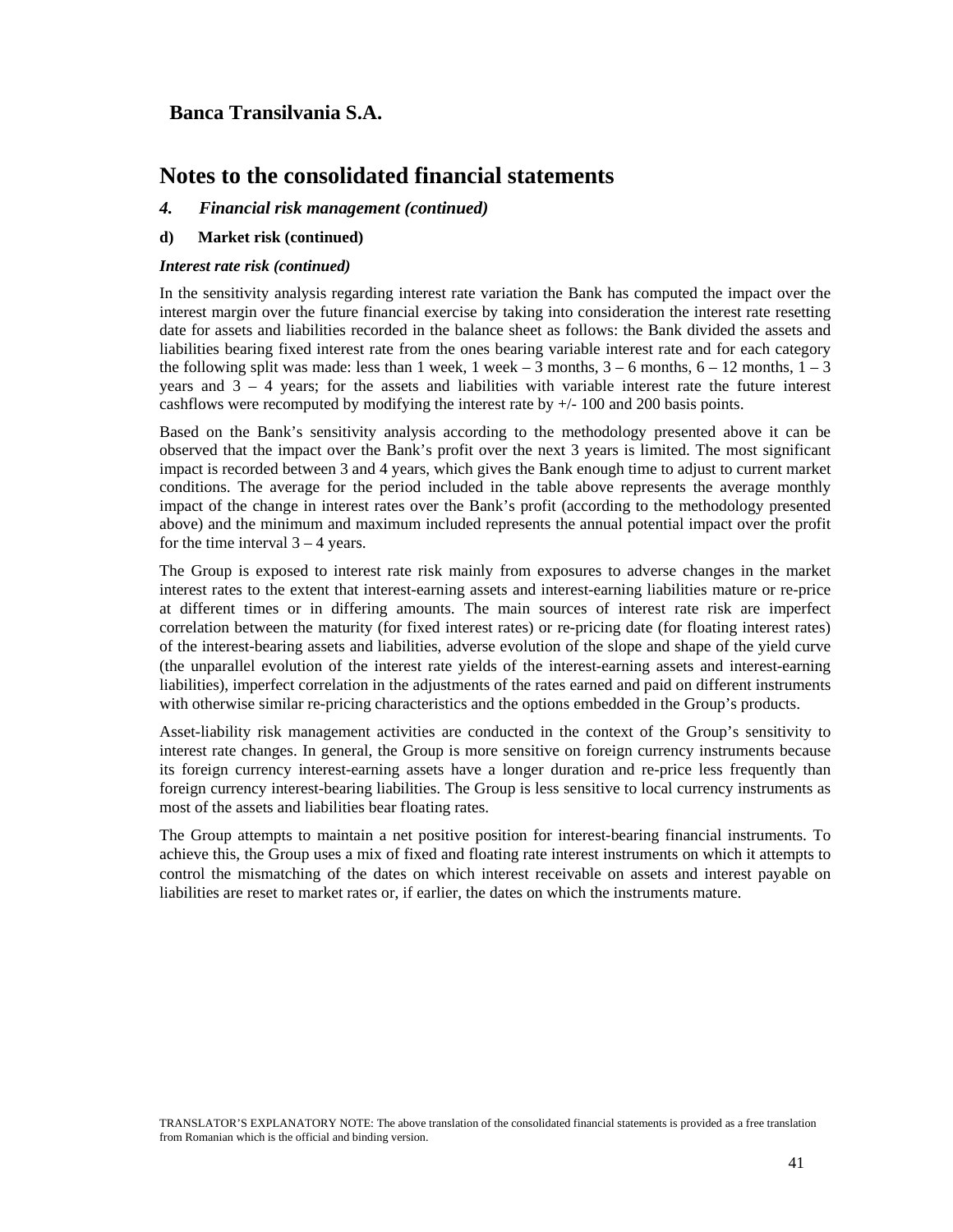**Banca Transilvania S.A.**

# Notes to the consolidated financial statements

## *4. Financial risk management (continued)*

### d) Market risk (continued)

***Interest rate risk (continued)***

In the sensitivity analysis regarding interest rate variation the Bank has computed the impact over the interest margin over the future financial exercise by taking into consideration the interest rate resetting date for assets and liabilities recorded in the balance sheet as follows: the Bank divided the assets and liabilities bearing fixed interest rate from the ones bearing variable interest rate and for each category the following split was made: less than 1 week, 1 week – 3 months, 3 – 6 months, 6 – 12 months, 1 – 3 years and 3 – 4 years; for the assets and liabilities with variable interest rate the future interest cashflows were recomputed by modifying the interest rate by +/- 100 and 200 basis points.

Based on the Bank's sensitivity analysis according to the methodology presented above it can be observed that the impact over the Bank's profit over the next 3 years is limited. The most significant impact is recorded between 3 and 4 years, which gives the Bank enough time to adjust to current market conditions. The average for the period included in the table above represents the average monthly impact of the change in interest rates over the Bank's profit (according to the methodology presented above) and the minimum and maximum included represents the annual potential impact over the profit for the time interval 3 – 4 years.

The Group is exposed to interest rate risk mainly from exposures to adverse changes in the market interest rates to the extent that interest-earning assets and interest-earning liabilities mature or re-price at different times or in differing amounts. The main sources of interest rate risk are imperfect correlation between the maturity (for fixed interest rates) or re-pricing date (for floating interest rates) of the interest-bearing assets and liabilities, adverse evolution of the slope and shape of the yield curve (the unparallel evolution of the interest rate yields of the interest-earning assets and interest-earning liabilities), imperfect correlation in the adjustments of the rates earned and paid on different instruments with otherwise similar re-pricing characteristics and the options embedded in the Group's products.

Asset-liability risk management activities are conducted in the context of the Group's sensitivity to interest rate changes. In general, the Group is more sensitive on foreign currency instruments because its foreign currency interest-earning assets have a longer duration and re-price less frequently than foreign currency interest-bearing liabilities. The Group is less sensitive to local currency instruments as most of the assets and liabilities bear floating rates.

The Group attempts to maintain a net positive position for interest-bearing financial instruments. To achieve this, the Group uses a mix of fixed and floating rate interest instruments on which it attempts to control the mismatching of the dates on which interest receivable on assets and interest payable on liabilities are reset to market rates or, if earlier, the dates on which the instruments mature.

TRANSLATOR'S EXPLANATORY NOTE: The above translation of the consolidated financial statements is provided as a free translation from Romanian which is the official and binding version.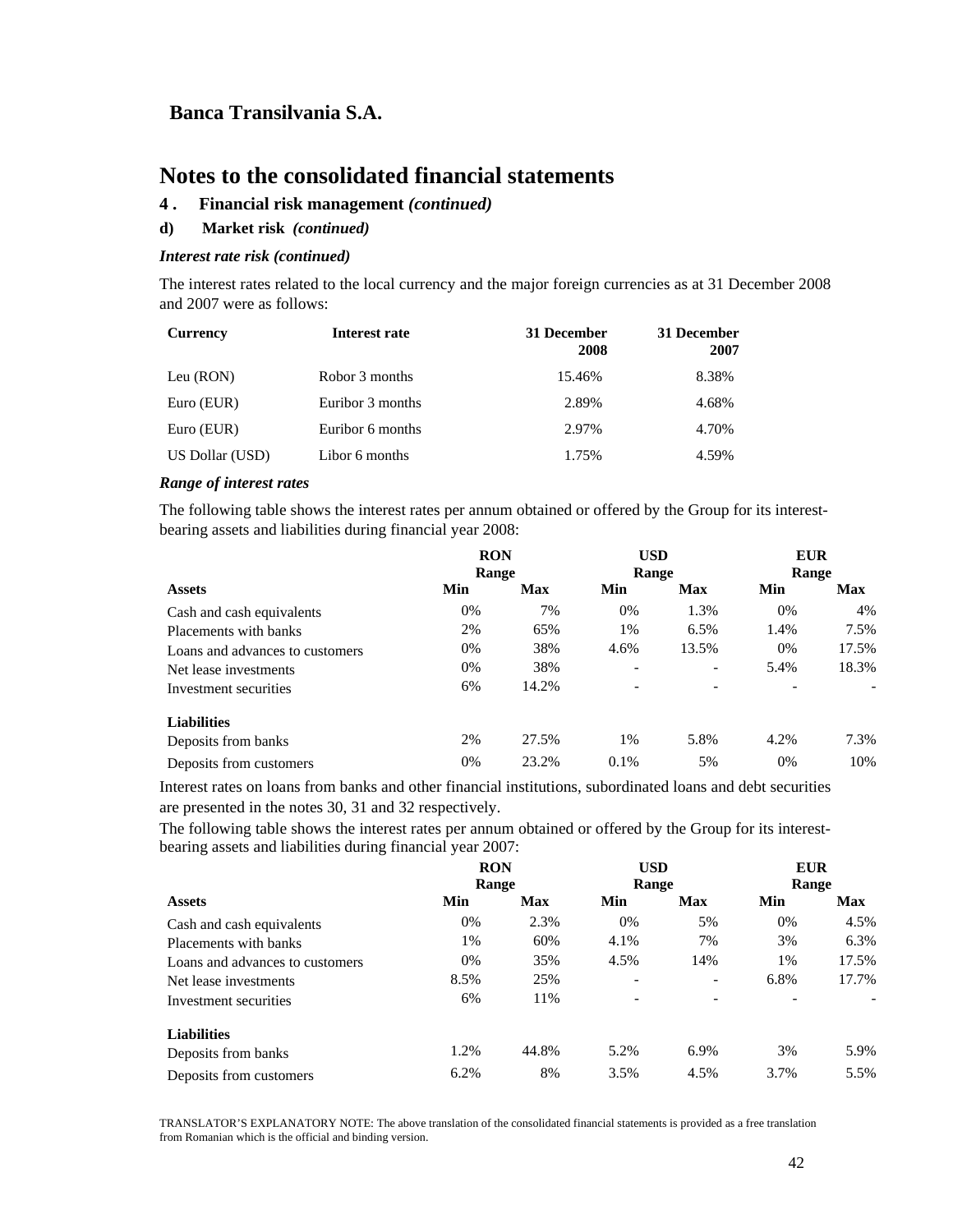# Banca Transilvania S.A.

# Notes to the consolidated financial statements

## 4 . Financial risk management *(continued)*

### d) Market risk *(continued)*

#### *Interest rate risk (continued)*

The interest rates related to the local currency and the major foreign currencies as at 31 December 2008 and 2007 were as follows:

| Currency | Interest rate | 31 December 2008 | 31 December 2007 |
|---|---|---|---|
| Leu (RON) | Robor 3 months | 15.46% | 8.38% |
| Euro (EUR) | Euribor 3 months | 2.89% | 4.68% |
| Euro (EUR) | Euribor 6 months | 2.97% | 4.70% |
| US Dollar (USD) | Libor 6 months | 1.75% | 4.59% |

#### *Range of interest rates*

The following table shows the interest rates per annum obtained or offered by the Group for its interest-bearing assets and liabilities during financial year 2008:

| | RON Range | | USD Range | | EUR Range | |
|---|---|---|---|---|---|---|
| **Assets** | **Min** | **Max** | **Min** | **Max** | **Min** | **Max** |
| Cash and cash equivalents | 0% | 7% | 0% | 1.3% | 0% | 4% |
| Placements with banks | 2% | 65% | 1% | 6.5% | 1.4% | 7.5% |
| Loans and advances to customers | 0% | 38% | 4.6% | 13.5% | 0% | 17.5% |
| Net lease investments | 0% | 38% | - | - | 5.4% | 18.3% |
| Investment securities | 6% | 14.2% | - | - | - | - |
| **Liabilities** | | | | | | |
| Deposits from banks | 2% | 27.5% | 1% | 5.8% | 4.2% | 7.3% |
| Deposits from customers | 0% | 23.2% | 0.1% | 5% | 0% | 10% |

Interest rates on loans from banks and other financial institutions, subordinated loans and debt securities are presented in the notes 30, 31 and 32 respectively.

The following table shows the interest rates per annum obtained or offered by the Group for its interest-bearing assets and liabilities during financial year 2007:

| | RON Range | | USD Range | | EUR Range | |
|---|---|---|---|---|---|---|
| **Assets** | **Min** | **Max** | **Min** | **Max** | **Min** | **Max** |
| Cash and cash equivalents | 0% | 2.3% | 0% | 5% | 0% | 4.5% |
| Placements with banks | 1% | 60% | 4.1% | 7% | 3% | 6.3% |
| Loans and advances to customers | 0% | 35% | 4.5% | 14% | 1% | 17.5% |
| Net lease investments | 8.5% | 25% | - | - | 6.8% | 17.7% |
| Investment securities | 6% | 11% | - | - | - | - |
| **Liabilities** | | | | | | |
| Deposits from banks | 1.2% | 44.8% | 5.2% | 6.9% | 3% | 5.9% |
| Deposits from customers | 6.2% | 8% | 3.5% | 4.5% | 3.7% | 5.5% |

TRANSLATOR'S EXPLANATORY NOTE: The above translation of the consolidated financial statements is provided as a free translation from Romanian which is the official and binding version.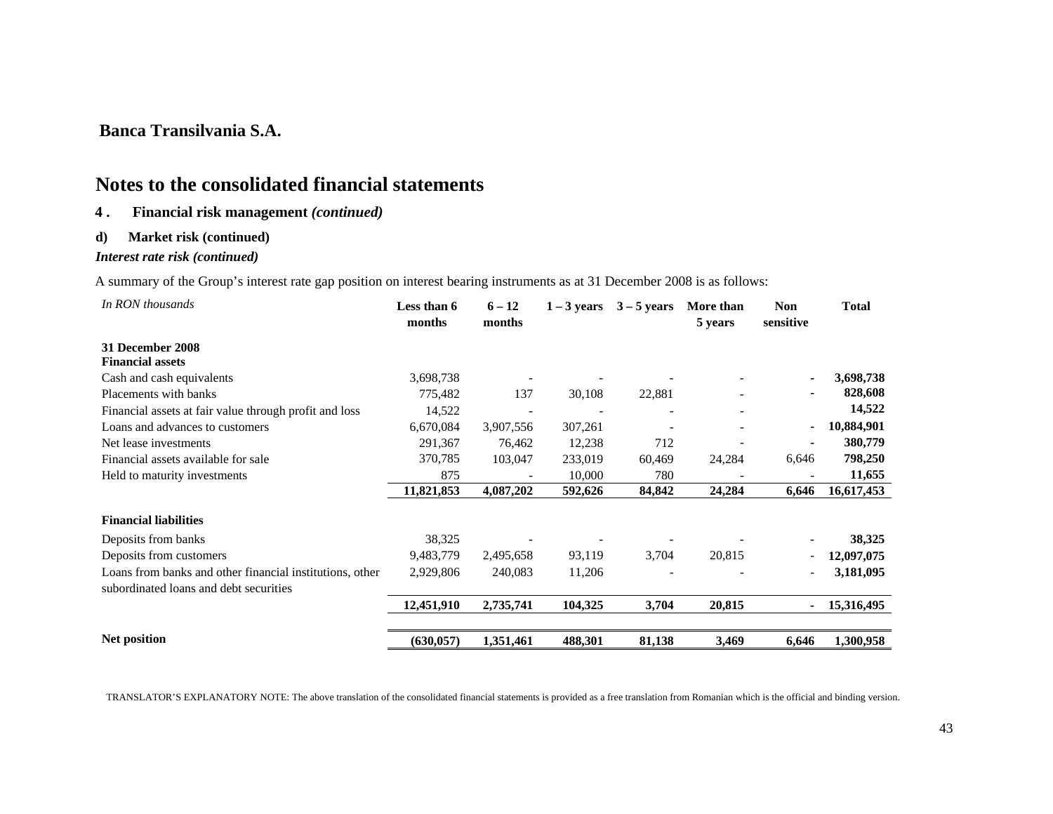**Banca Transilvania S.A.**

# Notes to the consolidated financial statements

**4 . Financial risk management *(continued)***

**d) Market risk (continued)**

***Interest rate risk (continued)***

A summary of the Group's interest rate gap position on interest bearing instruments as at 31 December 2008 is as follows:

| *In RON thousands* | Less than 6 months | 6 – 12 months | 1 – 3 years | 3 – 5 years | More than 5 years | Non sensitive | Total |
|---|---|---|---|---|---|---|---|
| **31 December 2008** | | | | | | | |
| **Financial assets** | | | | | | | |
| Cash and cash equivalents | 3,698,738 | - | - | - | - | - | **3,698,738** |
| Placements with banks | 775,482 | 137 | 30,108 | 22,881 | - | - | **828,608** |
| Financial assets at fair value through profit and loss | 14,522 | - | - | - | - | | **14,522** |
| Loans and advances to customers | 6,670,084 | 3,907,556 | 307,261 | - | - | - | **10,884,901** |
| Net lease investments | 291,367 | 76,462 | 12,238 | 712 | - | - | **380,779** |
| Financial assets available for sale | 370,785 | 103,047 | 233,019 | 60,469 | 24,284 | 6,646 | **798,250** |
| Held to maturity investments | 875 | - | 10,000 | 780 | - | - | **11,655** |
| | **11,821,853** | **4,087,202** | **592,626** | **84,842** | **24,284** | **6,646** | **16,617,453** |
| **Financial liabilities** | | | | | | | |
| Deposits from banks | 38,325 | - | - | - | - | - | **38,325** |
| Deposits from customers | 9,483,779 | 2,495,658 | 93,119 | 3,704 | 20,815 | - | **12,097,075** |
| Loans from banks and other financial institutions, other subordinated loans and debt securities | 2,929,806 | 240,083 | 11,206 | - | - | - | **3,181,095** |
| | **12,451,910** | **2,735,741** | **104,325** | **3,704** | **20,815** | **-** | **15,316,495** |
| **Net position** | **(630,057)** | **1,351,461** | **488,301** | **81,138** | **3,469** | **6,646** | **1,300,958** |

TRANSLATOR'S EXPLANATORY NOTE: The above translation of the consolidated financial statements is provided as a free translation from Romanian which is the official and binding version.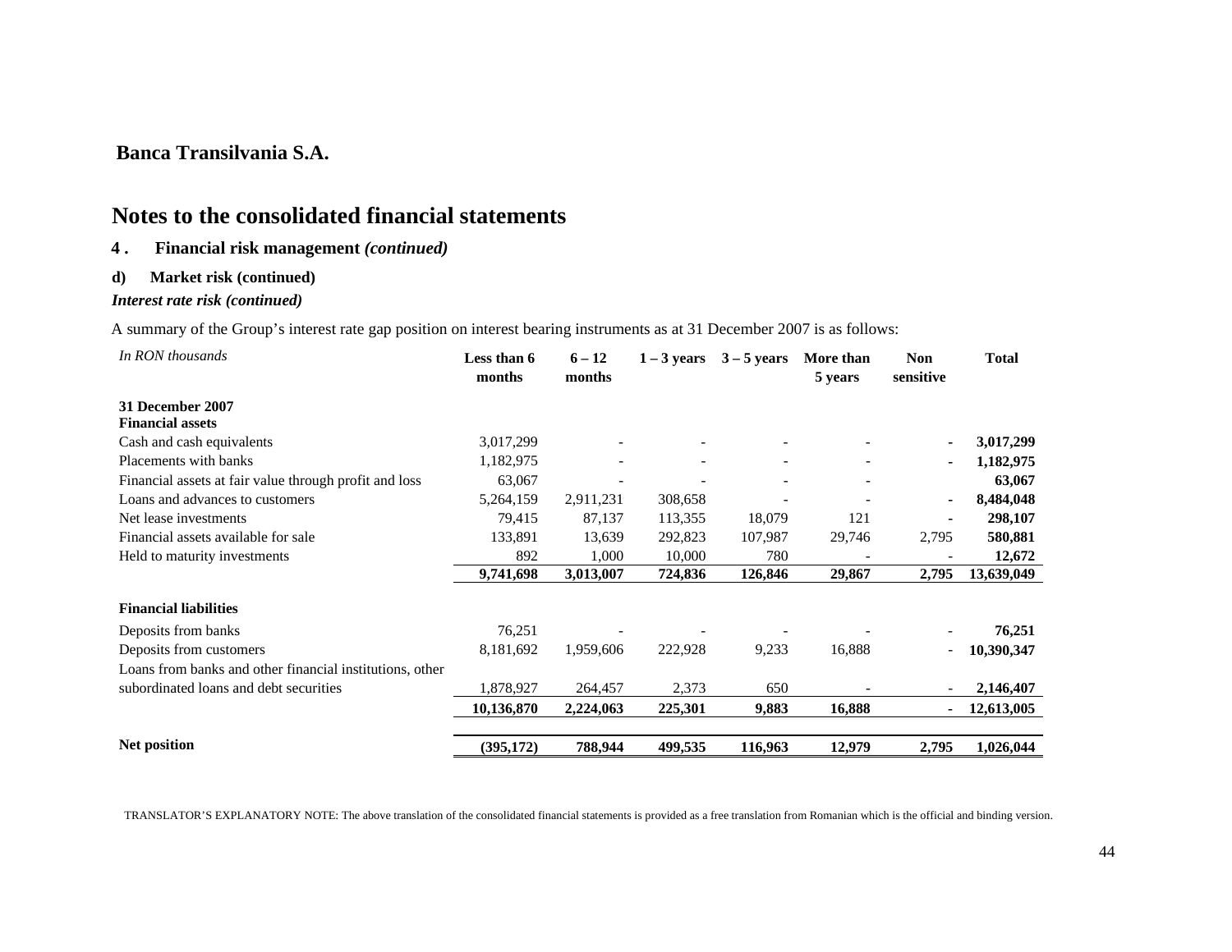**Banca Transilvania S.A.**

# Notes to the consolidated financial statements

## 4. Financial risk management *(continued)*

### d) Market risk (continued)

***Interest rate risk (continued)***

A summary of the Group's interest rate gap position on interest bearing instruments as at 31 December 2007 is as follows:

| *In RON thousands* | Less than 6 months | 6 – 12 months | 1 – 3 years | 3 – 5 years | More than 5 years | Non sensitive | Total |
|---|---|---|---|---|---|---|---|
| **31 December 2007** | | | | | | | |
| **Financial assets** | | | | | | | |
| Cash and cash equivalents | 3,017,299 | - | - | - | - | - | **3,017,299** |
| Placements with banks | 1,182,975 | - | - | - | - | - | **1,182,975** |
| Financial assets at fair value through profit and loss | 63,067 | - | - | - | - | | **63,067** |
| Loans and advances to customers | 5,264,159 | 2,911,231 | 308,658 | - | - | - | **8,484,048** |
| Net lease investments | 79,415 | 87,137 | 113,355 | 18,079 | 121 | - | **298,107** |
| Financial assets available for sale | 133,891 | 13,639 | 292,823 | 107,987 | 29,746 | 2,795 | **580,881** |
| Held to maturity investments | 892 | 1,000 | 10,000 | 780 | - | - | **12,672** |
| | **9,741,698** | **3,013,007** | **724,836** | **126,846** | **29,867** | **2,795** | **13,639,049** |
| **Financial liabilities** | | | | | | | |
| Deposits from banks | 76,251 | - | - | - | - | - | **76,251** |
| Deposits from customers | 8,181,692 | 1,959,606 | 222,928 | 9,233 | 16,888 | - | **10,390,347** |
| Loans from banks and other financial institutions, other subordinated loans and debt securities | 1,878,927 | 264,457 | 2,373 | 650 | - | - | **2,146,407** |
| | **10,136,870** | **2,224,063** | **225,301** | **9,883** | **16,888** | **-** | **12,613,005** |
| **Net position** | **(395,172)** | **788,944** | **499,535** | **116,963** | **12,979** | **2,795** | **1,026,044** |

TRANSLATOR'S EXPLANATORY NOTE: The above translation of the consolidated financial statements is provided as a free translation from Romanian which is the official and binding version.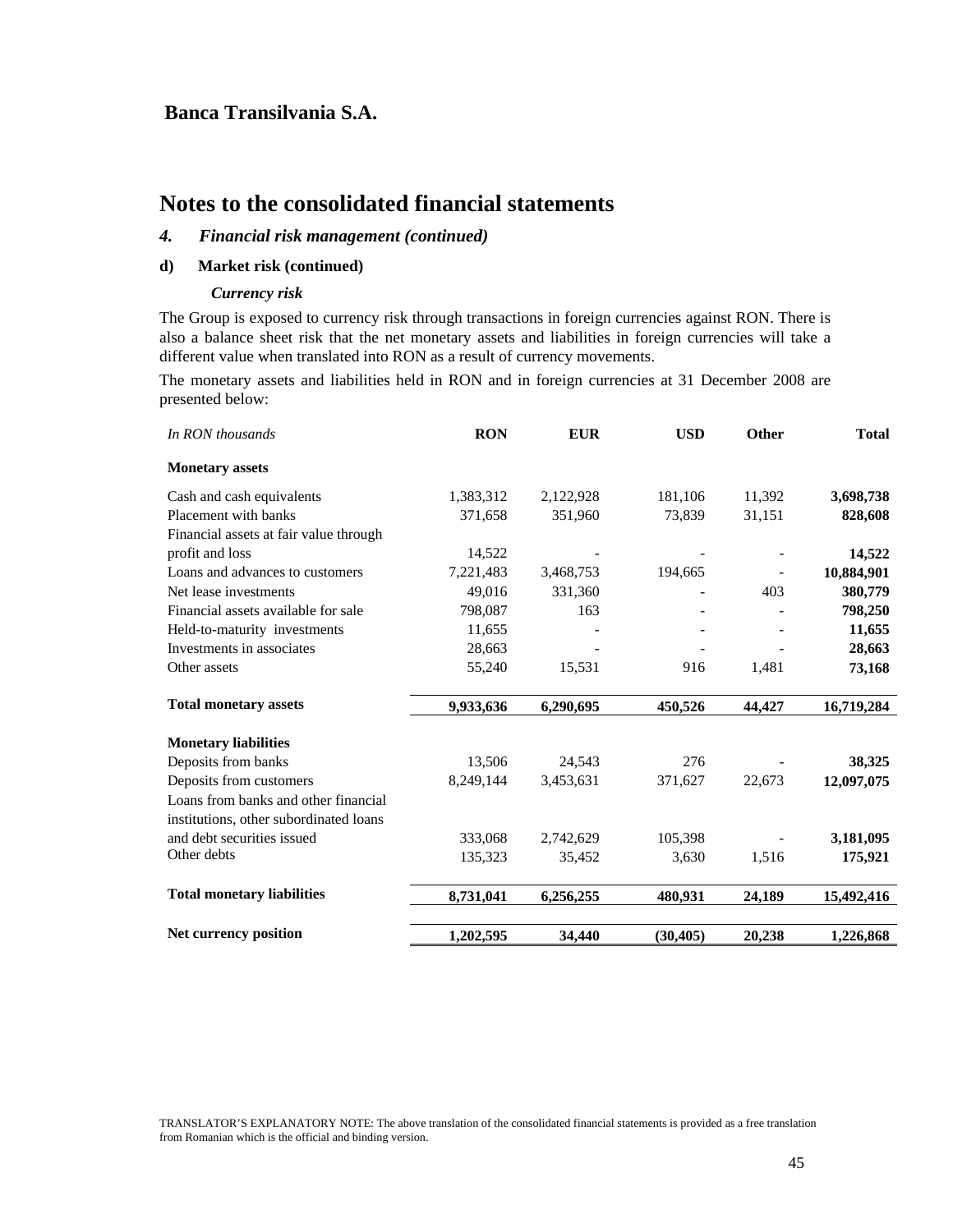**Banca Transilvania S.A.**

# Notes to the consolidated financial statements

### *4. Financial risk management (continued)*

**d) Market risk (continued)**

***Currency risk***

The Group is exposed to currency risk through transactions in foreign currencies against RON. There is also a balance sheet risk that the net monetary assets and liabilities in foreign currencies will take a different value when translated into RON as a result of currency movements.

The monetary assets and liabilities held in RON and in foreign currencies at 31 December 2008 are presented below:

| *In RON thousands* | **RON** | **EUR** | **USD** | **Other** | **Total** |
|---|---|---|---|---|---|
| **Monetary assets** | | | | | |
| Cash and cash equivalents | 1,383,312 | 2,122,928 | 181,106 | 11,392 | **3,698,738** |
| Placement with banks | 371,658 | 351,960 | 73,839 | 31,151 | **828,608** |
| Financial assets at fair value through profit and loss | 14,522 | - | - | - | **14,522** |
| Loans and advances to customers | 7,221,483 | 3,468,753 | 194,665 | - | **10,884,901** |
| Net lease investments | 49,016 | 331,360 | - | 403 | **380,779** |
| Financial assets available for sale | 798,087 | 163 | - | - | **798,250** |
| Held-to-maturity investments | 11,655 | - | - | - | **11,655** |
| Investments in associates | 28,663 | - | - | - | **28,663** |
| Other assets | 55,240 | 15,531 | 916 | 1,481 | **73,168** |
| **Total monetary assets** | **9,933,636** | **6,290,695** | **450,526** | **44,427** | **16,719,284** |
| **Monetary liabilities** | | | | | |
| Deposits from banks | 13,506 | 24,543 | 276 | - | **38,325** |
| Deposits from customers | 8,249,144 | 3,453,631 | 371,627 | 22,673 | **12,097,075** |
| Loans from banks and other financial institutions, other subordinated loans and debt securities issued | 333,068 | 2,742,629 | 105,398 | - | **3,181,095** |
| Other debts | 135,323 | 35,452 | 3,630 | 1,516 | **175,921** |
| **Total monetary liabilities** | **8,731,041** | **6,256,255** | **480,931** | **24,189** | **15,492,416** |
| **Net currency position** | **1,202,595** | **34,440** | **(30,405)** | **20,238** | **1,226,868** |

TRANSLATOR'S EXPLANATORY NOTE: The above translation of the consolidated financial statements is provided as a free translation from Romanian which is the official and binding version.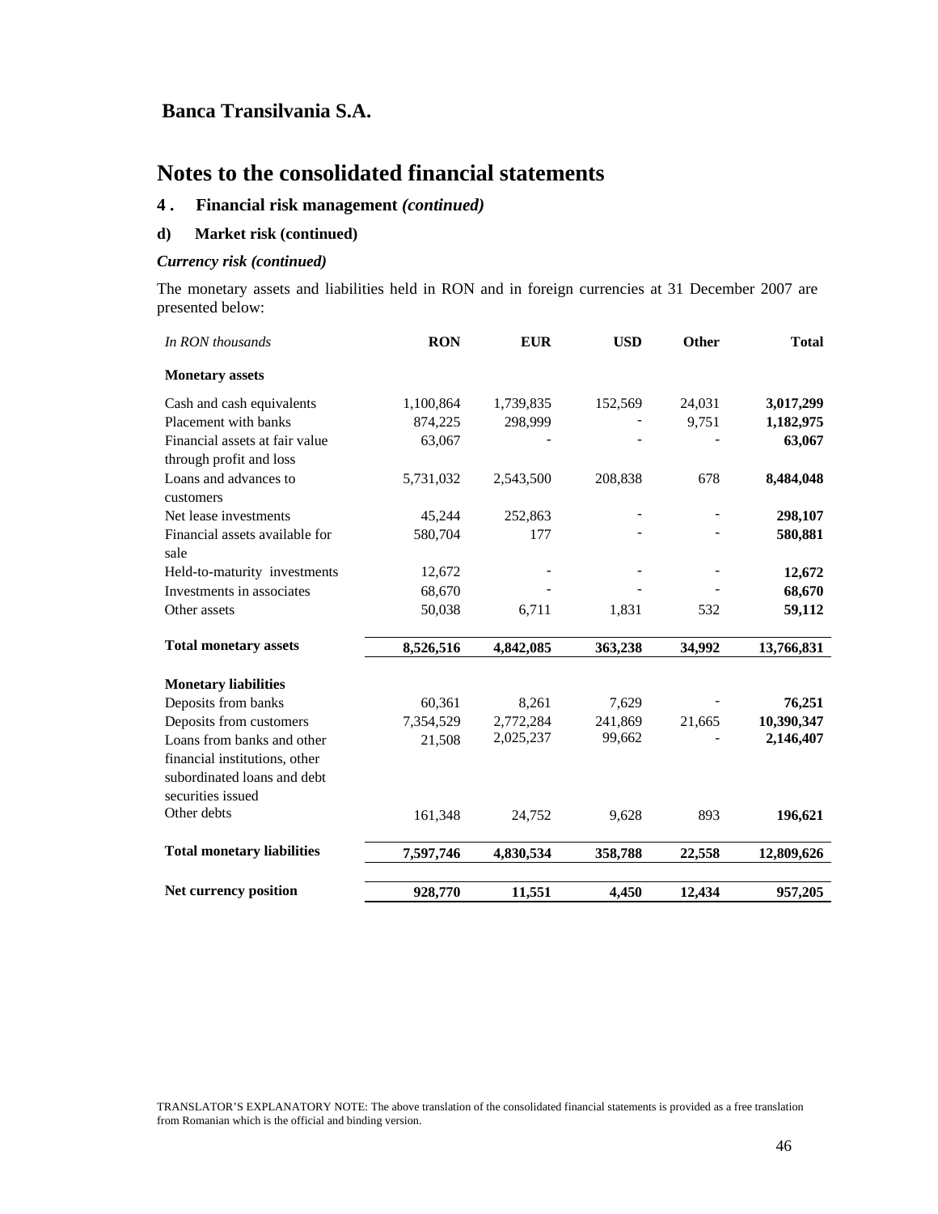## Banca Transilvania S.A.

# Notes to the consolidated financial statements

### 4 . Financial risk management *(continued)*

#### d) Market risk (continued)

***Currency risk (continued)***

The monetary assets and liabilities held in RON and in foreign currencies at 31 December 2007 are presented below:

| *In RON thousands* | RON | EUR | USD | Other | Total |
|---|---|---|---|---|---|
| **Monetary assets** | | | | | |
| Cash and cash equivalents | 1,100,864 | 1,739,835 | 152,569 | 24,031 | **3,017,299** |
| Placement with banks | 874,225 | 298,999 | - | 9,751 | **1,182,975** |
| Financial assets at fair value through profit and loss | 63,067 | - | - | - | **63,067** |
| Loans and advances to customers | 5,731,032 | 2,543,500 | 208,838 | 678 | **8,484,048** |
| Net lease investments | 45,244 | 252,863 | - | - | **298,107** |
| Financial assets available for sale | 580,704 | 177 | - | - | **580,881** |
| Held-to-maturity investments | 12,672 | - | - | - | **12,672** |
| Investments in associates | 68,670 | - | - | - | **68,670** |
| Other assets | 50,038 | 6,711 | 1,831 | 532 | **59,112** |
| **Total monetary assets** | **8,526,516** | **4,842,085** | **363,238** | **34,992** | **13,766,831** |
| **Monetary liabilities** | | | | | |
| Deposits from banks | 60,361 | 8,261 | 7,629 | - | **76,251** |
| Deposits from customers | 7,354,529 | 2,772,284 | 241,869 | 21,665 | **10,390,347** |
| Loans from banks and other financial institutions, other subordinated loans and debt securities issued | 21,508 | 2,025,237 | 99,662 | - | **2,146,407** |
| Other debts | 161,348 | 24,752 | 9,628 | 893 | **196,621** |
| **Total monetary liabilities** | **7,597,746** | **4,830,534** | **358,788** | **22,558** | **12,809,626** |
| **Net currency position** | **928,770** | **11,551** | **4,450** | **12,434** | **957,205** |

TRANSLATOR'S EXPLANATORY NOTE: The above translation of the consolidated financial statements is provided as a free translation from Romanian which is the official and binding version.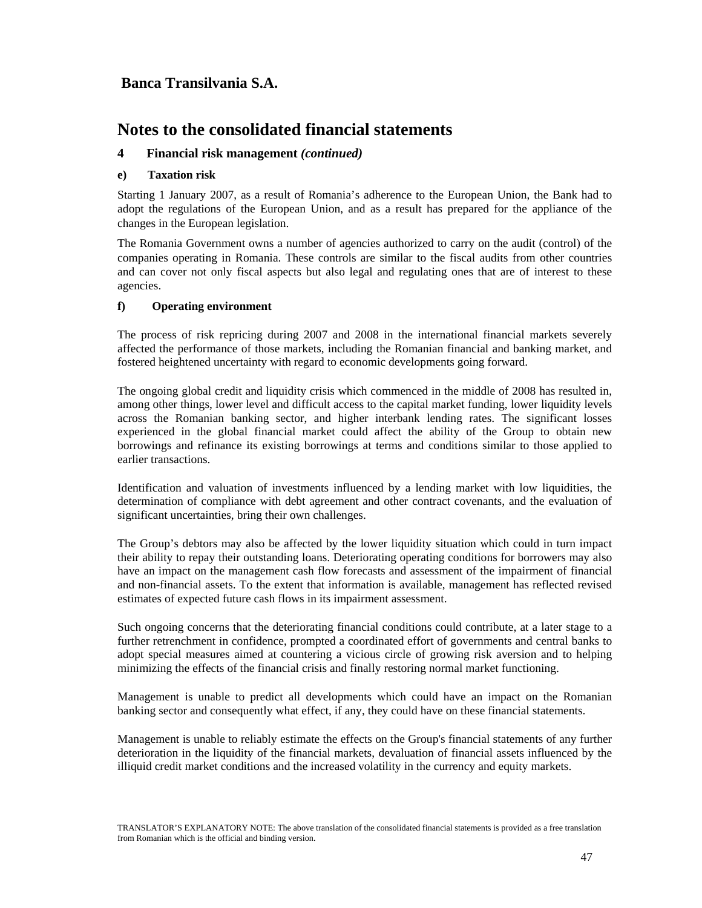**Banca Transilvania S.A.**

# Notes to the consolidated financial statements

## 4 Financial risk management *(continued)*

### e) Taxation risk

Starting 1 January 2007, as a result of Romania's adherence to the European Union, the Bank had to adopt the regulations of the European Union, and as a result has prepared for the appliance of the changes in the European legislation.

The Romania Government owns a number of agencies authorized to carry on the audit (control) of the companies operating in Romania. These controls are similar to the fiscal audits from other countries and can cover not only fiscal aspects but also legal and regulating ones that are of interest to these agencies.

### f) Operating environment

The process of risk repricing during 2007 and 2008 in the international financial markets severely affected the performance of those markets, including the Romanian financial and banking market, and fostered heightened uncertainty with regard to economic developments going forward.

The ongoing global credit and liquidity crisis which commenced in the middle of 2008 has resulted in, among other things, lower level and difficult access to the capital market funding, lower liquidity levels across the Romanian banking sector, and higher interbank lending rates. The significant losses experienced in the global financial market could affect the ability of the Group to obtain new borrowings and refinance its existing borrowings at terms and conditions similar to those applied to earlier transactions.

Identification and valuation of investments influenced by a lending market with low liquidities, the determination of compliance with debt agreement and other contract covenants, and the evaluation of significant uncertainties, bring their own challenges.

The Group's debtors may also be affected by the lower liquidity situation which could in turn impact their ability to repay their outstanding loans. Deteriorating operating conditions for borrowers may also have an impact on the management cash flow forecasts and assessment of the impairment of financial and non-financial assets. To the extent that information is available, management has reflected revised estimates of expected future cash flows in its impairment assessment.

Such ongoing concerns that the deteriorating financial conditions could contribute, at a later stage to a further retrenchment in confidence, prompted a coordinated effort of governments and central banks to adopt special measures aimed at countering a vicious circle of growing risk aversion and to helping minimizing the effects of the financial crisis and finally restoring normal market functioning.

Management is unable to predict all developments which could have an impact on the Romanian banking sector and consequently what effect, if any, they could have on these financial statements.

Management is unable to reliably estimate the effects on the Group's financial statements of any further deterioration in the liquidity of the financial markets, devaluation of financial assets influenced by the illiquid credit market conditions and the increased volatility in the currency and equity markets.

TRANSLATOR'S EXPLANATORY NOTE: The above translation of the consolidated financial statements is provided as a free translation from Romanian which is the official and binding version.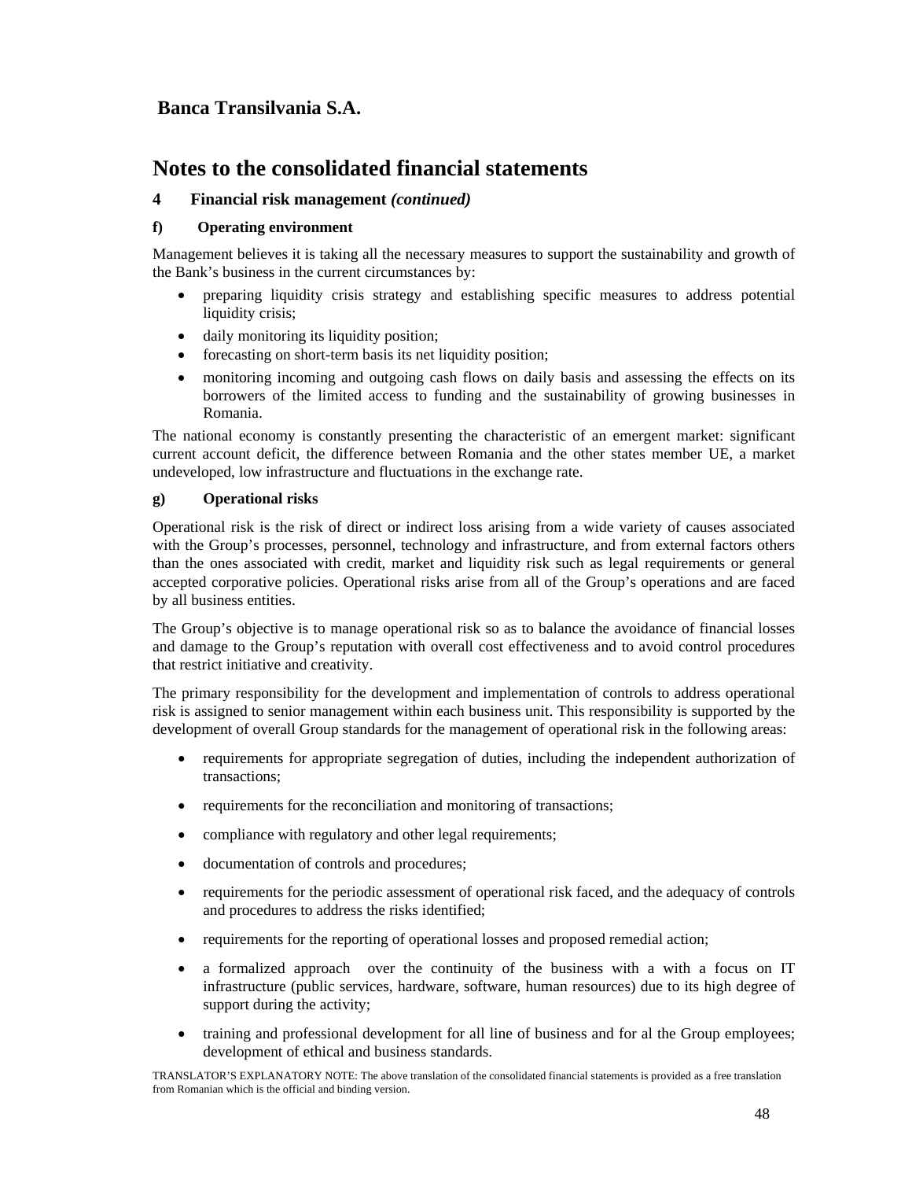## Banca Transilvania S.A.

# Notes to the consolidated financial statements

### 4 Financial risk management *(continued)*

#### f) Operating environment

Management believes it is taking all the necessary measures to support the sustainability and growth of the Bank's business in the current circumstances by:

- preparing liquidity crisis strategy and establishing specific measures to address potential liquidity crisis;
- daily monitoring its liquidity position;
- forecasting on short-term basis its net liquidity position;
- monitoring incoming and outgoing cash flows on daily basis and assessing the effects on its borrowers of the limited access to funding and the sustainability of growing businesses in Romania.

The national economy is constantly presenting the characteristic of an emergent market: significant current account deficit, the difference between Romania and the other states member UE, a market undeveloped, low infrastructure and fluctuations in the exchange rate.

#### g) Operational risks

Operational risk is the risk of direct or indirect loss arising from a wide variety of causes associated with the Group's processes, personnel, technology and infrastructure, and from external factors others than the ones associated with credit, market and liquidity risk such as legal requirements or general accepted corporative policies. Operational risks arise from all of the Group's operations and are faced by all business entities.

The Group's objective is to manage operational risk so as to balance the avoidance of financial losses and damage to the Group's reputation with overall cost effectiveness and to avoid control procedures that restrict initiative and creativity.

The primary responsibility for the development and implementation of controls to address operational risk is assigned to senior management within each business unit. This responsibility is supported by the development of overall Group standards for the management of operational risk in the following areas:

- requirements for appropriate segregation of duties, including the independent authorization of transactions;
- requirements for the reconciliation and monitoring of transactions;
- compliance with regulatory and other legal requirements;
- documentation of controls and procedures;
- requirements for the periodic assessment of operational risk faced, and the adequacy of controls and procedures to address the risks identified;
- requirements for the reporting of operational losses and proposed remedial action;
- a formalized approach over the continuity of the business with a with a focus on IT infrastructure (public services, hardware, software, human resources) due to its high degree of support during the activity;
- training and professional development for all line of business and for al the Group employees; development of ethical and business standards.

TRANSLATOR'S EXPLANATORY NOTE: The above translation of the consolidated financial statements is provided as a free translation from Romanian which is the official and binding version.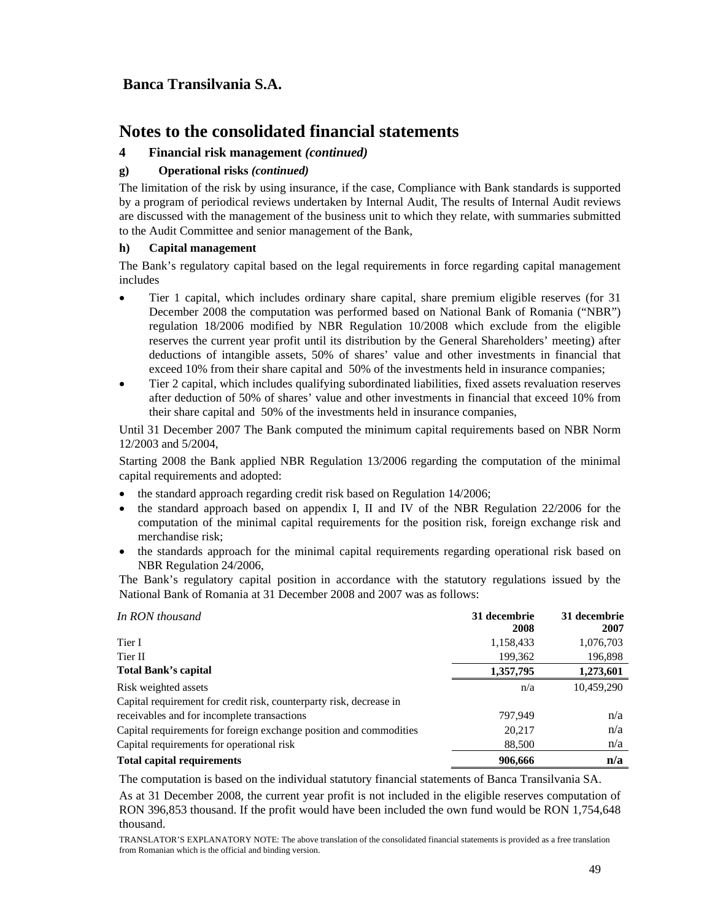**Banca Transilvania S.A.**

# Notes to the consolidated financial statements

## 4 Financial risk management *(continued)*

### g) Operational risks *(continued)*

The limitation of the risk by using insurance, if the case, Compliance with Bank standards is supported by a program of periodical reviews undertaken by Internal Audit, The results of Internal Audit reviews are discussed with the management of the business unit to which they relate, with summaries submitted to the Audit Committee and senior management of the Bank,

### h) Capital management

The Bank's regulatory capital based on the legal requirements in force regarding capital management includes

- Tier 1 capital, which includes ordinary share capital, share premium eligible reserves (for 31 December 2008 the computation was performed based on National Bank of Romania ("NBR") regulation 18/2006 modified by NBR Regulation 10/2008 which exclude from the eligible reserves the current year profit until its distribution by the General Shareholders' meeting) after deductions of intangible assets, 50% of shares' value and other investments in financial that exceed 10% from their share capital and 50% of the investments held in insurance companies;
- Tier 2 capital, which includes qualifying subordinated liabilities, fixed assets revaluation reserves after deduction of 50% of shares' value and other investments in financial that exceed 10% from their share capital and 50% of the investments held in insurance companies,

Until 31 December 2007 The Bank computed the minimum capital requirements based on NBR Norm 12/2003 and 5/2004,

Starting 2008 the Bank applied NBR Regulation 13/2006 regarding the computation of the minimal capital requirements and adopted:

- the standard approach regarding credit risk based on Regulation 14/2006;
- the standard approach based on appendix I, II and IV of the NBR Regulation 22/2006 for the computation of the minimal capital requirements for the position risk, foreign exchange risk and merchandise risk;
- the standards approach for the minimal capital requirements regarding operational risk based on NBR Regulation 24/2006,

The Bank's regulatory capital position in accordance with the statutory regulations issued by the National Bank of Romania at 31 December 2008 and 2007 was as follows:

| *In RON thousand* | 31 decembrie 2008 | 31 decembrie 2007 |
|---|---|---|
| Tier I | 1,158,433 | 1,076,703 |
| Tier II | 199,362 | 196,898 |
| **Total Bank's capital** | **1,357,795** | **1,273,601** |
| Risk weighted assets | n/a | 10,459,290 |
| Capital requirement for credit risk, counterparty risk, decrease in receivables and for incomplete transactions | 797,949 | n/a |
| Capital requirements for foreign exchange position and commodities | 20,217 | n/a |
| Capital requirements for operational risk | 88,500 | n/a |
| **Total capital requirements** | **906,666** | **n/a** |

The computation is based on the individual statutory financial statements of Banca Transilvania SA.

As at 31 December 2008, the current year profit is not included in the eligible reserves computation of RON 396,853 thousand. If the profit would have been included the own fund would be RON 1,754,648 thousand.

TRANSLATOR'S EXPLANATORY NOTE: The above translation of the consolidated financial statements is provided as a free translation from Romanian which is the official and binding version.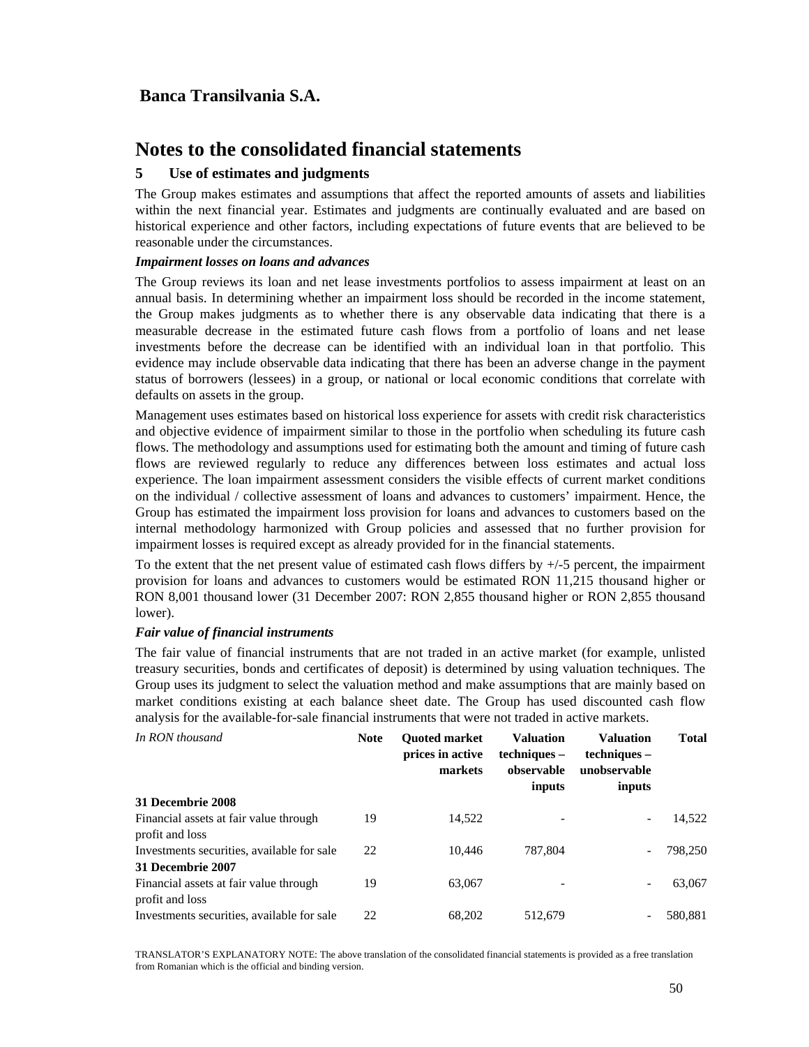**Banca Transilvania S.A.**

# Notes to the consolidated financial statements

## 5 Use of estimates and judgments

The Group makes estimates and assumptions that affect the reported amounts of assets and liabilities within the next financial year. Estimates and judgments are continually evaluated and are based on historical experience and other factors, including expectations of future events that are believed to be reasonable under the circumstances.

***Impairment losses on loans and advances***

The Group reviews its loan and net lease investments portfolios to assess impairment at least on an annual basis. In determining whether an impairment loss should be recorded in the income statement, the Group makes judgments as to whether there is any observable data indicating that there is a measurable decrease in the estimated future cash flows from a portfolio of loans and net lease investments before the decrease can be identified with an individual loan in that portfolio. This evidence may include observable data indicating that there has been an adverse change in the payment status of borrowers (lessees) in a group, or national or local economic conditions that correlate with defaults on assets in the group.

Management uses estimates based on historical loss experience for assets with credit risk characteristics and objective evidence of impairment similar to those in the portfolio when scheduling its future cash flows. The methodology and assumptions used for estimating both the amount and timing of future cash flows are reviewed regularly to reduce any differences between loss estimates and actual loss experience. The loan impairment assessment considers the visible effects of current market conditions on the individual / collective assessment of loans and advances to customers' impairment. Hence, the Group has estimated the impairment loss provision for loans and advances to customers based on the internal methodology harmonized with Group policies and assessed that no further provision for impairment losses is required except as already provided for in the financial statements.

To the extent that the net present value of estimated cash flows differs by +/-5 percent, the impairment provision for loans and advances to customers would be estimated RON 11,215 thousand higher or RON 8,001 thousand lower (31 December 2007: RON 2,855 thousand higher or RON 2,855 thousand lower).

***Fair value of financial instruments***

The fair value of financial instruments that are not traded in an active market (for example, unlisted treasury securities, bonds and certificates of deposit) is determined by using valuation techniques. The Group uses its judgment to select the valuation method and make assumptions that are mainly based on market conditions existing at each balance sheet date. The Group has used discounted cash flow analysis for the available-for-sale financial instruments that were not traded in active markets.

| *In RON thousand* | Note | Quoted market prices in active markets | Valuation techniques – observable inputs | Valuation techniques – unobservable inputs | Total |
|---|---|---|---|---|---|
| **31 Decembrie 2008** | | | | | |
| Financial assets at fair value through profit and loss | 19 | 14,522 | - | - | 14,522 |
| Investments securities, available for sale | 22 | 10,446 | 787,804 | - | 798,250 |
| **31 Decembrie 2007** | | | | | |
| Financial assets at fair value through profit and loss | 19 | 63,067 | - | - | 63,067 |
| Investments securities, available for sale | 22 | 68,202 | 512,679 | - | 580,881 |

TRANSLATOR'S EXPLANATORY NOTE: The above translation of the consolidated financial statements is provided as a free translation from Romanian which is the official and binding version.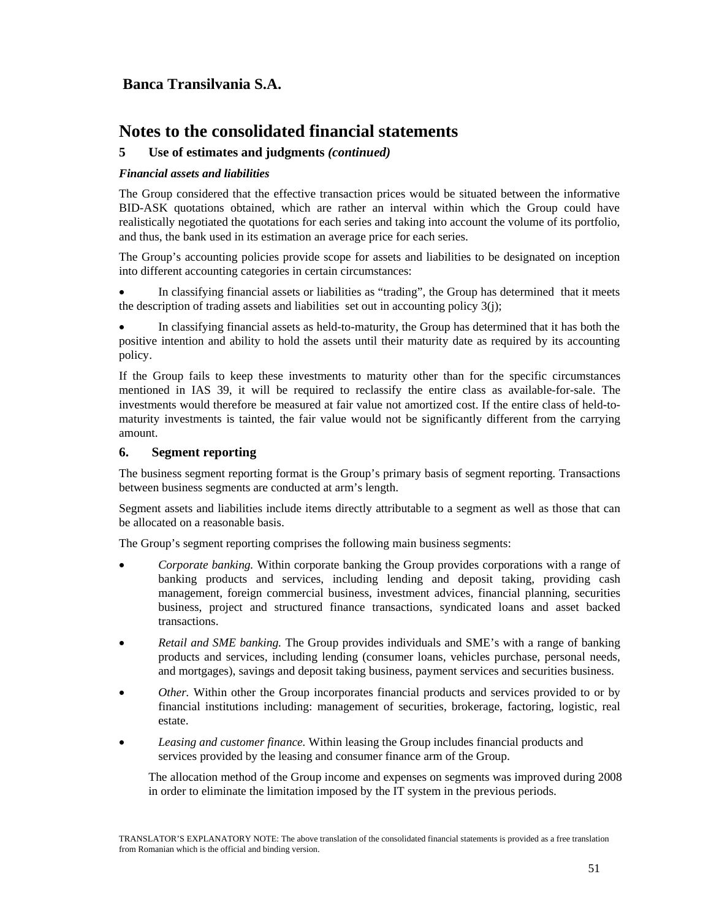# Banca Transilvania S.A.

## Notes to the consolidated financial statements

### 5 Use of estimates and judgments *(continued)*

***Financial assets and liabilities***

The Group considered that the effective transaction prices would be situated between the informative BID-ASK quotations obtained, which are rather an interval within which the Group could have realistically negotiated the quotations for each series and taking into account the volume of its portfolio, and thus, the bank used in its estimation an average price for each series.

The Group's accounting policies provide scope for assets and liabilities to be designated on inception into different accounting categories in certain circumstances:

- In classifying financial assets or liabilities as "trading", the Group has determined that it meets the description of trading assets and liabilities set out in accounting policy 3(j);
- In classifying financial assets as held-to-maturity, the Group has determined that it has both the positive intention and ability to hold the assets until their maturity date as required by its accounting policy.

If the Group fails to keep these investments to maturity other than for the specific circumstances mentioned in IAS 39, it will be required to reclassify the entire class as available-for-sale. The investments would therefore be measured at fair value not amortized cost. If the entire class of held-to-maturity investments is tainted, the fair value would not be significantly different from the carrying amount.

### 6. Segment reporting

The business segment reporting format is the Group's primary basis of segment reporting. Transactions between business segments are conducted at arm's length.

Segment assets and liabilities include items directly attributable to a segment as well as those that can be allocated on a reasonable basis.

The Group's segment reporting comprises the following main business segments:

- *Corporate banking.* Within corporate banking the Group provides corporations with a range of banking products and services, including lending and deposit taking, providing cash management, foreign commercial business, investment advices, financial planning, securities business, project and structured finance transactions, syndicated loans and asset backed transactions.
- *Retail and SME banking.* The Group provides individuals and SME's with a range of banking products and services, including lending (consumer loans, vehicles purchase, personal needs, and mortgages), savings and deposit taking business, payment services and securities business.
- *Other.* Within other the Group incorporates financial products and services provided to or by financial institutions including: management of securities, brokerage, factoring, logistic, real estate.
- *Leasing and customer finance.* Within leasing the Group includes financial products and services provided by the leasing and consumer finance arm of the Group.

The allocation method of the Group income and expenses on segments was improved during 2008 in order to eliminate the limitation imposed by the IT system in the previous periods.

TRANSLATOR'S EXPLANATORY NOTE: The above translation of the consolidated financial statements is provided as a free translation from Romanian which is the official and binding version.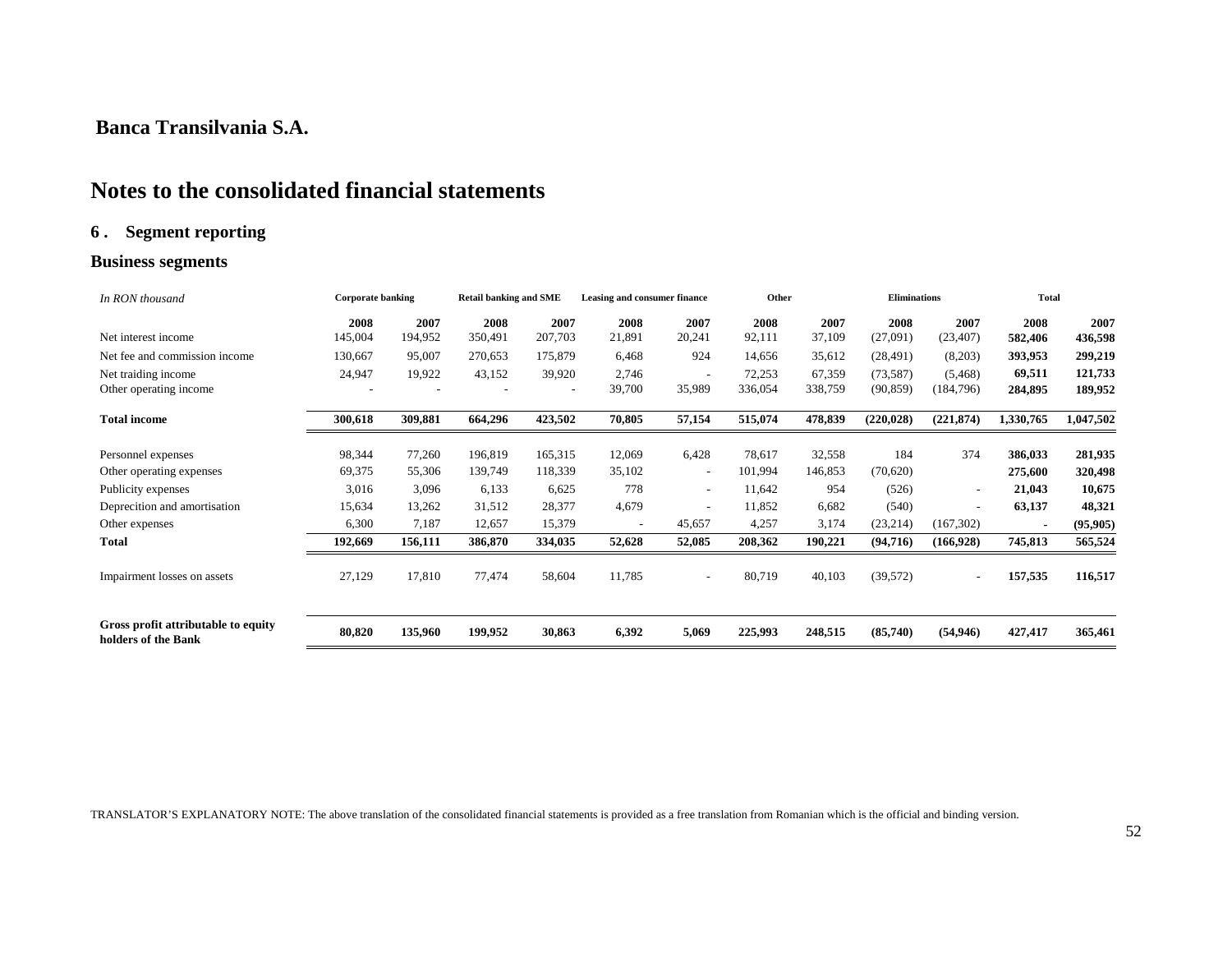**Banca Transilvania S.A.**

# Notes to the consolidated financial statements

## 6 . Segment reporting

### Business segments

| *In RON thousand* | Corporate banking | | Retail banking and SME | | Leasing and consumer finance | | Other | | Eliminations | | Total | |
|---|---|---|---|---|---|---|---|---|---|---|---|---|
| | **2008** | **2007** | **2008** | **2007** | **2008** | **2007** | **2008** | **2007** | **2008** | **2007** | **2008** | **2007** |
| Net interest income | 145,004 | 194,952 | 350,491 | 207,703 | 21,891 | 20,241 | 92,111 | 37,109 | (27,091) | (23,407) | **582,406** | **436,598** |
| Net fee and commission income | 130,667 | 95,007 | 270,653 | 175,879 | 6,468 | 924 | 14,656 | 35,612 | (28,491) | (8,203) | **393,953** | **299,219** |
| Net traiding income | 24,947 | 19,922 | 43,152 | 39,920 | 2,746 | - | 72,253 | 67,359 | (73,587) | (5,468) | **69,511** | **121,733** |
| Other operating income | - | - | - | - | 39,700 | 35,989 | 336,054 | 338,759 | (90,859) | (184,796) | **284,895** | **189,952** |
| **Total income** | **300,618** | **309,881** | **664,296** | **423,502** | **70,805** | **57,154** | **515,074** | **478,839** | **(220,028)** | **(221,874)** | **1,330,765** | **1,047,502** |
| Personnel expenses | 98,344 | 77,260 | 196,819 | 165,315 | 12,069 | 6,428 | 78,617 | 32,558 | 184 | 374 | **386,033** | **281,935** |
| Other operating expenses | 69,375 | 55,306 | 139,749 | 118,339 | 35,102 | - | 101,994 | 146,853 | (70,620) | | **275,600** | **320,498** |
| Publicity expenses | 3,016 | 3,096 | 6,133 | 6,625 | 778 | - | 11,642 | 954 | (526) | - | **21,043** | **10,675** |
| Deprecition and amortisation | 15,634 | 13,262 | 31,512 | 28,377 | 4,679 | - | 11,852 | 6,682 | (540) | - | **63,137** | **48,321** |
| Other expenses | 6,300 | 7,187 | 12,657 | 15,379 | - | 45,657 | 4,257 | 3,174 | (23,214) | (167,302) | **-** | **(95,905)** |
| **Total** | **192,669** | **156,111** | **386,870** | **334,035** | **52,628** | **52,085** | **208,362** | **190,221** | **(94,716)** | **(166,928)** | **745,813** | **565,524** |
| Impairment losses on assets | 27,129 | 17,810 | 77,474 | 58,604 | 11,785 | - | 80,719 | 40,103 | (39,572) | - | **157,535** | **116,517** |
| **Gross profit attributable to equity holders of the Bank** | **80,820** | **135,960** | **199,952** | **30,863** | **6,392** | **5,069** | **225,993** | **248,515** | **(85,740)** | **(54,946)** | **427,417** | **365,461** |

TRANSLATOR'S EXPLANATORY NOTE: The above translation of the consolidated financial statements is provided as a free translation from Romanian which is the official and binding version.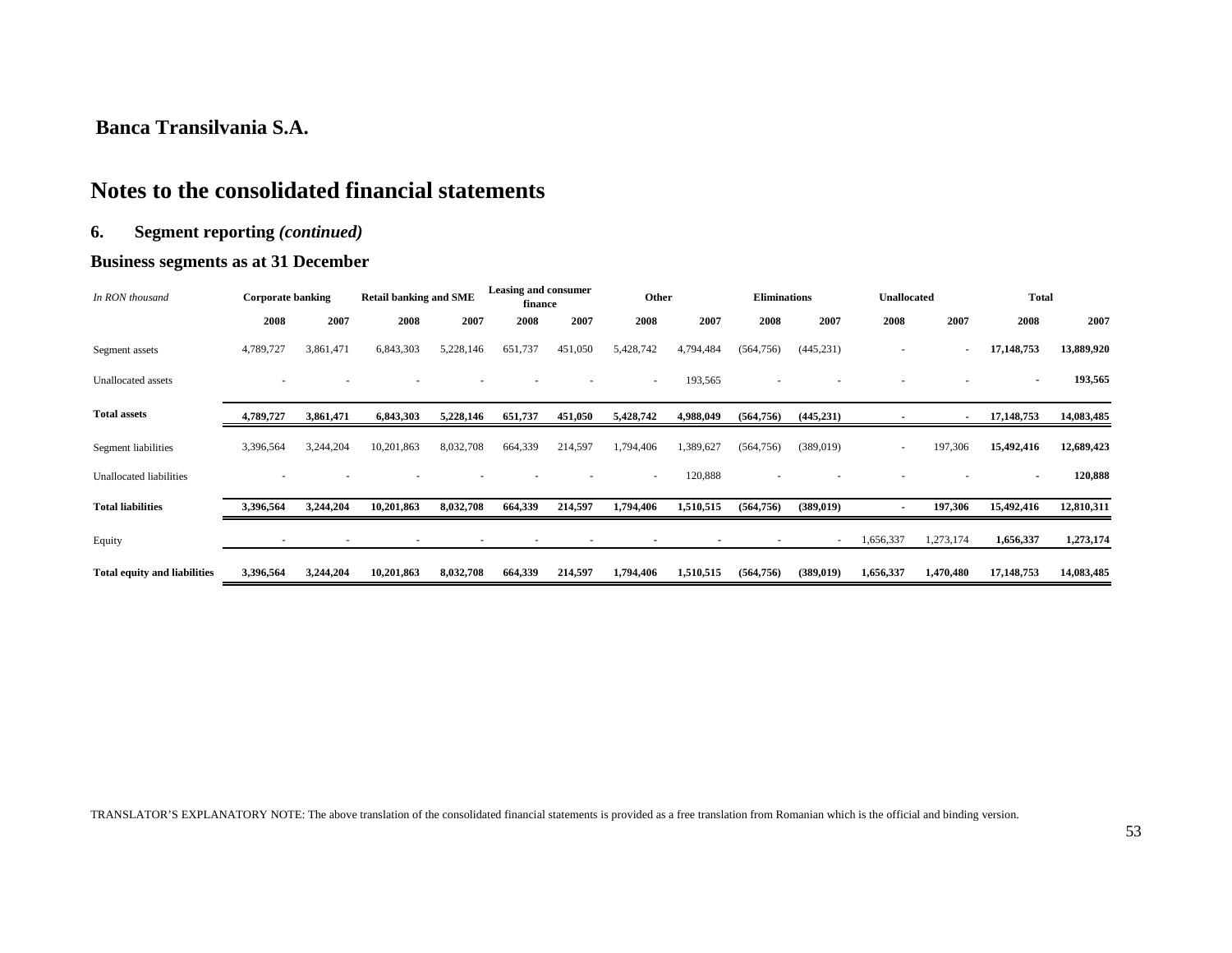## Banca Transilvania S.A.

# Notes to the consolidated financial statements

### 6. Segment reporting *(continued)*

### Business segments as at 31 December

| *In RON thousand* | Corporate banking | | Retail banking and SME | | Leasing and consumer finance | | Other | | Eliminations | | Unallocated | | Total | |
|---|---|---|---|---|---|---|---|---|---|---|---|---|---|---|
| | **2008** | **2007** | **2008** | **2007** | **2008** | **2007** | **2008** | **2007** | **2008** | **2007** | **2008** | **2007** | **2008** | **2007** |
| Segment assets | 4,789,727 | 3,861,471 | 6,843,303 | 5,228,146 | 651,737 | 451,050 | 5,428,742 | 4,794,484 | (564,756) | (445,231) | - | - | **17,148,753** | **13,889,920** |
| Unallocated assets | - | - | - | - | - | - | - | 193,565 | - | - | - | - | **-** | **193,565** |
| **Total assets** | **4,789,727** | **3,861,471** | **6,843,303** | **5,228,146** | **651,737** | **451,050** | **5,428,742** | **4,988,049** | **(564,756)** | **(445,231)** | **-** | **-** | **17,148,753** | **14,083,485** |
| Segment liabilities | 3,396,564 | 3,244,204 | 10,201,863 | 8,032,708 | 664,339 | 214,597 | 1,794,406 | 1,389,627 | (564,756) | (389,019) | - | 197,306 | **15,492,416** | **12,689,423** |
| Unallocated liabilities | - | - | - | - | - | - | - | 120,888 | - | - | - | - | **-** | **120,888** |
| **Total liabilities** | **3,396,564** | **3,244,204** | **10,201,863** | **8,032,708** | **664,339** | **214,597** | **1,794,406** | **1,510,515** | **(564,756)** | **(389,019)** | **-** | **197,306** | **15,492,416** | **12,810,311** |
| Equity | - | - | - | - | - | - | - | - | - | - | 1,656,337 | 1,273,174 | **1,656,337** | **1,273,174** |
| **Total equity and liabilities** | **3,396,564** | **3,244,204** | **10,201,863** | **8,032,708** | **664,339** | **214,597** | **1,794,406** | **1,510,515** | **(564,756)** | **(389,019)** | **1,656,337** | **1,470,480** | **17,148,753** | **14,083,485** |

TRANSLATOR'S EXPLANATORY NOTE: The above translation of the consolidated financial statements is provided as a free translation from Romanian which is the official and binding version.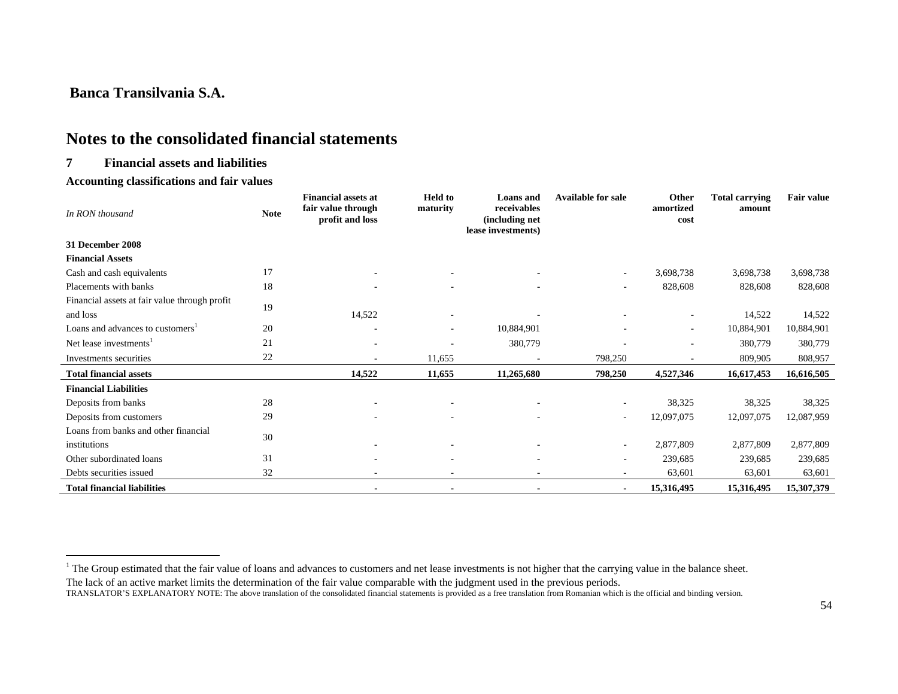## Banca Transilvania S.A.

# Notes to the consolidated financial statements

## 7 Financial assets and liabilities

### Accounting classifications and fair values

| *In RON thousand* | Note | Financial assets at fair value through profit and loss | Held to maturity | Loans and receivables (including net lease investments) | Available for sale | Other amortized cost | Total carrying amount | Fair value |
|---|---|---|---|---|---|---|---|---|
| **31 December 2008** | | | | | | | | |
| **Financial Assets** | | | | | | | | |
| Cash and cash equivalents | 17 | - | - | - | - | 3,698,738 | 3,698,738 | 3,698,738 |
| Placements with banks | 18 | - | - | - | - | 828,608 | 828,608 | 828,608 |
| Financial assets at fair value through profit and loss | 19 | 14,522 | - | - | - | - | 14,522 | 14,522 |
| Loans and advances to customers[1] | 20 | - | - | 10,884,901 | - | - | 10,884,901 | 10,884,901 |
| Net lease investments[1] | 21 | - | - | 380,779 | - | - | 380,779 | 380,779 |
| Investments securities | 22 | - | 11,655 | - | 798,250 | - | 809,905 | 808,957 |
| **Total financial assets** | | **14,522** | **11,655** | **11,265,680** | **798,250** | **4,527,346** | **16,617,453** | **16,616,505** |
| **Financial Liabilities** | | | | | | | | |
| Deposits from banks | 28 | - | - | - | - | 38,325 | 38,325 | 38,325 |
| Deposits from customers | 29 | - | - | - | - | 12,097,075 | 12,097,075 | 12,087,959 |
| Loans from banks and other financial institutions | 30 | - | - | - | - | 2,877,809 | 2,877,809 | 2,877,809 |
| Other subordinated loans | 31 | - | - | - | - | 239,685 | 239,685 | 239,685 |
| Debts securities issued | 32 | - | - | - | - | 63,601 | 63,601 | 63,601 |
| **Total financial liabilities** | | **-** | **-** | **-** | **-** | **15,316,495** | **15,316,495** | **15,307,379** |

[1] The Group estimated that the fair value of loans and advances to customers and net lease investments is not higher that the carrying value in the balance sheet. The lack of an active market limits the determination of the fair value comparable with the judgment used in the previous periods.

TRANSLATOR'S EXPLANATORY NOTE: The above translation of the consolidated financial statements is provided as a free translation from Romanian which is the official and binding version.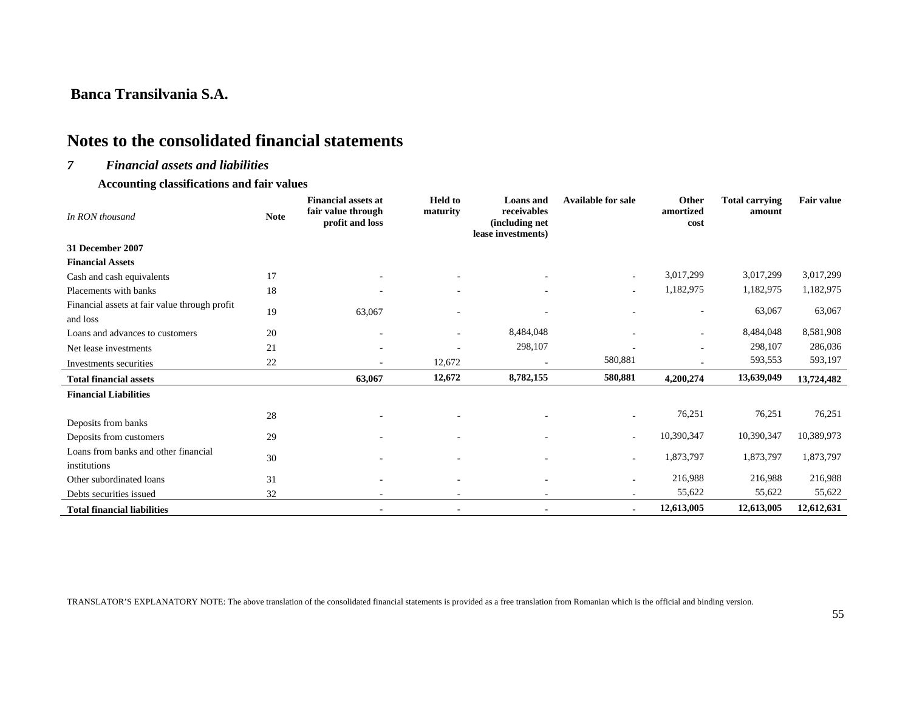## Banca Transilvania S.A.

# Notes to the consolidated financial statements

### *7 Financial assets and liabilities*

**Accounting classifications and fair values**

| *In RON thousand* | Note | Financial assets at fair value through profit and loss | Held to maturity | Loans and receivables (including net lease investments) | Available for sale | Other amortized cost | Total carrying amount | Fair value |
|---|---|---|---|---|---|---|---|---|
| **31 December 2007** | | | | | | | | |
| **Financial Assets** | | | | | | | | |
| Cash and cash equivalents | 17 | - | - | - | - | 3,017,299 | 3,017,299 | 3,017,299 |
| Placements with banks | 18 | - | - | - | - | 1,182,975 | 1,182,975 | 1,182,975 |
| Financial assets at fair value through profit and loss | 19 | 63,067 | - | - | - | - | 63,067 | 63,067 |
| Loans and advances to customers | 20 | - | - | 8,484,048 | - | - | 8,484,048 | 8,581,908 |
| Net lease investments | 21 | - | - | 298,107 | - | - | 298,107 | 286,036 |
| Investments securities | 22 | - | 12,672 | - | 580,881 | - | 593,553 | 593,197 |
| **Total financial assets** | | **63,067** | **12,672** | **8,782,155** | **580,881** | **4,200,274** | **13,639,049** | **13,724,482** |
| **Financial Liabilities** | | | | | | | | |
| Deposits from banks | 28 | - | - | - | - | 76,251 | 76,251 | 76,251 |
| Deposits from customers | 29 | - | - | - | - | 10,390,347 | 10,390,347 | 10,389,973 |
| Loans from banks and other financial institutions | 30 | - | - | - | - | 1,873,797 | 1,873,797 | 1,873,797 |
| Other subordinated loans | 31 | - | - | - | - | 216,988 | 216,988 | 216,988 |
| Debts securities issued | 32 | - | - | - | - | 55,622 | 55,622 | 55,622 |
| **Total financial liabilities** | | **-** | **-** | **-** | **-** | **12,613,005** | **12,613,005** | **12,612,631** |

TRANSLATOR'S EXPLANATORY NOTE: The above translation of the consolidated financial statements is provided as a free translation from Romanian which is the official and binding version.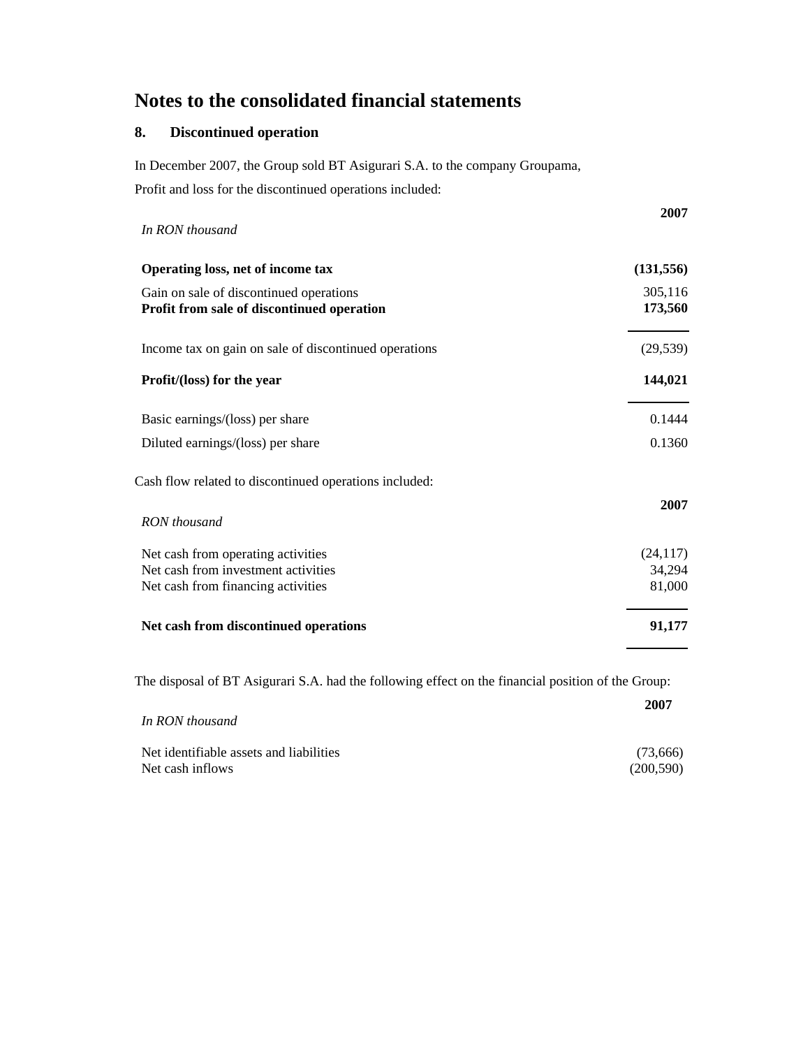# Notes to the consolidated financial statements

## 8. Discontinued operation

In December 2007, the Group sold BT Asigurari S.A. to the company Groupama,

Profit and loss for the discontinued operations included:

| *In RON thousand* | **2007** |
|---|---|
| **Operating loss, net of income tax** | **(131,556)** |
| Gain on sale of discontinued operations | 305,116 |
| **Profit from sale of discontinued operation** | **173,560** |
| Income tax on gain on sale of discontinued operations | (29,539) |
| **Profit/(loss) for the year** | **144,021** |
| Basic earnings/(loss) per share | 0.1444 |
| Diluted earnings/(loss) per share | 0.1360 |

Cash flow related to discontinued operations included:

| *RON thousand* | **2007** |
|---|---|
| Net cash from operating activities | (24,117) |
| Net cash from investment activities | 34,294 |
| Net cash from financing activities | 81,000 |
| **Net cash from discontinued operations** | **91,177** |

The disposal of BT Asigurari S.A. had the following effect on the financial position of the Group:

| *In RON thousand* | **2007** |
|---|---|
| Net identifiable assets and liabilities | (73,666) |
| Net cash inflows | (200,590) |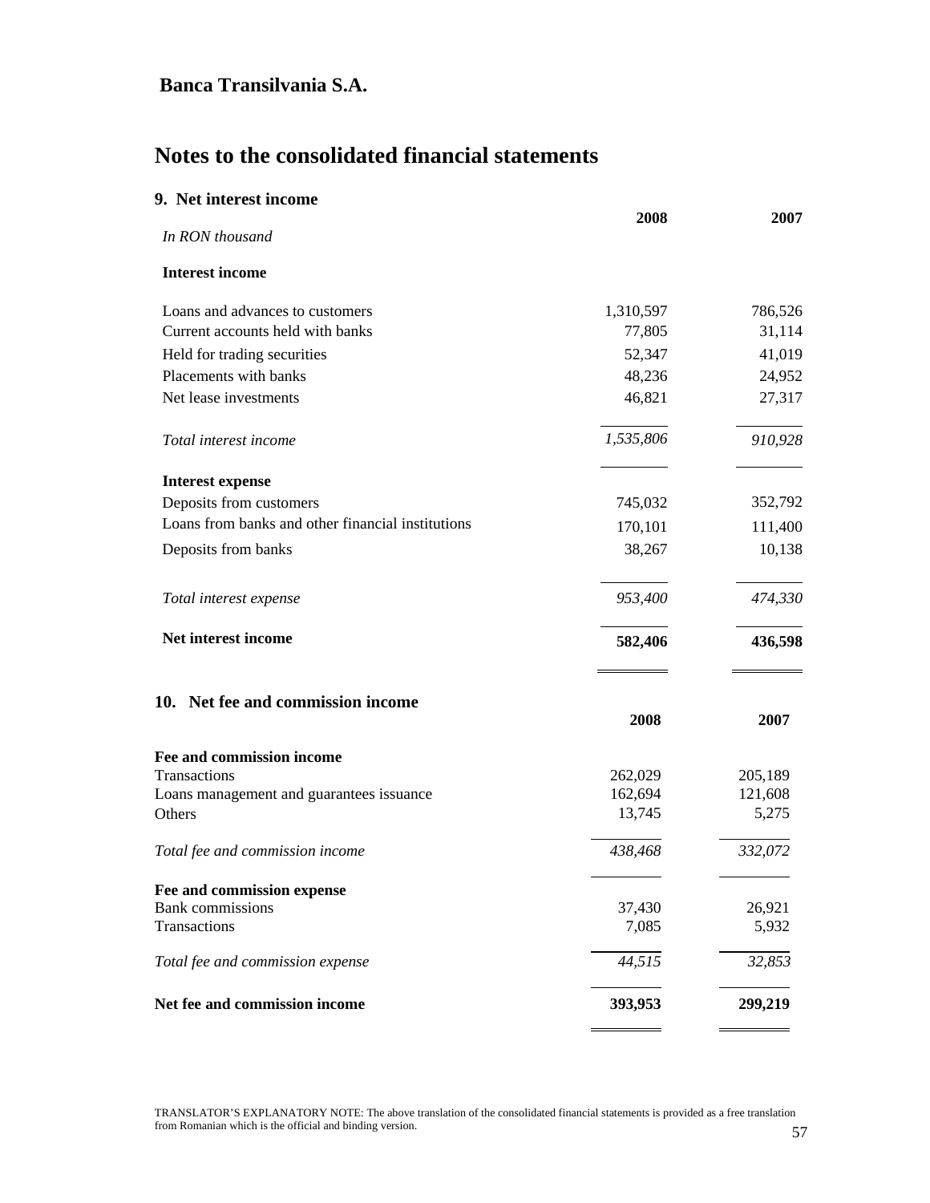# Banca Transilvania S.A.

## Notes to the consolidated financial statements

### 9. Net interest income

| *In RON thousand* | 2008 | 2007 |
|---|---|---|
| **Interest income** | | |
| Loans and advances to customers | 1,310,597 | 786,526 |
| Current accounts held with banks | 77,805 | 31,114 |
| Held for trading securities | 52,347 | 41,019 |
| Placements with banks | 48,236 | 24,952 |
| Net lease investments | 46,821 | 27,317 |
| *Total interest income* | *1,535,806* | *910,928* |
| **Interest expense** | | |
| Deposits from customers | 745,032 | 352,792 |
| Loans from banks and other financial institutions | 170,101 | 111,400 |
| Deposits from banks | 38,267 | 10,138 |
| *Total interest expense* | *953,400* | *474,330* |
| **Net interest income** | **582,406** | **436,598** |

### 10. Net fee and commission income

| | 2008 | 2007 |
|---|---|---|
| **Fee and commission income** | | |
| Transactions | 262,029 | 205,189 |
| Loans management and guarantees issuance | 162,694 | 121,608 |
| Others | 13,745 | 5,275 |
| *Total fee and commission income* | *438,468* | *332,072* |
| **Fee and commission expense** | | |
| Bank commissions | 37,430 | 26,921 |
| Transactions | 7,085 | 5,932 |
| *Total fee and commission expense* | *44,515* | *32,853* |
| **Net fee and commission income** | **393,953** | **299,219** |

TRANSLATOR'S EXPLANATORY NOTE: The above translation of the consolidated financial statements is provided as a free translation from Romanian which is the official and binding version.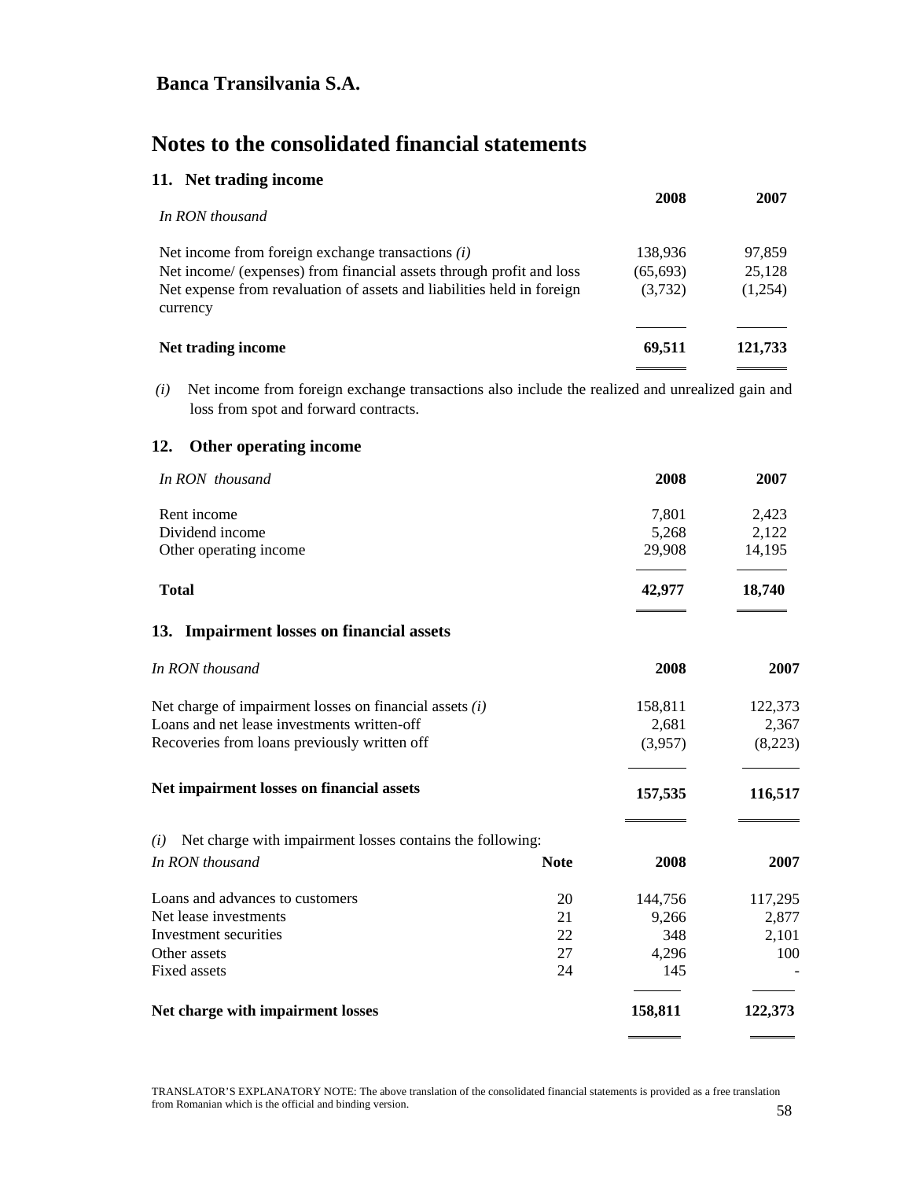**Banca Transilvania S.A.**

# Notes to the consolidated financial statements

## 11. Net trading income

| *In RON thousand* | 2008 | 2007 |
|---|---|---|
| Net income from foreign exchange transactions *(i)* | 138,936 | 97,859 |
| Net income/ (expenses) from financial assets through profit and loss | (65,693) | 25,128 |
| Net expense from revaluation of assets and liabilities held in foreign currency | (3,732) | (1,254) |
| **Net trading income** | **69,511** | **121,733** |

*(i)* Net income from foreign exchange transactions also include the realized and unrealized gain and loss from spot and forward contracts.

## 12. Other operating income

| *In RON thousand* | 2008 | 2007 |
|---|---|---|
| Rent income | 7,801 | 2,423 |
| Dividend income | 5,268 | 2,122 |
| Other operating income | 29,908 | 14,195 |
| **Total** | **42,977** | **18,740** |

## 13. Impairment losses on financial assets

| *In RON thousand* | 2008 | 2007 |
|---|---|---|
| Net charge of impairment losses on financial assets *(i)* | 158,811 | 122,373 |
| Loans and net lease investments written-off | 2,681 | 2,367 |
| Recoveries from loans previously written off | (3,957) | (8,223) |
| **Net impairment losses on financial assets** | **157,535** | **116,517** |

*(i)* Net charge with impairment losses contains the following:

| *In RON thousand* | Note | 2008 | 2007 |
|---|---|---|---|
| Loans and advances to customers | 20 | 144,756 | 117,295 |
| Net lease investments | 21 | 9,266 | 2,877 |
| Investment securities | 22 | 348 | 2,101 |
| Other assets | 27 | 4,296 | 100 |
| Fixed assets | 24 | 145 | - |
| **Net charge with impairment losses** | | **158,811** | **122,373** |

TRANSLATOR'S EXPLANATORY NOTE: The above translation of the consolidated financial statements is provided as a free translation from Romanian which is the official and binding version.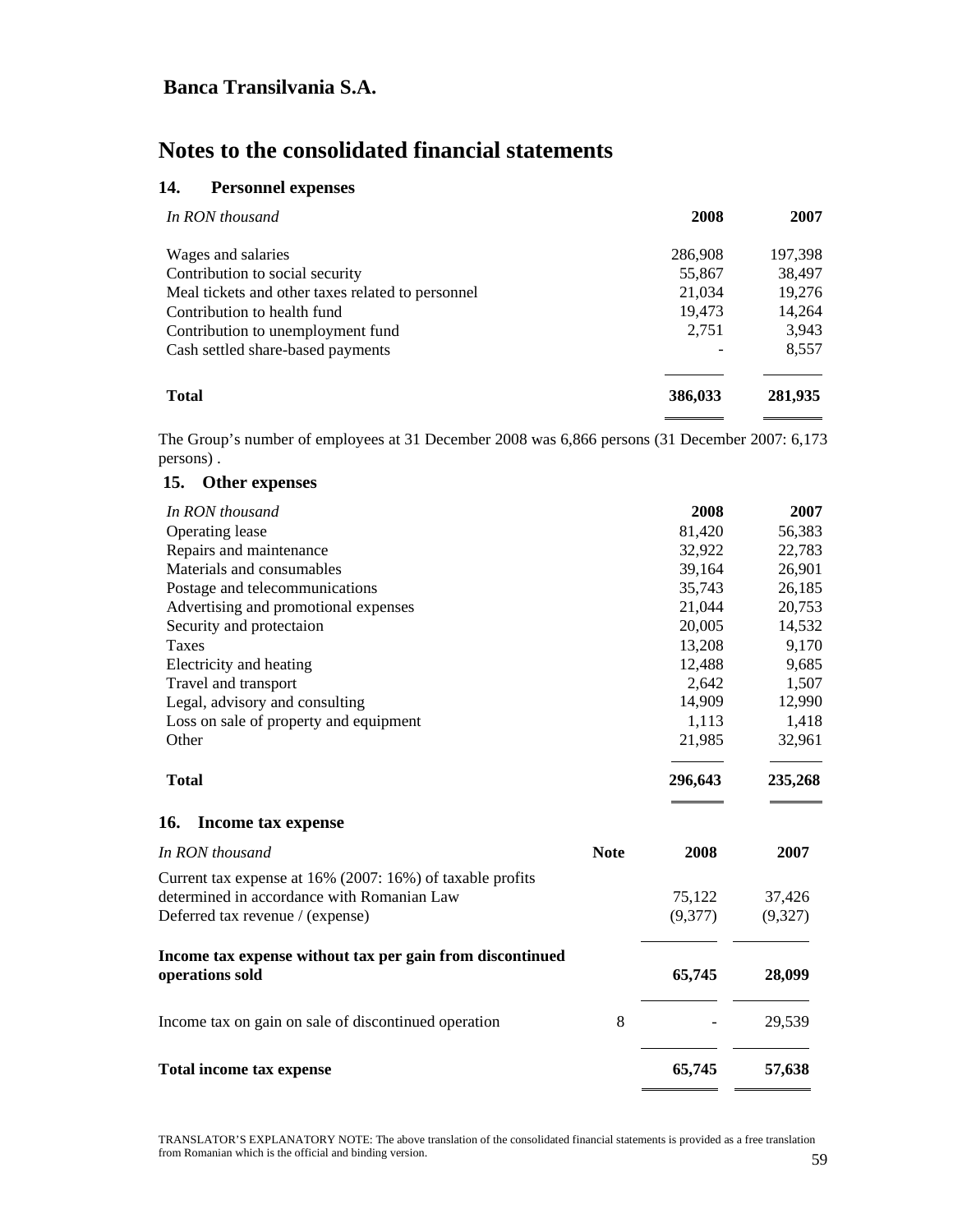# Banca Transilvania S.A.

## Notes to the consolidated financial statements

### 14. Personnel expenses

| *In RON thousand* | 2008 | 2007 |
|---|---|---|
| Wages and salaries | 286,908 | 197,398 |
| Contribution to social security | 55,867 | 38,497 |
| Meal tickets and other taxes related to personnel | 21,034 | 19,276 |
| Contribution to health fund | 19,473 | 14,264 |
| Contribution to unemployment fund | 2,751 | 3,943 |
| Cash settled share-based payments | - | 8,557 |
| **Total** | **386,033** | **281,935** |

The Group's number of employees at 31 December 2008 was 6,866 persons (31 December 2007: 6,173 persons) .

### 15. Other expenses

| *In RON thousand* | 2008 | 2007 |
|---|---|---|
| Operating lease | 81,420 | 56,383 |
| Repairs and maintenance | 32,922 | 22,783 |
| Materials and consumables | 39,164 | 26,901 |
| Postage and telecommunications | 35,743 | 26,185 |
| Advertising and promotional expenses | 21,044 | 20,753 |
| Security and protectaion | 20,005 | 14,532 |
| Taxes | 13,208 | 9,170 |
| Electricity and heating | 12,488 | 9,685 |
| Travel and transport | 2,642 | 1,507 |
| Legal, advisory and consulting | 14,909 | 12,990 |
| Loss on sale of property and equipment | 1,113 | 1,418 |
| Other | 21,985 | 32,961 |
| **Total** | **296,643** | **235,268** |

### 16. Income tax expense

| *In RON thousand* | Note | 2008 | 2007 |
|---|---|---|---|
| Current tax expense at 16% (2007: 16%) of taxable profits determined in accordance with Romanian Law | | 75,122 | 37,426 |
| Deferred tax revenue / (expense) | | (9,377) | (9,327) |
| **Income tax expense without tax per gain from discontinued operations sold** | | **65,745** | **28,099** |
| Income tax on gain on sale of discontinued operation | 8 | - | 29,539 |
| **Total income tax expense** | | **65,745** | **57,638** |

TRANSLATOR'S EXPLANATORY NOTE: The above translation of the consolidated financial statements is provided as a free translation from Romanian which is the official and binding version.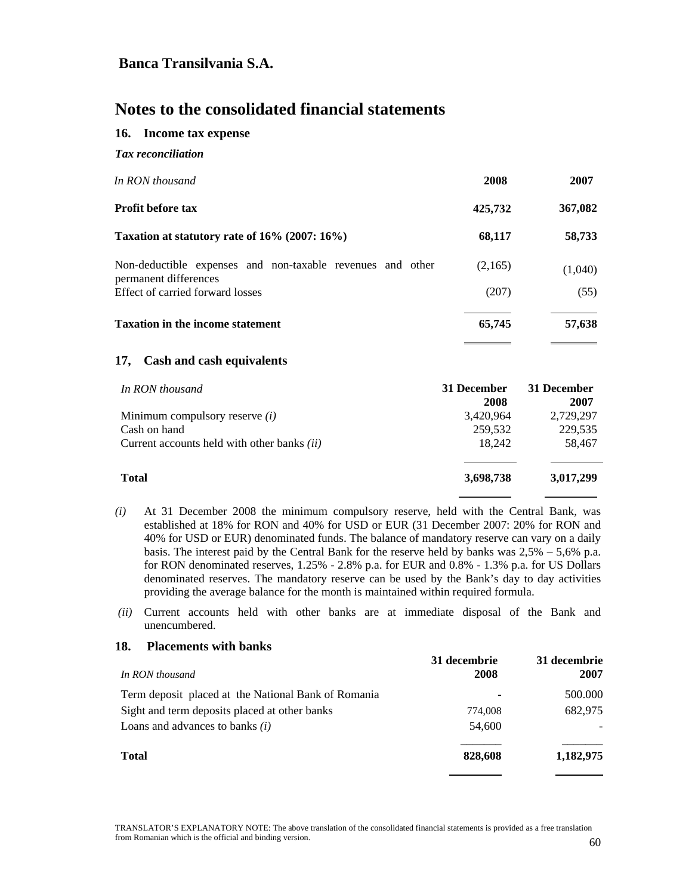**Banca Transilvania S.A.**

# Notes to the consolidated financial statements

## 16. Income tax expense

### *Tax reconciliation*

| *In RON thousand* | 2008 | 2007 |
|---|---|---|
| **Profit before tax** | **425,732** | **367,082** |
| **Taxation at statutory rate of 16% (2007: 16%)** | **68,117** | **58,733** |
| Non-deductible expenses and non-taxable revenues and other permanent differences | (2,165) | (1,040) |
| Effect of carried forward losses | (207) | (55) |
| **Taxation in the income statement** | **65,745** | **57,638** |

## 17, Cash and cash equivalents

| *In RON thousand* | 31 December 2008 | 31 December 2007 |
|---|---|---|
| Minimum compulsory reserve *(i)* | 3,420,964 | 2,729,297 |
| Cash on hand | 259,532 | 229,535 |
| Current accounts held with other banks *(ii)* | 18,242 | 58,467 |
| **Total** | **3,698,738** | **3,017,299** |

*(i)* At 31 December 2008 the minimum compulsory reserve, held with the Central Bank, was established at 18% for RON and 40% for USD or EUR (31 December 2007: 20% for RON and 40% for USD or EUR) denominated funds. The balance of mandatory reserve can vary on a daily basis. The interest paid by the Central Bank for the reserve held by banks was 2,5% – 5,6% p.a. for RON denominated reserves, 1.25% - 2.8% p.a. for EUR and 0.8% - 1.3% p.a. for US Dollars denominated reserves. The mandatory reserve can be used by the Bank's day to day activities providing the average balance for the month is maintained within required formula.

*(ii)* Current accounts held with other banks are at immediate disposal of the Bank and unencumbered.

## 18. Placements with banks

| *In RON thousand* | 31 decembrie 2008 | 31 decembrie 2007 |
|---|---|---|
| Term deposit placed at the National Bank of Romania | - | 500.000 |
| Sight and term deposits placed at other banks | 774,008 | 682,975 |
| Loans and advances to banks *(i)* | 54,600 | - |
| **Total** | **828,608** | **1,182,975** |

TRANSLATOR'S EXPLANATORY NOTE: The above translation of the consolidated financial statements is provided as a free translation from Romanian which is the official and binding version.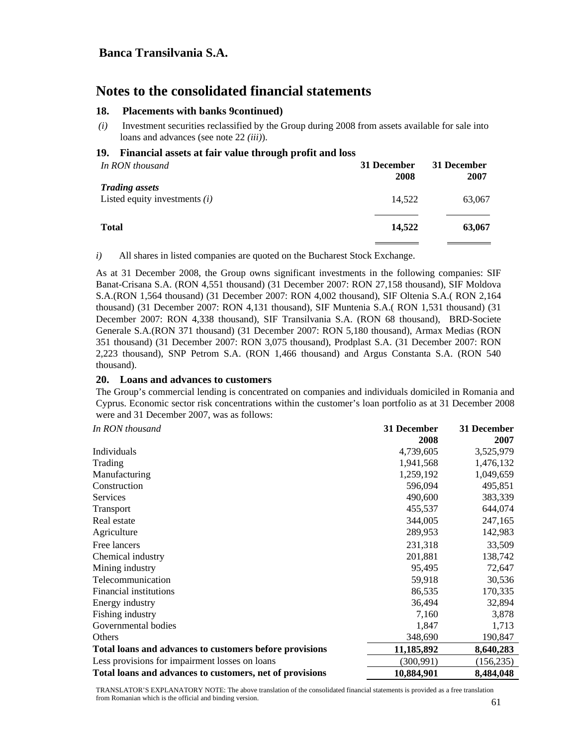**Banca Transilvania S.A.**

# Notes to the consolidated financial statements

### 18. Placements with banks 9continued)

*(i)* Investment securities reclassified by the Group during 2008 from assets available for sale into loans and advances (see note 22 *(iii)*).

### 19. Financial assets at fair value through profit and loss

| *In RON thousand* | 31 December 2008 | 31 December 2007 |
|---|---|---|
| ***Trading assets*** | | |
| Listed equity investments *(i)* | 14,522 | 63,067 |
| **Total** | **14,522** | **63,067** |

*i)* All shares in listed companies are quoted on the Bucharest Stock Exchange.

As at 31 December 2008, the Group owns significant investments in the following companies: SIF Banat-Crisana S.A. (RON 4,551 thousand) (31 December 2007: RON 27,158 thousand), SIF Moldova S.A.(RON 1,564 thousand) (31 December 2007: RON 4,002 thousand), SIF Oltenia S.A.( RON 2,164 thousand) (31 December 2007: RON 4,131 thousand), SIF Muntenia S.A.( RON 1,531 thousand) (31 December 2007: RON 4,338 thousand), SIF Transilvania S.A. (RON 68 thousand), BRD-Societe Generale S.A.(RON 371 thousand) (31 December 2007: RON 5,180 thousand), Armax Medias (RON 351 thousand) (31 December 2007: RON 3,075 thousand), Prodplast S.A. (31 December 2007: RON 2,223 thousand), SNP Petrom S.A. (RON 1,466 thousand) and Argus Constanta S.A. (RON 540 thousand).

### 20. Loans and advances to customers

The Group's commercial lending is concentrated on companies and individuals domiciled in Romania and Cyprus. Economic sector risk concentrations within the customer's loan portfolio as at 31 December 2008 were and 31 December 2007, was as follows:

| *In RON thousand* | 31 December 2008 | 31 December 2007 |
|---|---|---|
| Individuals | 4,739,605 | 3,525,979 |
| Trading | 1,941,568 | 1,476,132 |
| Manufacturing | 1,259,192 | 1,049,659 |
| Construction | 596,094 | 495,851 |
| Services | 490,600 | 383,339 |
| Transport | 455,537 | 644,074 |
| Real estate | 344,005 | 247,165 |
| Agriculture | 289,953 | 142,983 |
| Free lancers | 231,318 | 33,509 |
| Chemical industry | 201,881 | 138,742 |
| Mining industry | 95,495 | 72,647 |
| Telecommunication | 59,918 | 30,536 |
| Financial institutions | 86,535 | 170,335 |
| Energy industry | 36,494 | 32,894 |
| Fishing industry | 7,160 | 3,878 |
| Governmental bodies | 1,847 | 1,713 |
| Others | 348,690 | 190,847 |
| **Total loans and advances to customers before provisions** | **11,185,892** | **8,640,283** |
| Less provisions for impairment losses on loans | (300,991) | (156,235) |
| **Total loans and advances to customers, net of provisions** | **10,884,901** | **8,484,048** |

TRANSLATOR'S EXPLANATORY NOTE: The above translation of the consolidated financial statements is provided as a free translation from Romanian which is the official and binding version.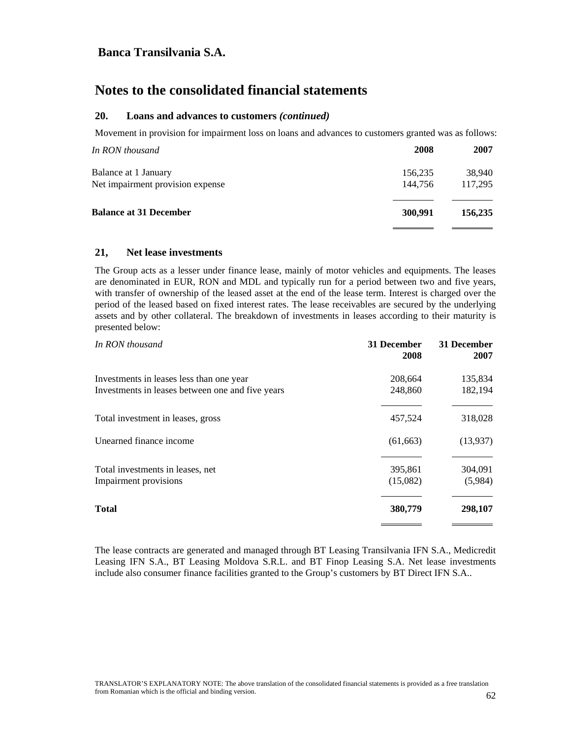# Banca Transilvania S.A.

## Notes to the consolidated financial statements

### 20. Loans and advances to customers *(continued)*

Movement in provision for impairment loss on loans and advances to customers granted was as follows:

| *In RON thousand* | 2008 | 2007 |
|---|---|---|
| Balance at 1 January | 156,235 | 38,940 |
| Net impairment provision expense | 144,756 | 117,295 |
| **Balance at 31 December** | **300,991** | **156,235** |

### 21, Net lease investments

The Group acts as a lesser under finance lease, mainly of motor vehicles and equipments. The leases are denominated in EUR, RON and MDL and typically run for a period between two and five years, with transfer of ownership of the leased asset at the end of the lease term. Interest is charged over the period of the leased based on fixed interest rates. The lease receivables are secured by the underlying assets and by other collateral. The breakdown of investments in leases according to their maturity is presented below:

| *In RON thousand* | 31 December 2008 | 31 December 2007 |
|---|---|---|
| Investments in leases less than one year | 208,664 | 135,834 |
| Investments in leases between one and five years | 248,860 | 182,194 |
| Total investment in leases, gross | 457,524 | 318,028 |
| Unearned finance income | (61,663) | (13,937) |
| Total investments in leases, net | 395,861 | 304,091 |
| Impairment provisions | (15,082) | (5,984) |
| **Total** | **380,779** | **298,107** |

The lease contracts are generated and managed through BT Leasing Transilvania IFN S.A., Medicredit Leasing IFN S.A., BT Leasing Moldova S.R.L. and BT Finop Leasing S.A. Net lease investments include also consumer finance facilities granted to the Group's customers by BT Direct IFN S.A..

TRANSLATOR'S EXPLANATORY NOTE: The above translation of the consolidated financial statements is provided as a free translation from Romanian which is the official and binding version.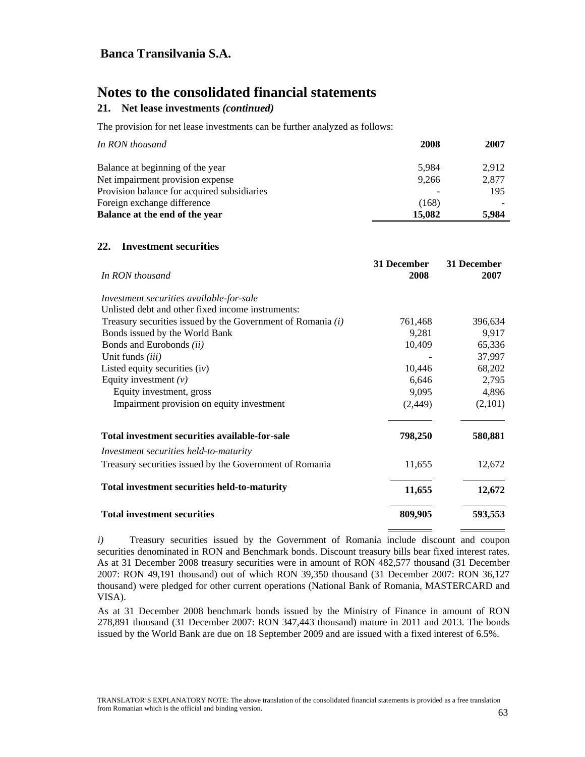## Banca Transilvania S.A.

# Notes to the consolidated financial statements

### 21. Net lease investments *(continued)*

The provision for net lease investments can be further analyzed as follows:

| *In RON thousand* | 2008 | 2007 |
|---|---|---|
| Balance at beginning of the year | 5,984 | 2,912 |
| Net impairment provision expense | 9,266 | 2,877 |
| Provision balance for acquired subsidiaries | - | 195 |
| Foreign exchange difference | (168) | - |
| **Balance at the end of the year** | **15,082** | **5,984** |

### 22. Investment securities

| *In RON thousand* | 31 December 2008 | 31 December 2007 |
|---|---|---|
| *Investment securities available-for-sale* | | |
| Unlisted debt and other fixed income instruments: | | |
| Treasury securities issued by the Government of Romania *(i)* | 761,468 | 396,634 |
| Bonds issued by the World Bank | 9,281 | 9,917 |
| Bonds and Eurobonds *(ii)* | 10,409 | 65,336 |
| Unit funds *(iii)* | - | 37,997 |
| Listed equity securities (*iv*) | 10,446 | 68,202 |
| Equity investment *(v)* | 6,646 | 2,795 |
| Equity investment, gross | 9,095 | 4,896 |
| Impairment provision on equity investment | (2,449) | (2,101) |
| **Total investment securities available-for-sale** | **798,250** | **580,881** |
| *Investment securities held-to-maturity* | | |
| Treasury securities issued by the Government of Romania | 11,655 | 12,672 |
| **Total investment securities held-to-maturity** | **11,655** | **12,672** |
| **Total investment securities** | **809,905** | **593,553** |

*i)* Treasury securities issued by the Government of Romania include discount and coupon securities denominated in RON and Benchmark bonds. Discount treasury bills bear fixed interest rates. As at 31 December 2008 treasury securities were in amount of RON 482,577 thousand (31 December 2007: RON 49,191 thousand) out of which RON 39,350 thousand (31 December 2007: RON 36,127 thousand) were pledged for other current operations (National Bank of Romania, MASTERCARD and VISA).

As at 31 December 2008 benchmark bonds issued by the Ministry of Finance in amount of RON 278,891 thousand (31 December 2007: RON 347,443 thousand) mature in 2011 and 2013. The bonds issued by the World Bank are due on 18 September 2009 and are issued with a fixed interest of 6.5%.

TRANSLATOR'S EXPLANATORY NOTE: The above translation of the consolidated financial statements is provided as a free translation from Romanian which is the official and binding version.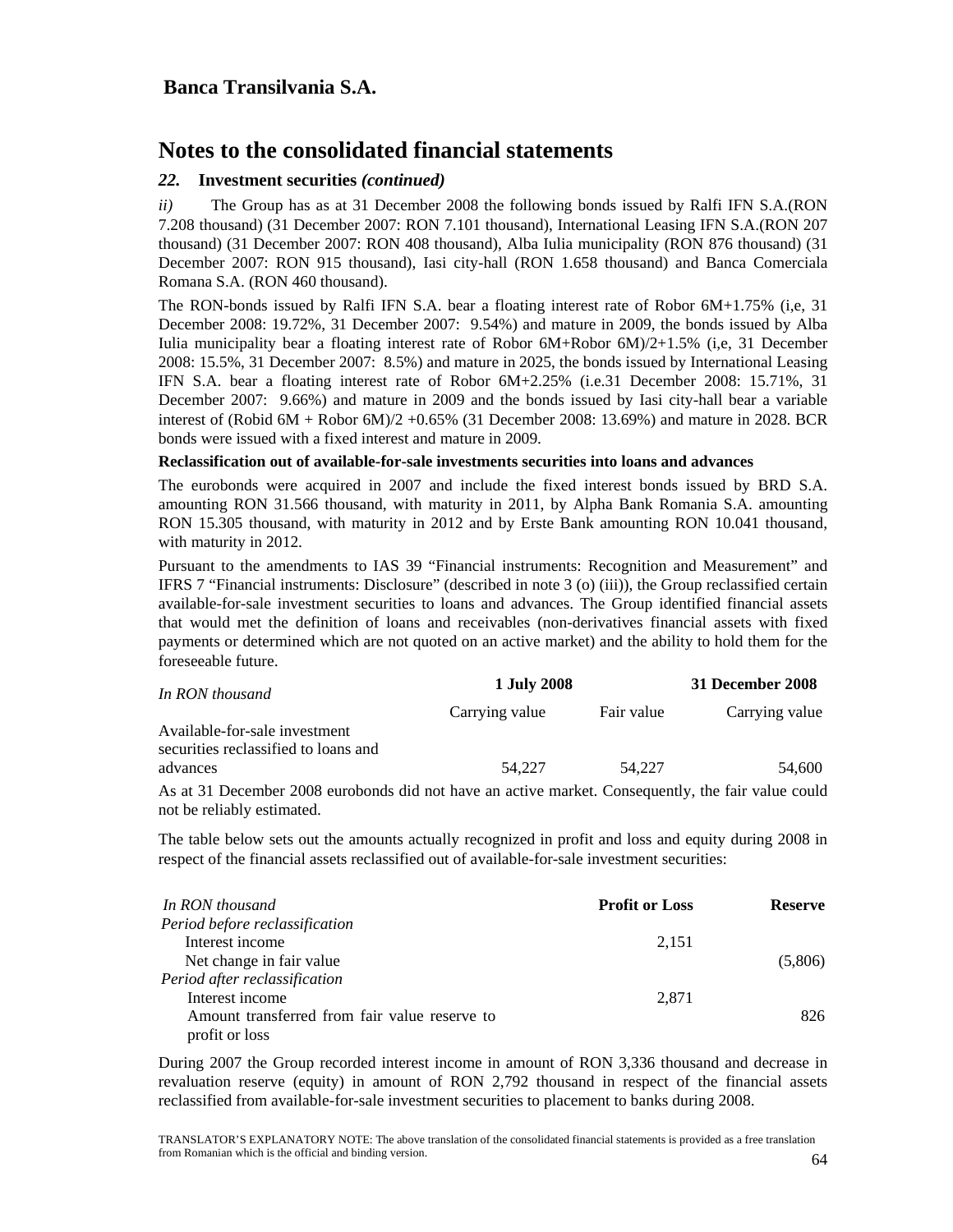# Banca Transilvania S.A.

## Notes to the consolidated financial statements

### *22.* Investment securities *(continued)*

*ii)* The Group has as at 31 December 2008 the following bonds issued by Ralfi IFN S.A.(RON 7.208 thousand) (31 December 2007: RON 7.101 thousand), International Leasing IFN S.A.(RON 207 thousand) (31 December 2007: RON 408 thousand), Alba Iulia municipality (RON 876 thousand) (31 December 2007: RON 915 thousand), Iasi city-hall (RON 1.658 thousand) and Banca Comerciala Romana S.A. (RON 460 thousand).

The RON-bonds issued by Ralfi IFN S.A. bear a floating interest rate of Robor 6M+1.75% (i,e, 31 December 2008: 19.72%, 31 December 2007: 9.54%) and mature in 2009, the bonds issued by Alba Iulia municipality bear a floating interest rate of Robor 6M+Robor 6M)/2+1.5% (i,e, 31 December 2008: 15.5%, 31 December 2007: 8.5%) and mature in 2025, the bonds issued by International Leasing IFN S.A. bear a floating interest rate of Robor 6M+2.25% (i.e.31 December 2008: 15.71%, 31 December 2007: 9.66%) and mature in 2009 and the bonds issued by Iasi city-hall bear a variable interest of (Robid 6M + Robor 6M)/2 +0.65% (31 December 2008: 13.69%) and mature in 2028. BCR bonds were issued with a fixed interest and mature in 2009.

**Reclassification out of available-for-sale investments securities into loans and advances**

The eurobonds were acquired in 2007 and include the fixed interest bonds issued by BRD S.A. amounting RON 31.566 thousand, with maturity in 2011, by Alpha Bank Romania S.A. amounting RON 15.305 thousand, with maturity in 2012 and by Erste Bank amounting RON 10.041 thousand, with maturity in 2012.

Pursuant to the amendments to IAS 39 "Financial instruments: Recognition and Measurement" and IFRS 7 "Financial instruments: Disclosure" (described in note 3 (o) (iii)), the Group reclassified certain available-for-sale investment securities to loans and advances. The Group identified financial assets that would met the definition of loans and receivables (non-derivatives financial assets with fixed payments or determined which are not quoted on an active market) and the ability to hold them for the foreseeable future.

| *In RON thousand* | **1 July 2008** | | **31 December 2008** |
|---|---|---|---|
| | Carrying value | Fair value | Carrying value |
| Available-for-sale investment securities reclassified to loans and advances | 54,227 | 54,227 | 54,600 |

As at 31 December 2008 eurobonds did not have an active market. Consequently, the fair value could not be reliably estimated.

The table below sets out the amounts actually recognized in profit and loss and equity during 2008 in respect of the financial assets reclassified out of available-for-sale investment securities:

| *In RON thousand* | **Profit or Loss** | **Reserve** |
|---|---|---|
| *Period before reclassification* | | |
| Interest income | 2,151 | |
| Net change in fair value | | (5,806) |
| *Period after reclassification* | | |
| Interest income | 2,871 | |
| Amount transferred from fair value reserve to profit or loss | | 826 |

During 2007 the Group recorded interest income in amount of RON 3,336 thousand and decrease in revaluation reserve (equity) in amount of RON 2,792 thousand in respect of the financial assets reclassified from available-for-sale investment securities to placement to banks during 2008.

TRANSLATOR'S EXPLANATORY NOTE: The above translation of the consolidated financial statements is provided as a free translation from Romanian which is the official and binding version.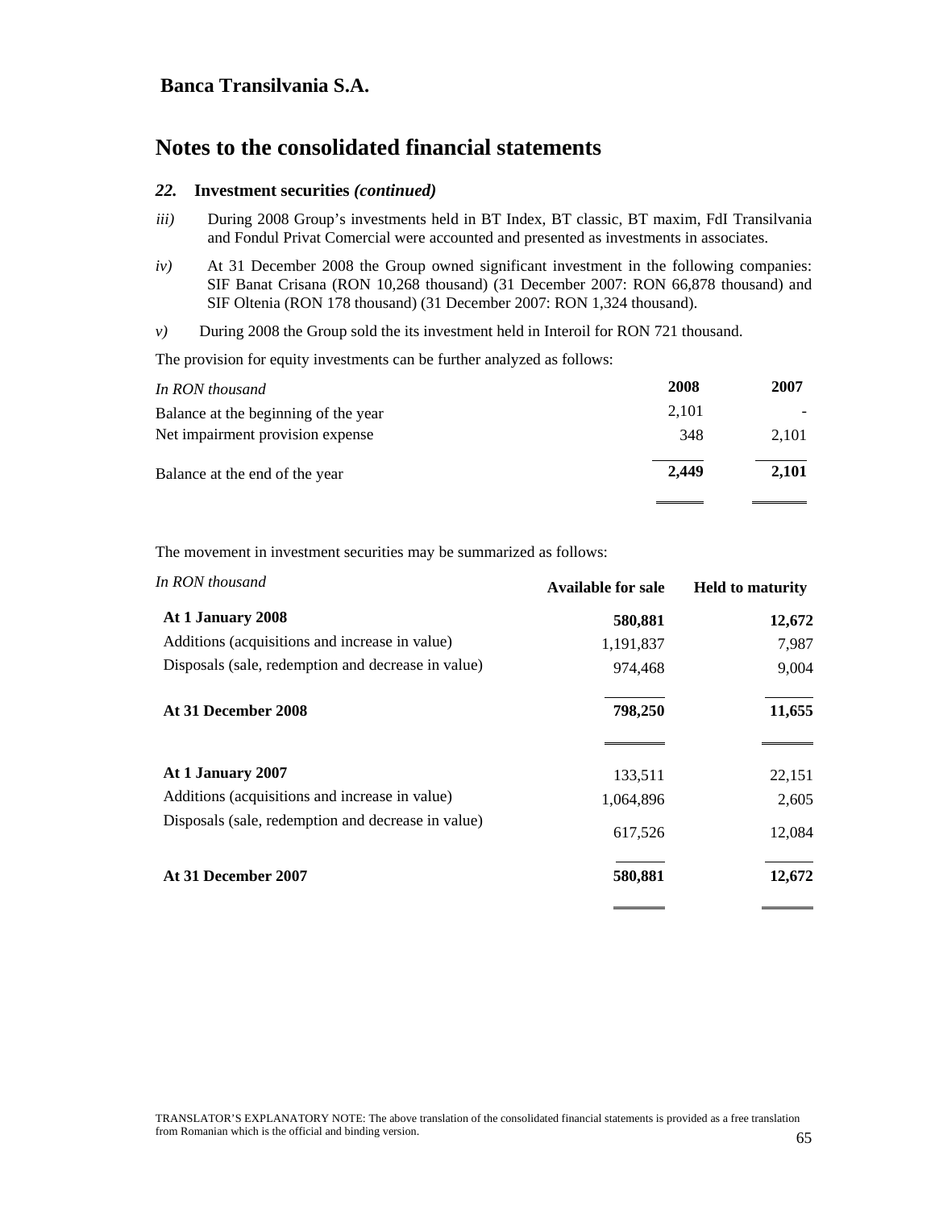# Notes to the consolidated financial statements

## 22. Investment securities *(continued)*

*iii)* During 2008 Group's investments held in BT Index, BT classic, BT maxim, FdI Transilvania and Fondul Privat Comercial were accounted and presented as investments in associates.

*iv)* At 31 December 2008 the Group owned significant investment in the following companies: SIF Banat Crisana (RON 10,268 thousand) (31 December 2007: RON 66,878 thousand) and SIF Oltenia (RON 178 thousand) (31 December 2007: RON 1,324 thousand).

*v)* During 2008 the Group sold the its investment held in Interoil for RON 721 thousand.

The provision for equity investments can be further analyzed as follows:

| *In RON thousand* | **2008** | **2007** |
|---|---|---|
| Balance at the beginning of the year | 2,101 | - |
| Net impairment provision expense | 348 | 2,101 |
| Balance at the end of the year | **2,449** | **2,101** |

The movement in investment securities may be summarized as follows:

| *In RON thousand* | **Available for sale** | **Held to maturity** |
|---|---|---|
| **At 1 January 2008** | **580,881** | **12,672** |
| Additions (acquisitions and increase in value) | 1,191,837 | 7,987 |
| Disposals (sale, redemption and decrease in value) | 974,468 | 9,004 |
| **At 31 December 2008** | **798,250** | **11,655** |
| | | |
| **At 1 January 2007** | 133,511 | 22,151 |
| Additions (acquisitions and increase in value) | 1,064,896 | 2,605 |
| Disposals (sale, redemption and decrease in value) | 617,526 | 12,084 |
| **At 31 December 2007** | **580,881** | **12,672** |

TRANSLATOR'S EXPLANATORY NOTE: The above translation of the consolidated financial statements is provided as a free translation from Romanian which is the official and binding version.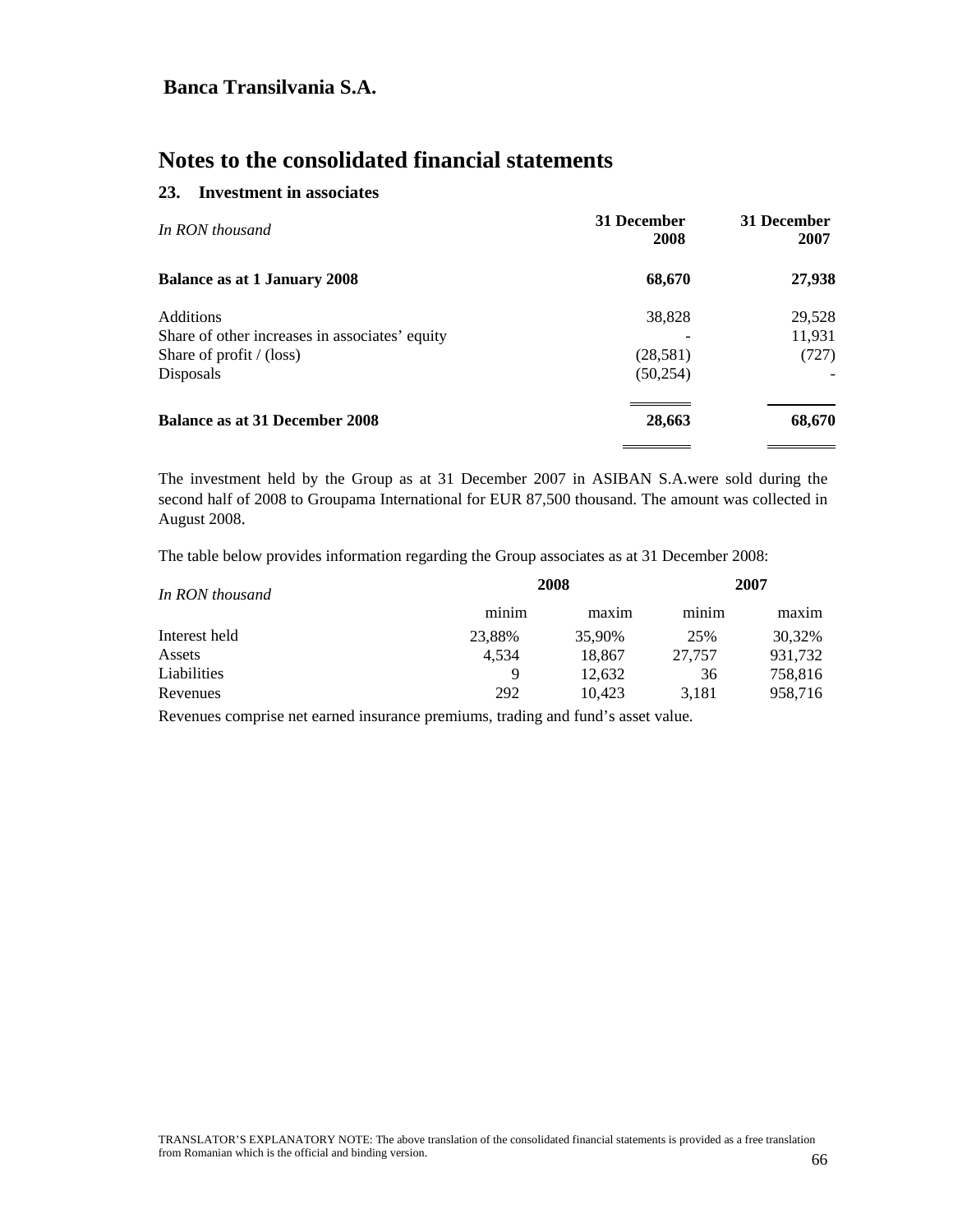# Banca Transilvania S.A.

# Notes to the consolidated financial statements

## 23. Investment in associates

| *In RON thousand* | 31 December 2008 | 31 December 2007 |
|---|---|---|
| **Balance as at 1 January 2008** | **68,670** | **27,938** |
| Additions | 38,828 | 29,528 |
| Share of other increases in associates' equity | - | 11,931 |
| Share of profit / (loss) | (28,581) | (727) |
| Disposals | (50,254) | - |
| **Balance as at 31 December 2008** | **28,663** | **68,670** |

The investment held by the Group as at 31 December 2007 in ASIBAN S.A.were sold during the second half of 2008 to Groupama International for EUR 87,500 thousand. The amount was collected in August 2008.

The table below provides information regarding the Group associates as at 31 December 2008:

| *In RON thousand* | 2008 | | 2007 | |
|---|---|---|---|---|
| | minim | maxim | minim | maxim |
| Interest held | 23,88% | 35,90% | 25% | 30,32% |
| Assets | 4,534 | 18,867 | 27,757 | 931,732 |
| Liabilities | 9 | 12,632 | 36 | 758,816 |
| Revenues | 292 | 10,423 | 3,181 | 958,716 |

Revenues comprise net earned insurance premiums, trading and fund's asset value.

TRANSLATOR'S EXPLANATORY NOTE: The above translation of the consolidated financial statements is provided as a free translation from Romanian which is the official and binding version.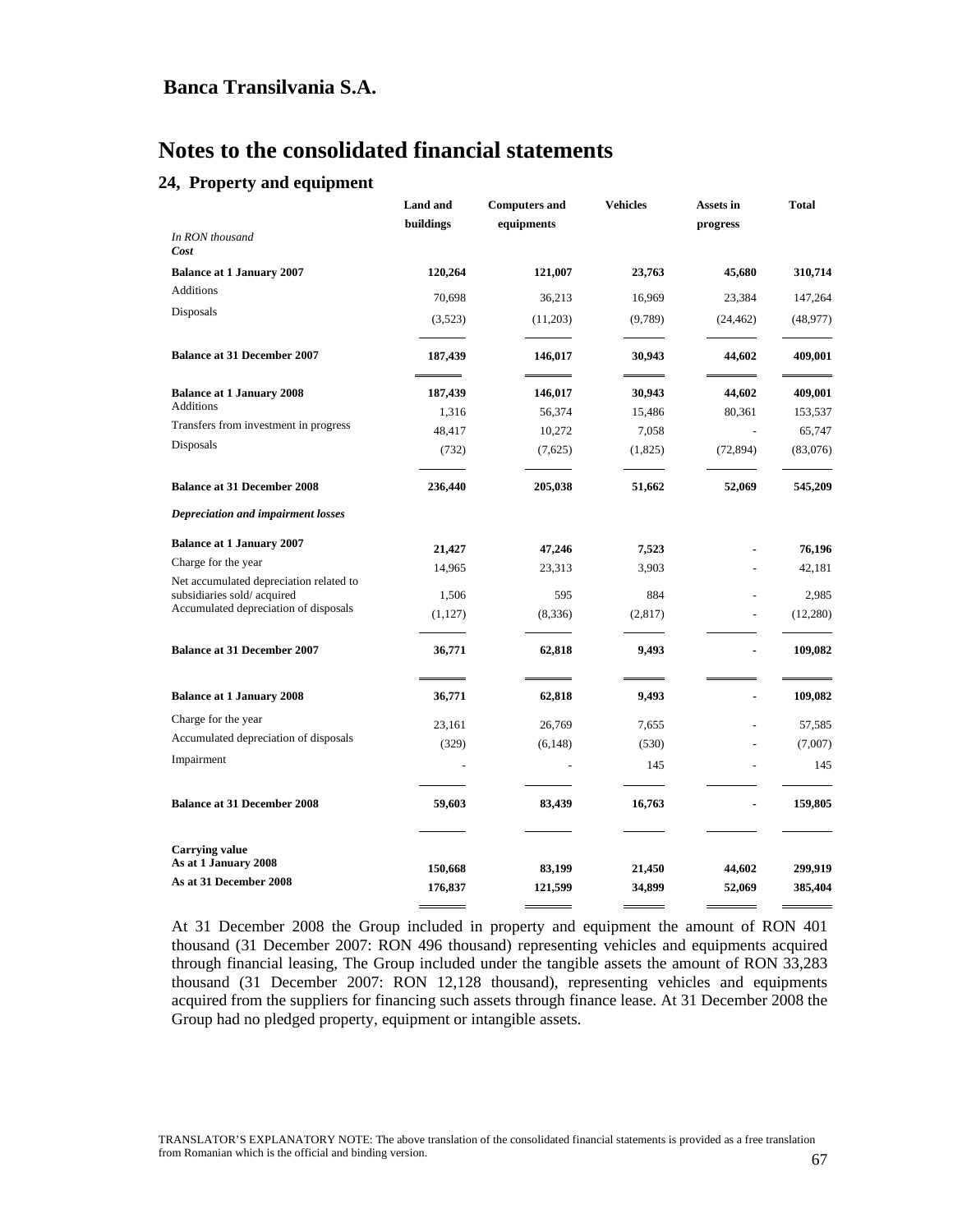## Banca Transilvania S.A.

# Notes to the consolidated financial statements

## 24, Property and equipment

| *In RON thousand* | Land and buildings | Computers and equipments | Vehicles | Assets in progress | Total |
|---|---|---|---|---|---|
| ***Cost*** | | | | | |
| **Balance at 1 January 2007** | **120,264** | **121,007** | **23,763** | **45,680** | **310,714** |
| Additions | 70,698 | 36,213 | 16,969 | 23,384 | 147,264 |
| Disposals | (3,523) | (11,203) | (9,789) | (24,462) | (48,977) |
| **Balance at 31 December 2007** | **187,439** | **146,017** | **30,943** | **44,602** | **409,001** |
| **Balance at 1 January 2008** | **187,439** | **146,017** | **30,943** | **44,602** | **409,001** |
| Additions | 1,316 | 56,374 | 15,486 | 80,361 | 153,537 |
| Transfers from investment in progress | 48,417 | 10,272 | 7,058 | - | 65,747 |
| Disposals | (732) | (7,625) | (1,825) | (72,894) | (83,076) |
| **Balance at 31 December 2008** | **236,440** | **205,038** | **51,662** | **52,069** | **545,209** |
| ***Depreciation and impairment losses*** | | | | | |
| **Balance at 1 January 2007** | **21,427** | **47,246** | **7,523** | **-** | **76,196** |
| Charge for the year | 14,965 | 23,313 | 3,903 | - | 42,181 |
| Net accumulated depreciation related to subsidiaries sold/ acquired | 1,506 | 595 | 884 | - | 2,985 |
| Accumulated depreciation of disposals | (1,127) | (8,336) | (2,817) | - | (12,280) |
| **Balance at 31 December 2007** | **36,771** | **62,818** | **9,493** | **-** | **109,082** |
| **Balance at 1 January 2008** | **36,771** | **62,818** | **9,493** | **-** | **109,082** |
| Charge for the year | 23,161 | 26,769 | 7,655 | - | 57,585 |
| Accumulated depreciation of disposals | (329) | (6,148) | (530) | - | (7,007) |
| Impairment | - | - | 145 | - | 145 |
| **Balance at 31 December 2008** | **59,603** | **83,439** | **16,763** | **-** | **159,805** |
| **Carrying value** | | | | | |
| **As at 1 January 2008** | **150,668** | **83,199** | **21,450** | **44,602** | **299,919** |
| **As at 31 December 2008** | **176,837** | **121,599** | **34,899** | **52,069** | **385,404** |

At 31 December 2008 the Group included in property and equipment the amount of RON 401 thousand (31 December 2007: RON 496 thousand) representing vehicles and equipments acquired through financial leasing, The Group included under the tangible assets the amount of RON 33,283 thousand (31 December 2007: RON 12,128 thousand), representing vehicles and equipments acquired from the suppliers for financing such assets through finance lease. At 31 December 2008 the Group had no pledged property, equipment or intangible assets.

TRANSLATOR'S EXPLANATORY NOTE: The above translation of the consolidated financial statements is provided as a free translation from Romanian which is the official and binding version.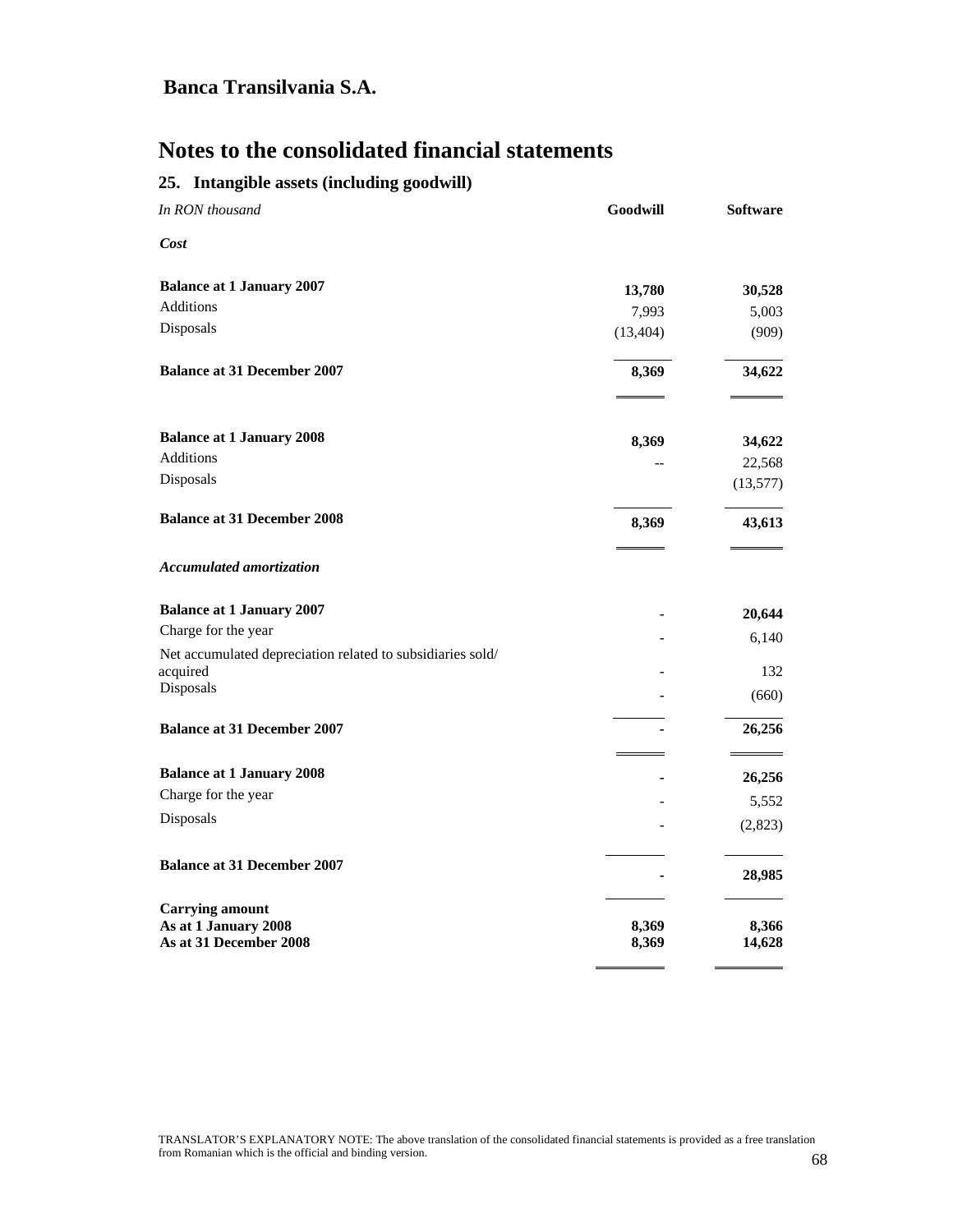**Banca Transilvania S.A.**

# Notes to the consolidated financial statements

## 25. Intangible assets (including goodwill)

| *In RON thousand* | **Goodwill** | **Software** |
|---|---|---|
| ***Cost*** | | |
| **Balance at 1 January 2007** | **13,780** | **30,528** |
| Additions | 7,993 | 5,003 |
| Disposals | (13,404) | (909) |
| **Balance at 31 December 2007** | **8,369** | **34,622** |
| **Balance at 1 January 2008** | **8,369** | **34,622** |
| Additions | -- | 22,568 |
| Disposals | | (13,577) |
| **Balance at 31 December 2008** | **8,369** | **43,613** |
| ***Accumulated amortization*** | | |
| **Balance at 1 January 2007** | - | **20,644** |
| Charge for the year | - | 6,140 |
| Net accumulated depreciation related to subsidiaries sold/ acquired | - | 132 |
| Disposals | - | (660) |
| **Balance at 31 December 2007** | **-** | **26,256** |
| **Balance at 1 January 2008** | **-** | **26,256** |
| Charge for the year | - | 5,552 |
| Disposals | - | (2,823) |
| **Balance at 31 December 2007** | **-** | **28,985** |
| **Carrying amount** | | |
| **As at 1 January 2008** | **8,369** | **8,366** |
| **As at 31 December 2008** | **8,369** | **14,628** |

TRANSLATOR'S EXPLANATORY NOTE: The above translation of the consolidated financial statements is provided as a free translation from Romanian which is the official and binding version.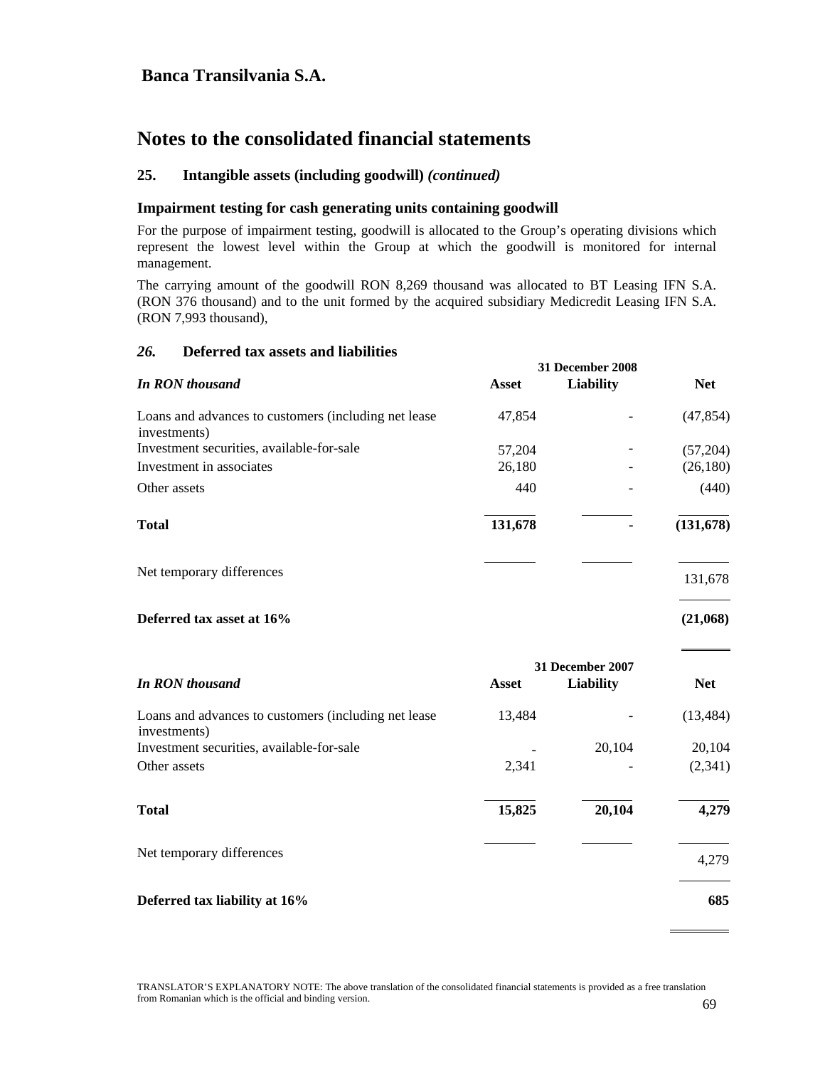# Banca Transilvania S.A.

## Notes to the consolidated financial statements

### 25. Intangible assets (including goodwill) *(continued)*

#### Impairment testing for cash generating units containing goodwill

For the purpose of impairment testing, goodwill is allocated to the Group's operating divisions which represent the lowest level within the Group at which the goodwill is monitored for internal management.

The carrying amount of the goodwill RON 8,269 thousand was allocated to BT Leasing IFN S.A. (RON 376 thousand) and to the unit formed by the acquired subsidiary Medicredit Leasing IFN S.A. (RON 7,993 thousand),

### *26.* Deferred tax assets and liabilities

| *In RON thousand* | 31 December 2008 | | |
|---|---|---|---|
| | **Asset** | **Liability** | **Net** |
| Loans and advances to customers (including net lease investments) | 47,854 | - | (47,854) |
| Investment securities, available-for-sale | 57,204 | - | (57,204) |
| Investment in associates | 26,180 | - | (26,180) |
| Other assets | 440 | - | (440) |
| **Total** | **131,678** | **-** | **(131,678)** |
| Net temporary differences | | | 131,678 |
| **Deferred tax asset at 16%** | | | **(21,068)** |

| *In RON thousand* | 31 December 2007 | | |
|---|---|---|---|
| | **Asset** | **Liability** | **Net** |
| Loans and advances to customers (including net lease investments) | 13,484 | - | (13,484) |
| Investment securities, available-for-sale | - | 20,104 | 20,104 |
| Other assets | 2,341 | - | (2,341) |
| **Total** | **15,825** | **20,104** | **4,279** |
| Net temporary differences | | | 4,279 |
| **Deferred tax liability at 16%** | | | **685** |

TRANSLATOR'S EXPLANATORY NOTE: The above translation of the consolidated financial statements is provided as a free translation from Romanian which is the official and binding version.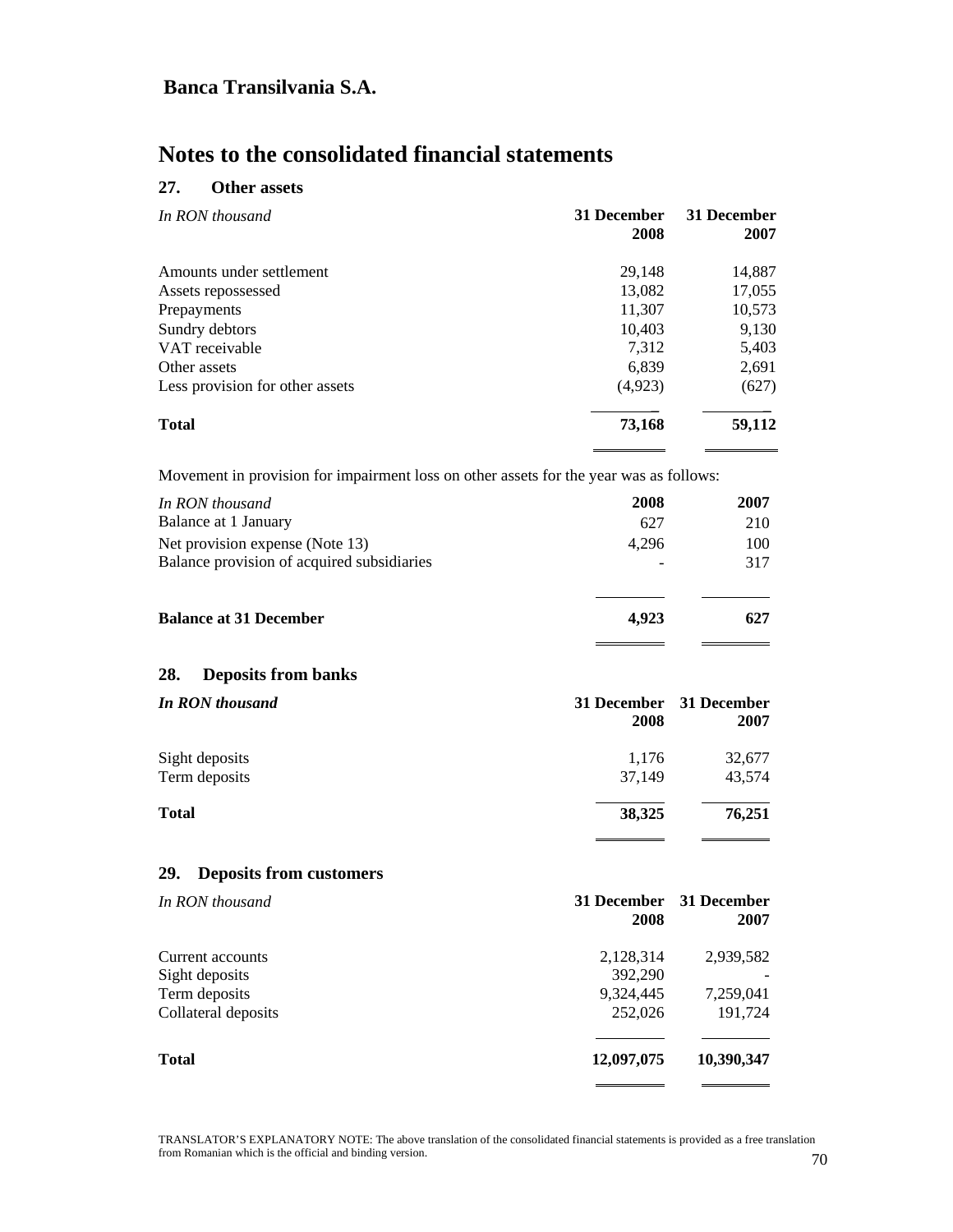# Banca Transilvania S.A.

# Notes to the consolidated financial statements

## 27. Other assets

| *In RON thousand* | 31 December 2008 | 31 December 2007 |
|---|---|---|
| Amounts under settlement | 29,148 | 14,887 |
| Assets repossessed | 13,082 | 17,055 |
| Prepayments | 11,307 | 10,573 |
| Sundry debtors | 10,403 | 9,130 |
| VAT receivable | 7,312 | 5,403 |
| Other assets | 6,839 | 2,691 |
| Less provision for other assets | (4,923) | (627) |
| **Total** | **73,168** | **59,112** |

Movement in provision for impairment loss on other assets for the year was as follows:

| *In RON thousand* | 2008 | 2007 |
|---|---|---|
| Balance at 1 January | 627 | 210 |
| Net provision expense (Note 13) | 4,296 | 100 |
| Balance provision of acquired subsidiaries | - | 317 |
| **Balance at 31 December** | **4,923** | **627** |

## 28. Deposits from banks

| ***In RON thousand*** | 31 December 2008 | 31 December 2007 |
|---|---|---|
| Sight deposits | 1,176 | 32,677 |
| Term deposits | 37,149 | 43,574 |
| **Total** | **38,325** | **76,251** |

## 29. Deposits from customers

| *In RON thousand* | 31 December 2008 | 31 December 2007 |
|---|---|---|
| Current accounts | 2,128,314 | 2,939,582 |
| Sight deposits | 392,290 | - |
| Term deposits | 9,324,445 | 7,259,041 |
| Collateral deposits | 252,026 | 191,724 |
| **Total** | **12,097,075** | **10,390,347** |

TRANSLATOR'S EXPLANATORY NOTE: The above translation of the consolidated financial statements is provided as a free translation from Romanian which is the official and binding version.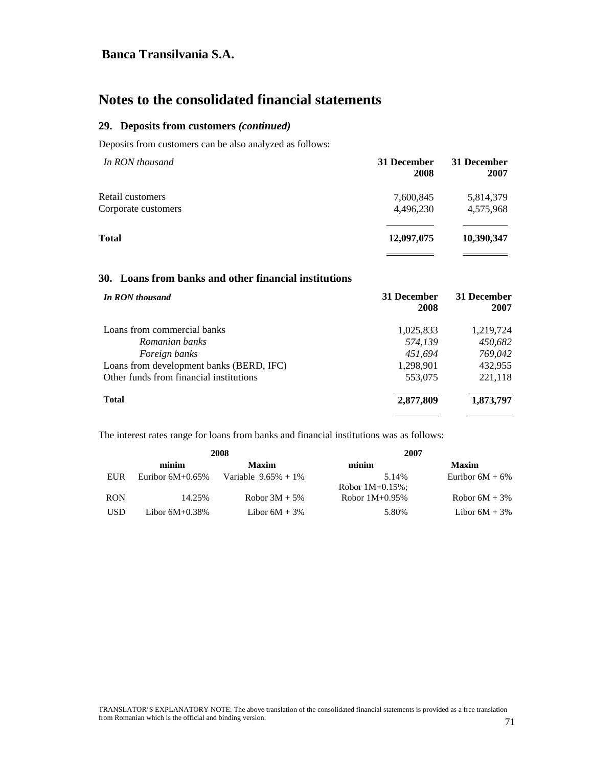## Banca Transilvania S.A.

# Notes to the consolidated financial statements

### 29. Deposits from customers *(continued)*

Deposits from customers can be also analyzed as follows:

| *In RON thousand* | 31 December 2008 | 31 December 2007 |
|---|---|---|
| Retail customers | 7,600,845 | 5,814,379 |
| Corporate customers | 4,496,230 | 4,575,968 |
| **Total** | **12,097,075** | **10,390,347** |

### 30. Loans from banks and other financial institutions

| ***In RON thousand*** | 31 December 2008 | 31 December 2007 |
|---|---|---|
| Loans from commercial banks | 1,025,833 | 1,219,724 |
| *Romanian banks* | *574,139* | *450,682* |
| *Foreign banks* | *451,694* | *769,042* |
| Loans from development banks (BERD, IFC) | 1,298,901 | 432,955 |
| Other funds from financial institutions | 553,075 | 221,118 |
| **Total** | **2,877,809** | **1,873,797** |

The interest rates range for loans from banks and financial institutions was as follows:

| | 2008 | | 2007 | |
|---|---|---|---|---|
| | minim | Maxim | minim | Maxim |
| EUR | Euribor 6M+0.65% | Variable 9.65% + 1% | 5.14% | Euribor 6M + 6% |
| RON | 14.25% | Robor 3M + 5% | Robor 1M+0.15%; Robor 1M+0.95% | Robor 6M + 3% |
| USD | Libor 6M+0.38% | Libor 6M + 3% | 5.80% | Libor 6M + 3% |

TRANSLATOR'S EXPLANATORY NOTE: The above translation of the consolidated financial statements is provided as a free translation from Romanian which is the official and binding version.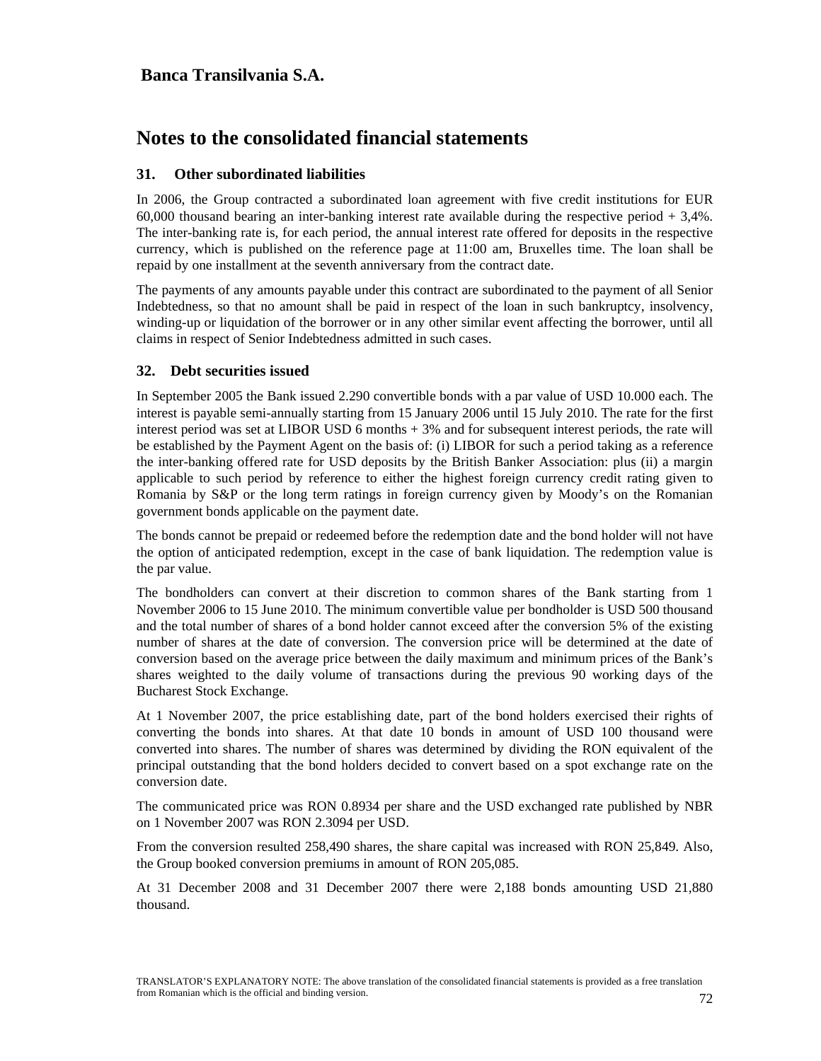**Banca Transilvania S.A.**

# Notes to the consolidated financial statements

## 31. Other subordinated liabilities

In 2006, the Group contracted a subordinated loan agreement with five credit institutions for EUR 60,000 thousand bearing an inter-banking interest rate available during the respective period + 3,4%. The inter-banking rate is, for each period, the annual interest rate offered for deposits in the respective currency, which is published on the reference page at 11:00 am, Bruxelles time. The loan shall be repaid by one installment at the seventh anniversary from the contract date.

The payments of any amounts payable under this contract are subordinated to the payment of all Senior Indebtedness, so that no amount shall be paid in respect of the loan in such bankruptcy, insolvency, winding-up or liquidation of the borrower or in any other similar event affecting the borrower, until all claims in respect of Senior Indebtedness admitted in such cases.

## 32. Debt securities issued

In September 2005 the Bank issued 2.290 convertible bonds with a par value of USD 10.000 each. The interest is payable semi-annually starting from 15 January 2006 until 15 July 2010. The rate for the first interest period was set at LIBOR USD 6 months + 3% and for subsequent interest periods, the rate will be established by the Payment Agent on the basis of: (i) LIBOR for such a period taking as a reference the inter-banking offered rate for USD deposits by the British Banker Association: plus (ii) a margin applicable to such period by reference to either the highest foreign currency credit rating given to Romania by S&P or the long term ratings in foreign currency given by Moody's on the Romanian government bonds applicable on the payment date.

The bonds cannot be prepaid or redeemed before the redemption date and the bond holder will not have the option of anticipated redemption, except in the case of bank liquidation. The redemption value is the par value.

The bondholders can convert at their discretion to common shares of the Bank starting from 1 November 2006 to 15 June 2010. The minimum convertible value per bondholder is USD 500 thousand and the total number of shares of a bond holder cannot exceed after the conversion 5% of the existing number of shares at the date of conversion. The conversion price will be determined at the date of conversion based on the average price between the daily maximum and minimum prices of the Bank's shares weighted to the daily volume of transactions during the previous 90 working days of the Bucharest Stock Exchange.

At 1 November 2007, the price establishing date, part of the bond holders exercised their rights of converting the bonds into shares. At that date 10 bonds in amount of USD 100 thousand were converted into shares. The number of shares was determined by dividing the RON equivalent of the principal outstanding that the bond holders decided to convert based on a spot exchange rate on the conversion date.

The communicated price was RON 0.8934 per share and the USD exchanged rate published by NBR on 1 November 2007 was RON 2.3094 per USD.

From the conversion resulted 258,490 shares, the share capital was increased with RON 25,849. Also, the Group booked conversion premiums in amount of RON 205,085.

At 31 December 2008 and 31 December 2007 there were 2,188 bonds amounting USD 21,880 thousand.

TRANSLATOR'S EXPLANATORY NOTE: The above translation of the consolidated financial statements is provided as a free translation from Romanian which is the official and binding version.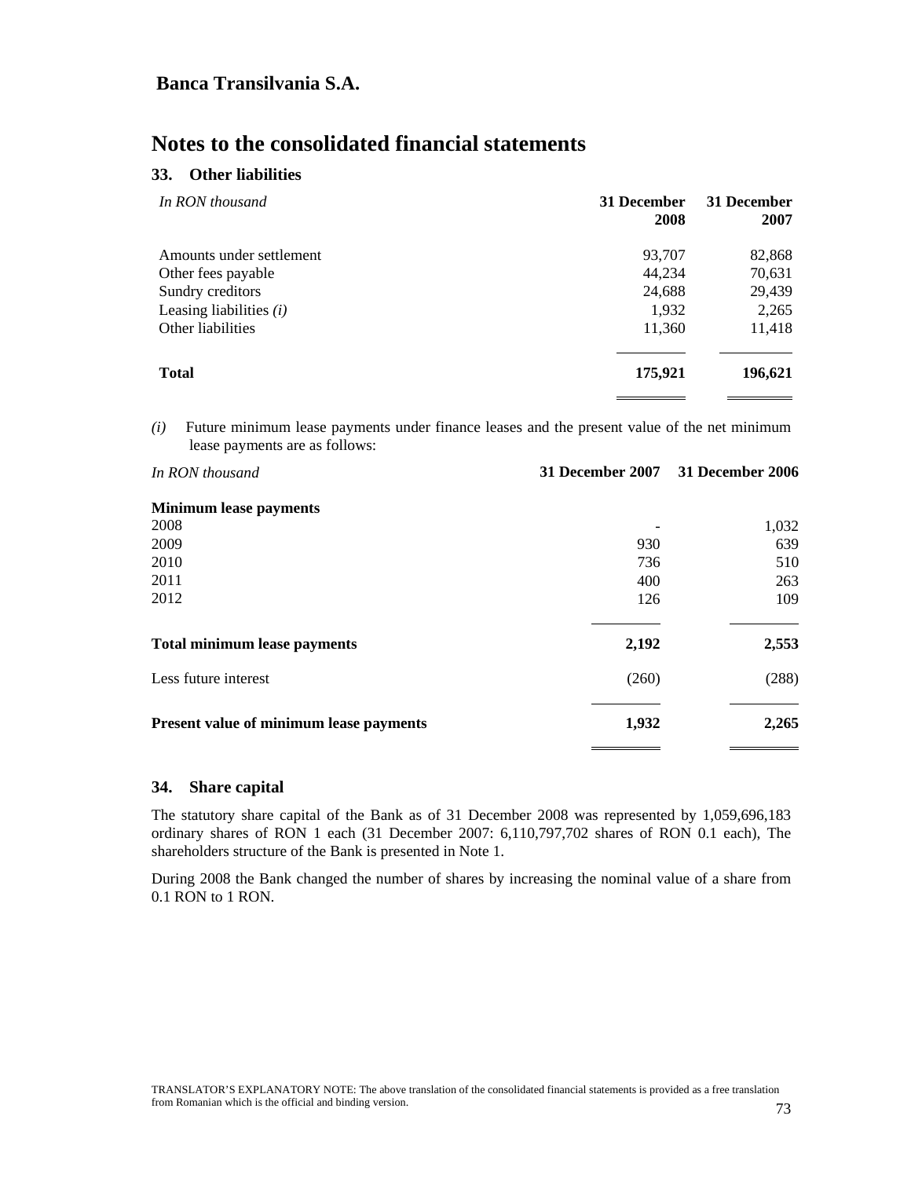## Banca Transilvania S.A.

# Notes to the consolidated financial statements

### 33. Other liabilities

| *In RON thousand* | 31 December 2008 | 31 December 2007 |
|---|---|---|
| Amounts under settlement | 93,707 | 82,868 |
| Other fees payable | 44,234 | 70,631 |
| Sundry creditors | 24,688 | 29,439 |
| Leasing liabilities *(i)* | 1,932 | 2,265 |
| Other liabilities | 11,360 | 11,418 |
| **Total** | **175,921** | **196,621** |

*(i)* Future minimum lease payments under finance leases and the present value of the net minimum lease payments are as follows:

| *In RON thousand* | 31 December 2007 | 31 December 2006 |
|---|---|---|
| **Minimum lease payments** | | |
| 2008 | - | 1,032 |
| 2009 | 930 | 639 |
| 2010 | 736 | 510 |
| 2011 | 400 | 263 |
| 2012 | 126 | 109 |
| **Total minimum lease payments** | **2,192** | **2,553** |
| Less future interest | (260) | (288) |
| **Present value of minimum lease payments** | **1,932** | **2,265** |

### 34. Share capital

The statutory share capital of the Bank as of 31 December 2008 was represented by 1,059,696,183 ordinary shares of RON 1 each (31 December 2007: 6,110,797,702 shares of RON 0.1 each), The shareholders structure of the Bank is presented in Note 1.

During 2008 the Bank changed the number of shares by increasing the nominal value of a share from 0.1 RON to 1 RON.

TRANSLATOR'S EXPLANATORY NOTE: The above translation of the consolidated financial statements is provided as a free translation from Romanian which is the official and binding version.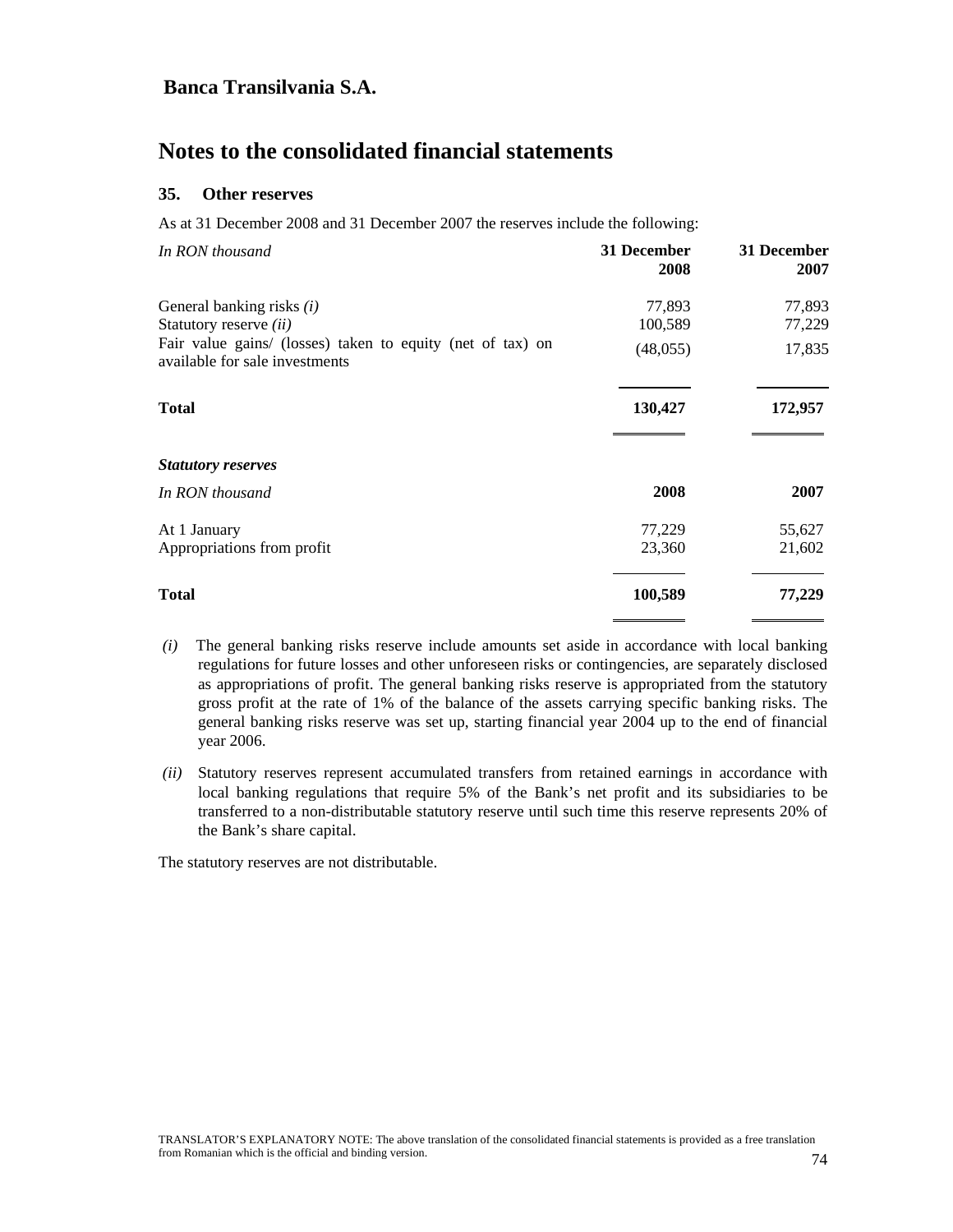## Banca Transilvania S.A.

# Notes to the consolidated financial statements

### 35. Other reserves

As at 31 December 2008 and 31 December 2007 the reserves include the following:

| *In RON thousand* | 31 December 2008 | 31 December 2007 |
|---|---|---|
| General banking risks *(i)* | 77,893 | 77,893 |
| Statutory reserve *(ii)* | 100,589 | 77,229 |
| Fair value gains/ (losses) taken to equity (net of tax) on available for sale investments | (48,055) | 17,835 |
| **Total** | **130,427** | **172,957** |

***Statutory reserves***

| *In RON thousand* | 2008 | 2007 |
|---|---|---|
| At 1 January | 77,229 | 55,627 |
| Appropriations from profit | 23,360 | 21,602 |
| **Total** | **100,589** | **77,229** |

*(i)* The general banking risks reserve include amounts set aside in accordance with local banking regulations for future losses and other unforeseen risks or contingencies, are separately disclosed as appropriations of profit. The general banking risks reserve is appropriated from the statutory gross profit at the rate of 1% of the balance of the assets carrying specific banking risks. The general banking risks reserve was set up, starting financial year 2004 up to the end of financial year 2006.

*(ii)* Statutory reserves represent accumulated transfers from retained earnings in accordance with local banking regulations that require 5% of the Bank's net profit and its subsidiaries to be transferred to a non-distributable statutory reserve until such time this reserve represents 20% of the Bank's share capital.

The statutory reserves are not distributable.

TRANSLATOR'S EXPLANATORY NOTE: The above translation of the consolidated financial statements is provided as a free translation from Romanian which is the official and binding version.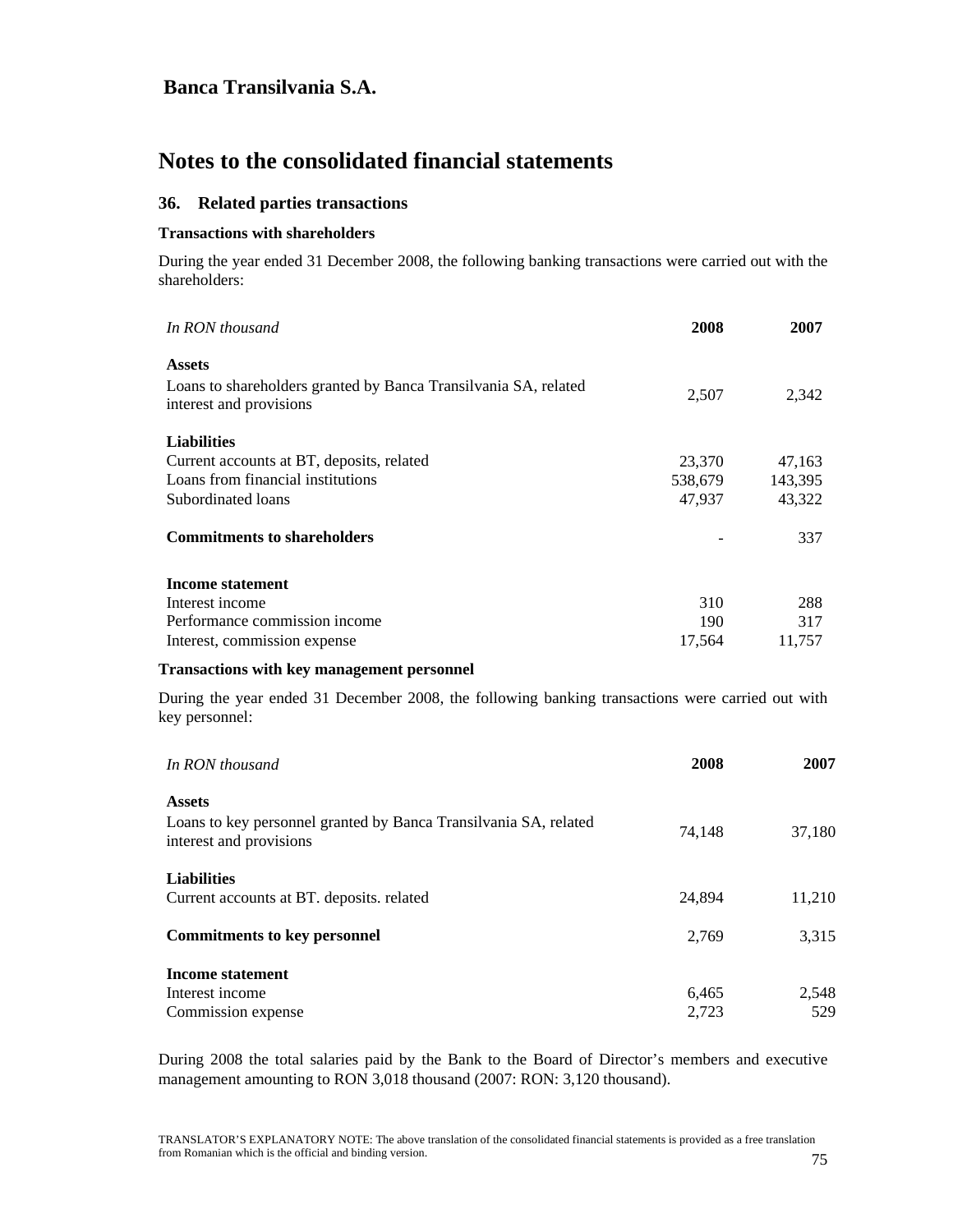**Banca Transilvania S.A.**

# Notes to the consolidated financial statements

## 36. Related parties transactions

### Transactions with shareholders

During the year ended 31 December 2008, the following banking transactions were carried out with the shareholders:

| *In RON thousand* | **2008** | **2007** |
|---|---|---|
| **Assets** | | |
| Loans to shareholders granted by Banca Transilvania SA, related interest and provisions | 2,507 | 2,342 |
| **Liabilities** | | |
| Current accounts at BT, deposits, related | 23,370 | 47,163 |
| Loans from financial institutions | 538,679 | 143,395 |
| Subordinated loans | 47,937 | 43,322 |
| **Commitments to shareholders** | - | 337 |
| **Income statement** | | |
| Interest income | 310 | 288 |
| Performance commission income | 190 | 317 |
| Interest, commission expense | 17,564 | 11,757 |

### Transactions with key management personnel

During the year ended 31 December 2008, the following banking transactions were carried out with key personnel:

| *In RON thousand* | **2008** | **2007** |
|---|---|---|
| **Assets** | | |
| Loans to key personnel granted by Banca Transilvania SA, related interest and provisions | 74,148 | 37,180 |
| **Liabilities** | | |
| Current accounts at BT. deposits. related | 24,894 | 11,210 |
| **Commitments to key personnel** | 2,769 | 3,315 |
| **Income statement** | | |
| Interest income | 6,465 | 2,548 |
| Commission expense | 2,723 | 529 |

During 2008 the total salaries paid by the Bank to the Board of Director's members and executive management amounting to RON 3,018 thousand (2007: RON: 3,120 thousand).

TRANSLATOR'S EXPLANATORY NOTE: The above translation of the consolidated financial statements is provided as a free translation from Romanian which is the official and binding version.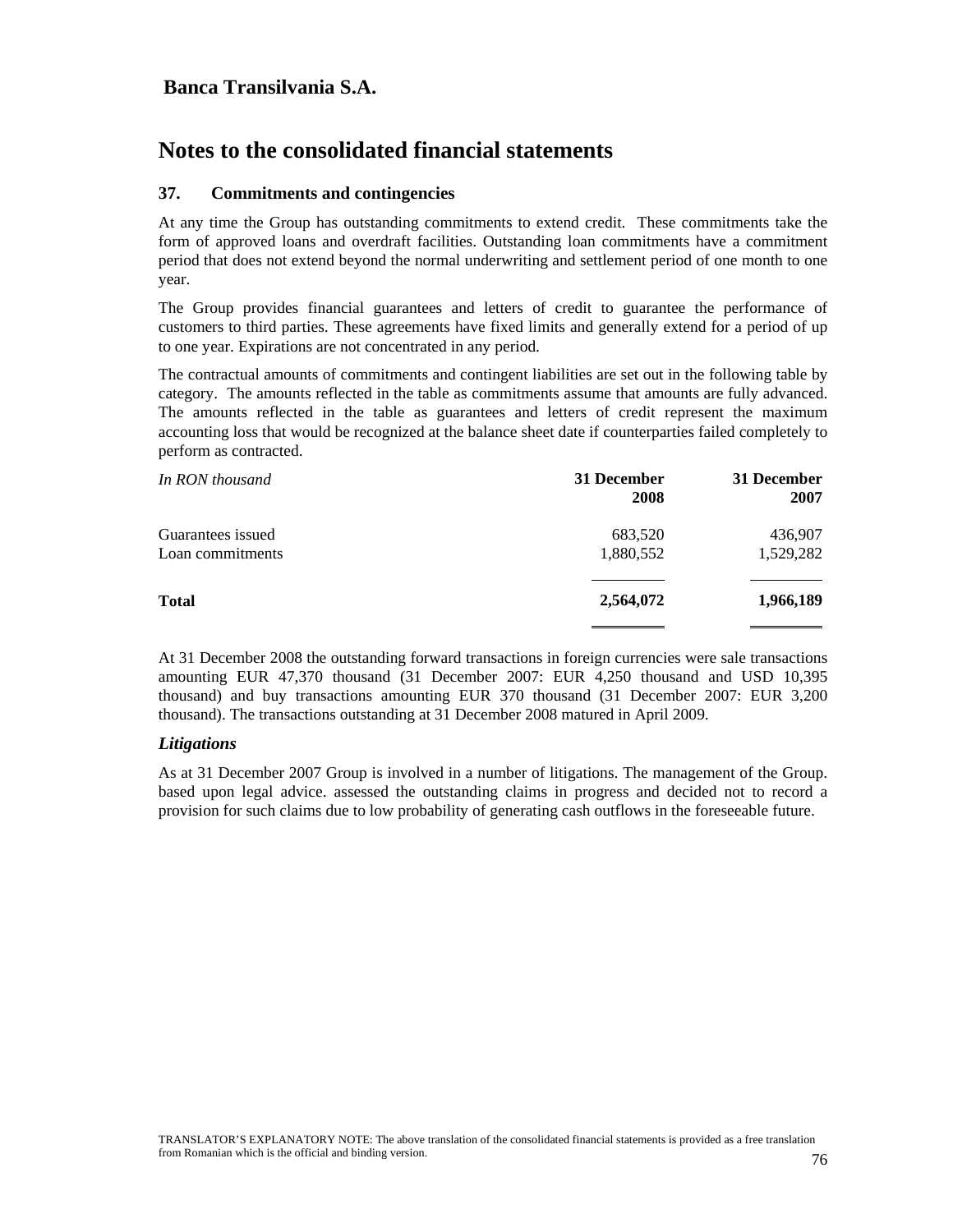# Banca Transilvania S.A.

# Notes to the consolidated financial statements

### 37. Commitments and contingencies

At any time the Group has outstanding commitments to extend credit. These commitments take the form of approved loans and overdraft facilities. Outstanding loan commitments have a commitment period that does not extend beyond the normal underwriting and settlement period of one month to one year.

The Group provides financial guarantees and letters of credit to guarantee the performance of customers to third parties. These agreements have fixed limits and generally extend for a period of up to one year. Expirations are not concentrated in any period.

The contractual amounts of commitments and contingent liabilities are set out in the following table by category. The amounts reflected in the table as commitments assume that amounts are fully advanced. The amounts reflected in the table as guarantees and letters of credit represent the maximum accounting loss that would be recognized at the balance sheet date if counterparties failed completely to perform as contracted.

| *In RON thousand* | **31 December 2008** | **31 December 2007** |
|---|---|---|
| Guarantees issued | 683,520 | 436,907 |
| Loan commitments | 1,880,552 | 1,529,282 |
| **Total** | **2,564,072** | **1,966,189** |

At 31 December 2008 the outstanding forward transactions in foreign currencies were sale transactions amounting EUR 47,370 thousand (31 December 2007: EUR 4,250 thousand and USD 10,395 thousand) and buy transactions amounting EUR 370 thousand (31 December 2007: EUR 3,200 thousand). The transactions outstanding at 31 December 2008 matured in April 2009.

### *Litigations*

As at 31 December 2007 Group is involved in a number of litigations. The management of the Group. based upon legal advice. assessed the outstanding claims in progress and decided not to record a provision for such claims due to low probability of generating cash outflows in the foreseeable future.

TRANSLATOR'S EXPLANATORY NOTE: The above translation of the consolidated financial statements is provided as a free translation from Romanian which is the official and binding version.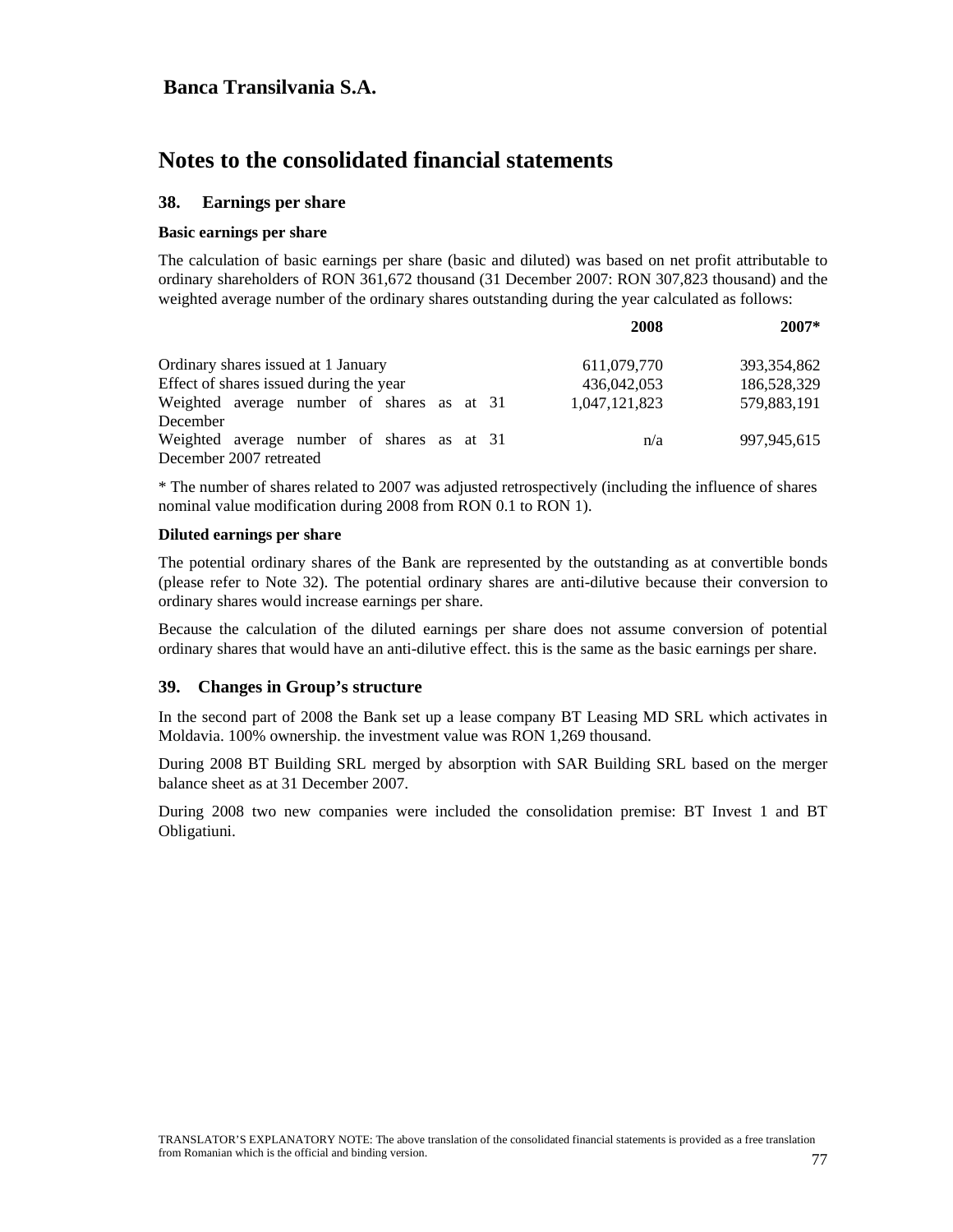**Banca Transilvania S.A.**

# Notes to the consolidated financial statements

## 38. Earnings per share

**Basic earnings per share**

The calculation of basic earnings per share (basic and diluted) was based on net profit attributable to ordinary shareholders of RON 361,672 thousand (31 December 2007: RON 307,823 thousand) and the weighted average number of the ordinary shares outstanding during the year calculated as follows:

| | 2008 | 2007* |
|---|---|---|
| Ordinary shares issued at 1 January | 611,079,770 | 393,354,862 |
| Effect of shares issued during the year | 436,042,053 | 186,528,329 |
| Weighted average number of shares as at 31 December | 1,047,121,823 | 579,883,191 |
| Weighted average number of shares as at 31 December 2007 retreated | n/a | 997,945,615 |

* The number of shares related to 2007 was adjusted retrospectively (including the influence of shares nominal value modification during 2008 from RON 0.1 to RON 1).

**Diluted earnings per share**

The potential ordinary shares of the Bank are represented by the outstanding as at convertible bonds (please refer to Note 32). The potential ordinary shares are anti-dilutive because their conversion to ordinary shares would increase earnings per share.

Because the calculation of the diluted earnings per share does not assume conversion of potential ordinary shares that would have an anti-dilutive effect. this is the same as the basic earnings per share.

## 39. Changes in Group's structure

In the second part of 2008 the Bank set up a lease company BT Leasing MD SRL which activates in Moldavia. 100% ownership. the investment value was RON 1,269 thousand.

During 2008 BT Building SRL merged by absorption with SAR Building SRL based on the merger balance sheet as at 31 December 2007.

During 2008 two new companies were included the consolidation premise: BT Invest 1 and BT Obligatiuni.

TRANSLATOR'S EXPLANATORY NOTE: The above translation of the consolidated financial statements is provided as a free translation from Romanian which is the official and binding version.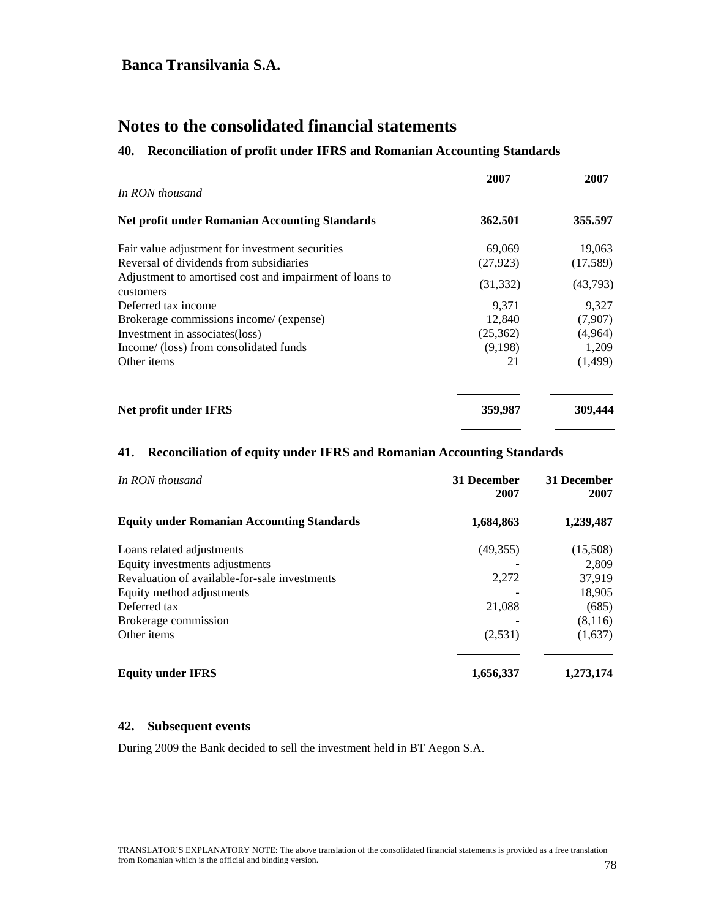# Banca Transilvania S.A.

# Notes to the consolidated financial statements

## 40. Reconciliation of profit under IFRS and Romanian Accounting Standards

| *In RON thousand* | 2007 | 2007 |
|---|---|---|
| **Net profit under Romanian Accounting Standards** | **362.501** | **355.597** |
| Fair value adjustment for investment securities | 69,069 | 19,063 |
| Reversal of dividends from subsidiaries | (27,923) | (17,589) |
| Adjustment to amortised cost and impairment of loans to customers | (31,332) | (43,793) |
| Deferred tax income | 9,371 | 9,327 |
| Brokerage commissions income/ (expense) | 12,840 | (7,907) |
| Investment in associates(loss) | (25,362) | (4,964) |
| Income/ (loss) from consolidated funds | (9,198) | 1,209 |
| Other items | 21 | (1,499) |
| **Net profit under IFRS** | **359,987** | **309,444** |

## 41. Reconciliation of equity under IFRS and Romanian Accounting Standards

| *In RON thousand* | 31 December 2007 | 31 December 2007 |
|---|---|---|
| **Equity under Romanian Accounting Standards** | **1,684,863** | **1,239,487** |
| Loans related adjustments | (49,355) | (15,508) |
| Equity investments adjustments | - | 2,809 |
| Revaluation of available-for-sale investments | 2,272 | 37,919 |
| Equity method adjustments | - | 18,905 |
| Deferred tax | 21,088 | (685) |
| Brokerage commission | - | (8,116) |
| Other items | (2,531) | (1,637) |
| **Equity under IFRS** | **1,656,337** | **1,273,174** |

## 42. Subsequent events

During 2009 the Bank decided to sell the investment held in BT Aegon S.A.

TRANSLATOR'S EXPLANATORY NOTE: The above translation of the consolidated financial statements is provided as a free translation from Romanian which is the official and binding version.